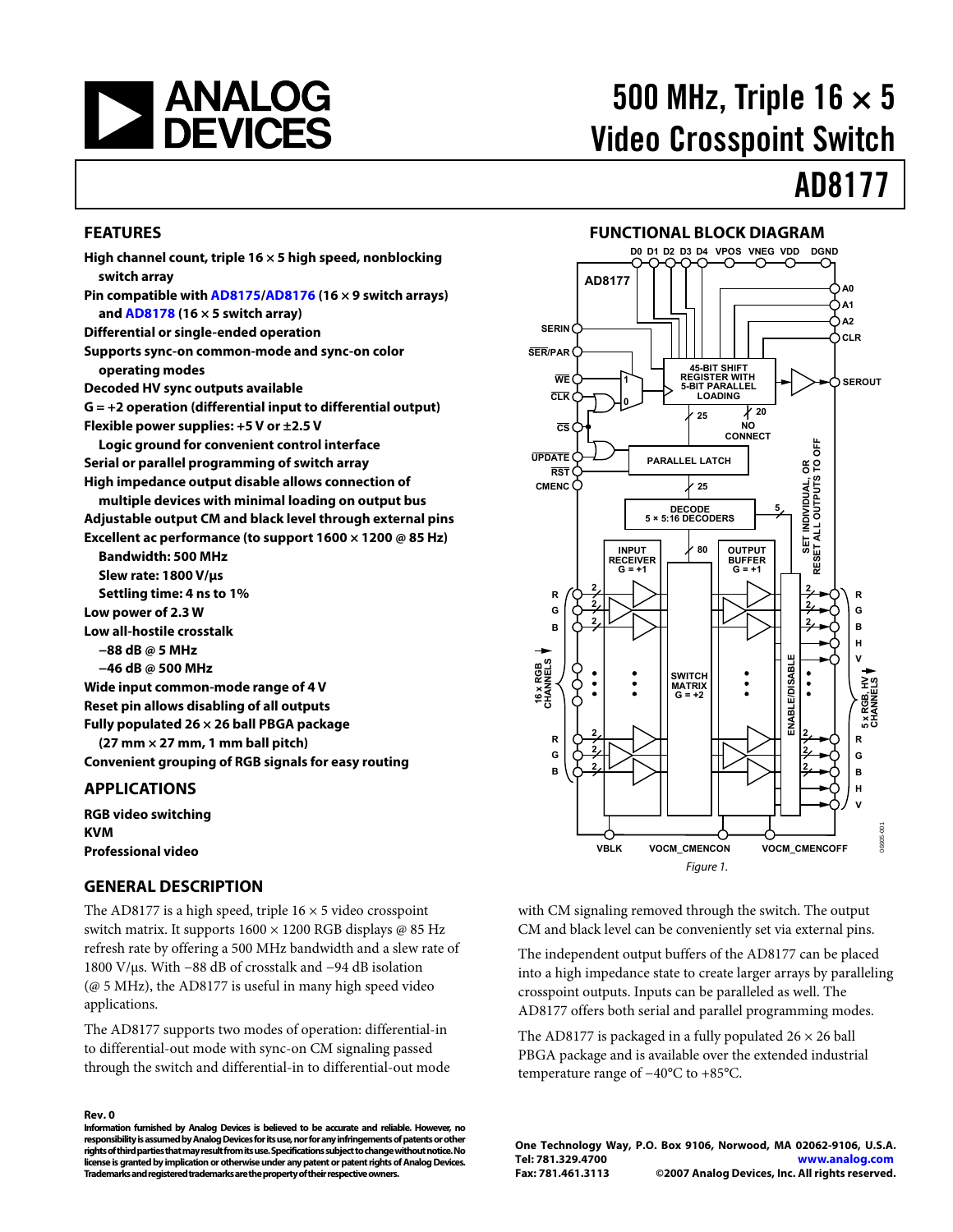# 500 MHz, Triple 16 × 5 Video Crosspoint Switch

# AD8177

## FEATURES

**High channel count, triple 16 × 5 high speed, nonblocking switch array**
**Pin compatible with AD8175/AD8176 (16 × 9 switch arrays) and AD8178 (16 × 5 switch array)**
**Differential or single-ended operation**
**Supports sync-on common-mode and sync-on color operating modes**
**Decoded HV sync outputs available**
**G = +2 operation (differential input to differential output)**
**Flexible power supplies: +5 V or ±2.5 V**
- **Logic ground for convenient control interface**

**Serial or parallel programming of switch array**
**High impedance output disable allows connection of multiple devices with minimal loading on output bus**
**Adjustable output CM and black level through external pins**
**Excellent ac performance (to support 1600 × 1200 @ 85 Hz)**
- **Bandwidth: 500 MHz**
- **Slew rate: 1800 V/μs**
- **Settling time: 4 ns to 1%**

**Low power of 2.3 W**
**Low all-hostile crosstalk**
- **−88 dB @ 5 MHz**
- **−46 dB @ 500 MHz**

**Wide input common-mode range of 4 V**
**Reset pin allows disabling of all outputs**
**Fully populated 26 × 26 ball PBGA package (27 mm × 27 mm, 1 mm ball pitch)**
**Convenient grouping of RGB signals for easy routing**

## APPLICATIONS

**RGB video switching**
**KVM**
**Professional video**

## FUNCTIONAL BLOCK DIAGRAM

D0 D1 D2 D3 D4 VPOS VNEG VDD DGND
AD8177
A0
A1
A2
CLR
SERIN
SER/PAR
WE
CLK
CS
UPDATE
RST
CMENC
45-BIT SHIFT REGISTER WITH 5-BIT PARALLEL LOADING
SEROUT
25
20
NO CONNECT
PARALLEL LATCH
25
DECODE 5 × 5:16 DECODERS
5
SET INDIVIDUAL, OR RESET ALL OUTPUTS TO OFF
INPUT RECEIVER G = +1
80
OUTPUT BUFFER G = +1
SWITCH MATRIX G = +2
ENABLE/DISABLE
16 x RGB CHANNELS
5 x RGB, HV CHANNELS
R G B H V
VBLK
VOCM_CMENCON
VOCM_CMENCOFF
06605-001

*Figure 1.*

## GENERAL DESCRIPTION

The AD8177 is a high speed, triple 16 × 5 video crosspoint switch matrix. It supports 1600 × 1200 RGB displays @ 85 Hz refresh rate by offering a 500 MHz bandwidth and a slew rate of 1800 V/μs. With −88 dB of crosstalk and −94 dB isolation (@ 5 MHz), the AD8177 is useful in many high speed video applications.

The AD8177 supports two modes of operation: differential-in to differential-out mode with sync-on CM signaling passed through the switch and differential-in to differential-out mode with CM signaling removed through the switch. The output CM and black level can be conveniently set via external pins.

The independent output buffers of the AD8177 can be placed into a high impedance state to create larger arrays by paralleling crosspoint outputs. Inputs can be paralleled as well. The AD8177 offers both serial and parallel programming modes.

The AD8177 is packaged in a fully populated 26 × 26 ball PBGA package and is available over the extended industrial temperature range of −40°C to +85°C.

**Rev. 0**

**Information furnished by Analog Devices is believed to be accurate and reliable. However, no responsibility is assumed by Analog Devices for its use, nor for any infringements of patents or other rights of third parties that may result from its use. Specifications subject to change without notice. No license is granted by implication or otherwise under any patent or patent rights of Analog Devices. Trademarks and registered trademarks are the property of their respective owners.**

**One Technology Way, P.O. Box 9106, Norwood, MA 02062-9106, U.S.A.**
**Tel: 781.329.4700 www.analog.com**
**Fax: 781.461.3113 ©2007 Analog Devices, Inc. All rights reserved.**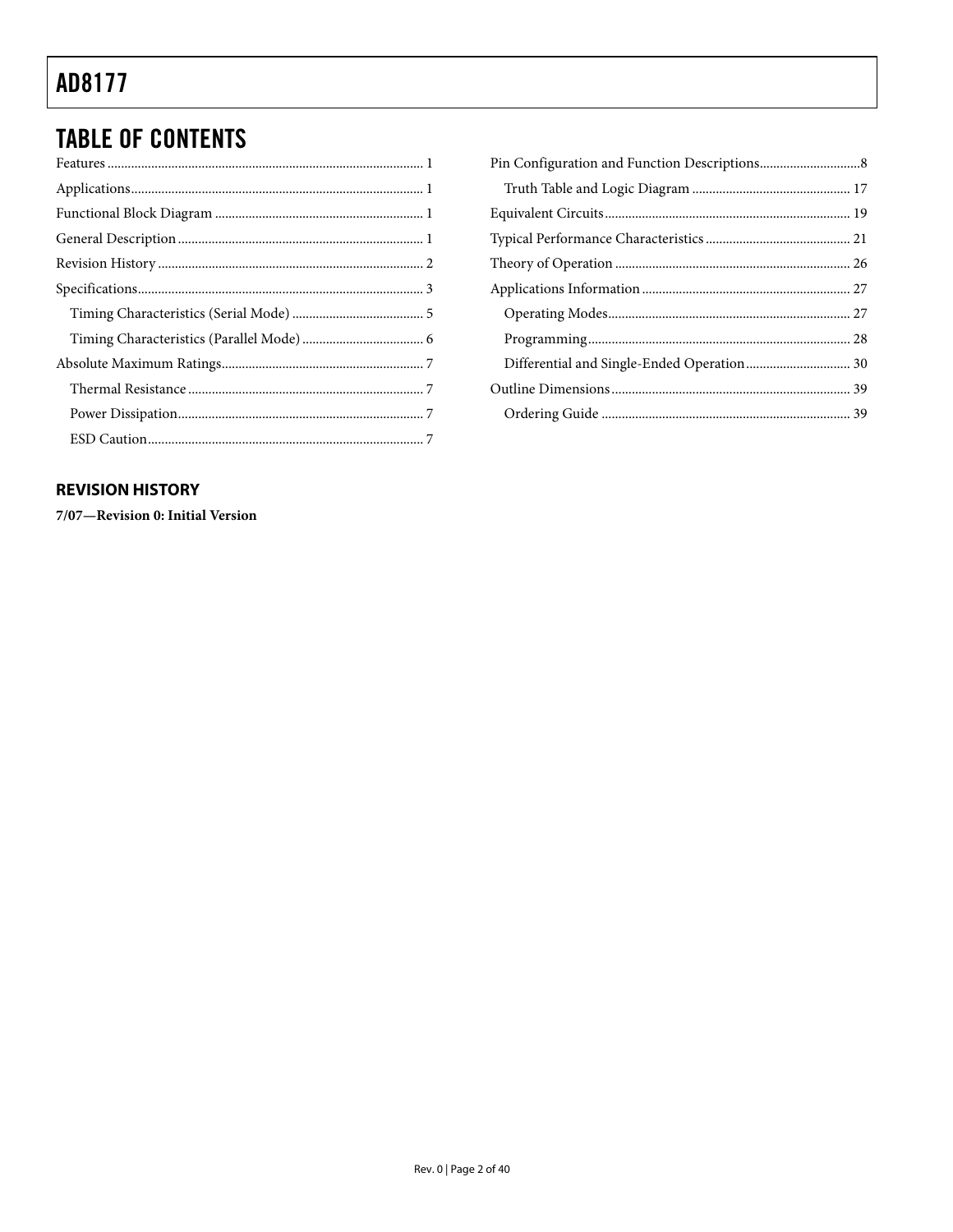## TABLE OF CONTENTS

Features ... 1
Applications ... 1
Functional Block Diagram ... 1
General Description ... 1
Revision History ... 2
Specifications ... 3
- Timing Characteristics (Serial Mode) ... 5
- Timing Characteristics (Parallel Mode) ... 6

Absolute Maximum Ratings ... 7
- Thermal Resistance ... 7
- Power Dissipation ... 7
- ESD Caution ... 7

Pin Configuration and Function Descriptions ... 8
- Truth Table and Logic Diagram ... 17

Equivalent Circuits ... 19
Typical Performance Characteristics ... 21
Theory of Operation ... 26
Applications Information ... 27
- Operating Modes ... 27
- Programming ... 28
- Differential and Single-Ended Operation ... 30

Outline Dimensions ... 39
- Ordering Guide ... 39

### REVISION HISTORY

**7/07—Revision 0: Initial Version**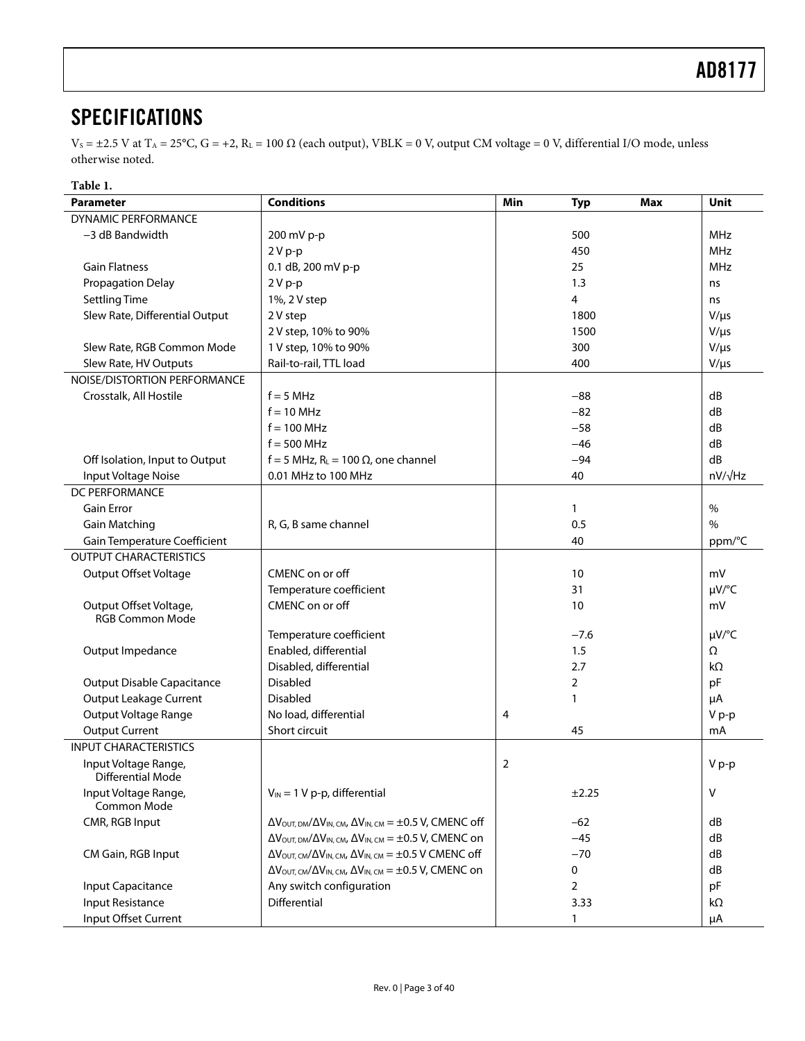# SPECIFICATIONS

$V_S = \pm 2.5$ V at $T_A = 25°C$, $G = +2$, $R_L = 100\ \Omega$ (each output), VBLK = 0 V, output CM voltage = 0 V, differential I/O mode, unless otherwise noted.

**Table 1.**

| Parameter | Conditions | Min | Typ | Max | Unit |
|---|---|---|---|---|---|
| DYNAMIC PERFORMANCE | | | | | |
| −3 dB Bandwidth | 200 mV p-p | | 500 | | MHz |
| | 2 V p-p | | 450 | | MHz |
| Gain Flatness | 0.1 dB, 200 mV p-p | | 25 | | MHz |
| Propagation Delay | 2 V p-p | | 1.3 | | ns |
| Settling Time | 1%, 2 V step | | 4 | | ns |
| Slew Rate, Differential Output | 2 V step | | 1800 | | V/μs |
| | 2 V step, 10% to 90% | | 1500 | | V/μs |
| Slew Rate, RGB Common Mode | 1 V step, 10% to 90% | | 300 | | V/μs |
| Slew Rate, HV Outputs | Rail-to-rail, TTL load | | 400 | | V/μs |
| NOISE/DISTORTION PERFORMANCE | | | | | |
| Crosstalk, All Hostile | f = 5 MHz | | −88 | | dB |
| | f = 10 MHz | | −82 | | dB |
| | f = 100 MHz | | −58 | | dB |
| | f = 500 MHz | | −46 | | dB |
| Off Isolation, Input to Output | f = 5 MHz, $R_L = 100\ \Omega$, one channel | | −94 | | dB |
| Input Voltage Noise | 0.01 MHz to 100 MHz | | 40 | | nV/√Hz |
| DC PERFORMANCE | | | | | |
| Gain Error | | | 1 | | % |
| Gain Matching | R, G, B same channel | | 0.5 | | % |
| Gain Temperature Coefficient | | | 40 | | ppm/°C |
| OUTPUT CHARACTERISTICS | | | | | |
| Output Offset Voltage | CMENC on or off | | 10 | | mV |
| | Temperature coefficient | | 31 | | μV/°C |
| Output Offset Voltage, RGB Common Mode | CMENC on or off | | 10 | | mV |
| | Temperature coefficient | | −7.6 | | μV/°C |
| Output Impedance | Enabled, differential | | 1.5 | | Ω |
| | Disabled, differential | | 2.7 | | kΩ |
| Output Disable Capacitance | Disabled | | 2 | | pF |
| Output Leakage Current | Disabled | | 1 | | μA |
| Output Voltage Range | No load, differential | 4 | | | V p-p |
| Output Current | Short circuit | | 45 | | mA |
| INPUT CHARACTERISTICS | | | | | |
| Input Voltage Range, Differential Mode | | 2 | | | V p-p |
| Input Voltage Range, Common Mode | $V_{IN}$ = 1 V p-p, differential | | ±2.25 | | V |
| CMR, RGB Input | $\Delta V_{OUT,DM}/\Delta V_{IN,CM}$, $\Delta V_{IN,CM} = \pm 0.5$ V, CMENC off | | −62 | | dB |
| | $\Delta V_{OUT,DM}/\Delta V_{IN,CM}$, $\Delta V_{IN,CM} = \pm 0.5$ V, CMENC on | | −45 | | dB |
| CM Gain, RGB Input | $\Delta V_{OUT,CM}/\Delta V_{IN,CM}$, $\Delta V_{IN,CM} = \pm 0.5$ V CMENC off | | −70 | | dB |
| | $\Delta V_{OUT,CM}/\Delta V_{IN,CM}$, $\Delta V_{IN,CM} = \pm 0.5$ V, CMENC on | | 0 | | dB |
| Input Capacitance | Any switch configuration | | 2 | | pF |
| Input Resistance | Differential | | 3.33 | | kΩ |
| Input Offset Current | | | 1 | | μA |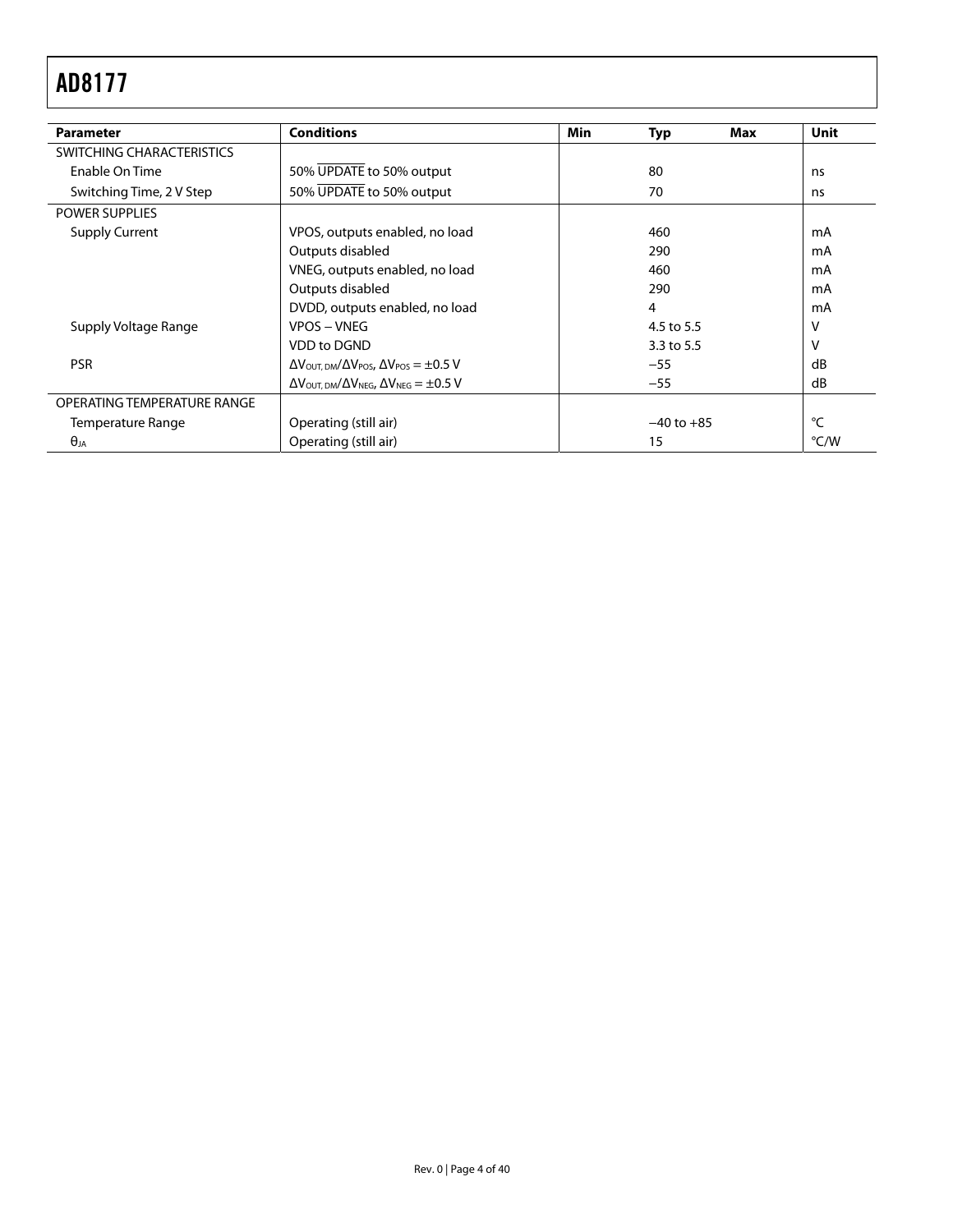| Parameter | Conditions | Min | Typ | Max | Unit |
|---|---|---|---|---|---|
| SWITCHING CHARACTERISTICS | | | | | |
| Enable On Time | 50% $\overline{\text{UPDATE}}$ to 50% output | | 80 | | ns |
| Switching Time, 2 V Step | 50% $\overline{\text{UPDATE}}$ to 50% output | | 70 | | ns |
| POWER SUPPLIES | | | | | |
| Supply Current | VPOS, outputs enabled, no load | | 460 | | mA |
| | Outputs disabled | | 290 | | mA |
| | VNEG, outputs enabled, no load | | 460 | | mA |
| | Outputs disabled | | 290 | | mA |
| | DVDD, outputs enabled, no load | | 4 | | mA |
| Supply Voltage Range | VPOS − VNEG | | 4.5 to 5.5 | | V |
| | VDD to DGND | | 3.3 to 5.5 | | V |
| PSR | $\Delta V_{OUT, DM}/\Delta V_{POS}$, $\Delta V_{POS} = \pm 0.5$ V | | −55 | | dB |
| | $\Delta V_{OUT, DM}/\Delta V_{NEG}$, $\Delta V_{NEG} = \pm 0.5$ V | | −55 | | dB |
| OPERATING TEMPERATURE RANGE | | | | | |
| Temperature Range | Operating (still air) | | −40 to +85 | | °C |
| $\theta_{JA}$ | Operating (still air) | | 15 | | °C/W |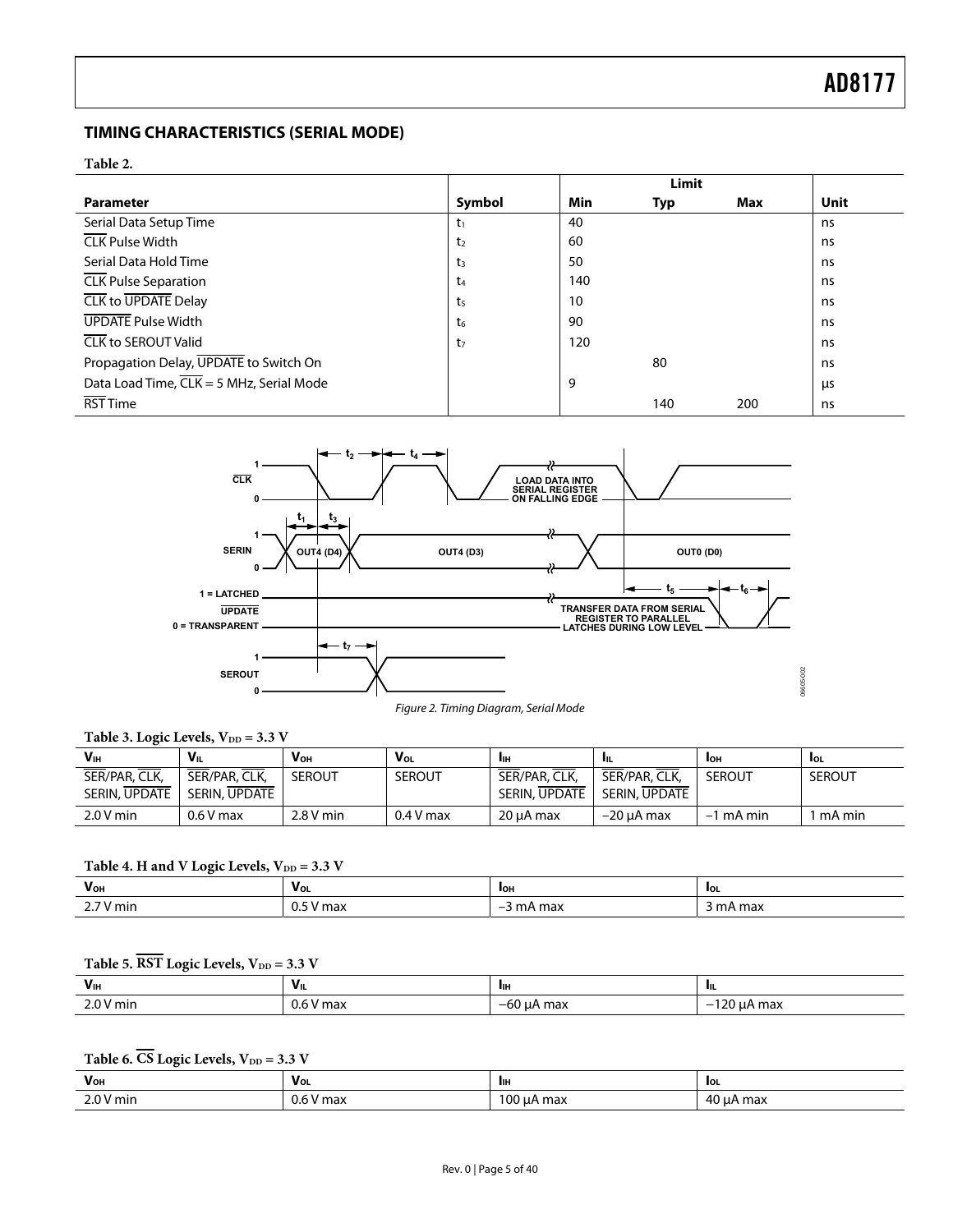## TIMING CHARACTERISTICS (SERIAL MODE)

**Table 2.**

| Parameter | Symbol | Limit | | | Unit |
|---|---|---|---|---|---|
| | | Min | Typ | Max | |
| Serial Data Setup Time | $t_1$ | 40 | | | ns |
| CLK Pulse Width | $t_2$ | 60 | | | ns |
| Serial Data Hold Time | $t_3$ | 50 | | | ns |
| CLK Pulse Separation | $t_4$ | 140 | | | ns |
| CLK to UPDATE Delay | $t_5$ | 10 | | | ns |
| UPDATE Pulse Width | $t_6$ | 90 | | | ns |
| CLK to SEROUT Valid | $t_7$ | 120 | | | ns |
| Propagation Delay, UPDATE to Switch On | | | 80 | | ns |
| Data Load Time, CLK = 5 MHz, Serial Mode | | 9 | | | µs |
| RST Time | | | 140 | 200 | ns |

*Figure 2. Timing Diagram, Serial Mode*

**Table 3. Logic Levels, $V_{DD}$ = 3.3 V**

| $V_{IH}$ | $V_{IL}$ | $V_{OH}$ | $V_{OL}$ | $I_{IH}$ | $I_{IL}$ | $I_{OH}$ | $I_{OL}$ |
|---|---|---|---|---|---|---|---|
| SER/PAR, CLK, SERIN, UPDATE | SER/PAR, CLK, SERIN, UPDATE | SEROUT | SEROUT | SER/PAR, CLK, SERIN, UPDATE | SER/PAR, CLK, SERIN, UPDATE | SEROUT | SEROUT |
| 2.0 V min | 0.6 V max | 2.8 V min | 0.4 V max | 20 µA max | −20 µA max | −1 mA min | 1 mA min |

**Table 4. H and V Logic Levels, $V_{DD}$ = 3.3 V**

| $V_{OH}$ | $V_{OL}$ | $I_{OH}$ | $I_{OL}$ |
|---|---|---|---|
| 2.7 V min | 0.5 V max | −3 mA max | 3 mA max |

**Table 5. RST Logic Levels, $V_{DD}$ = 3.3 V**

| $V_{IH}$ | $V_{IL}$ | $I_{IH}$ | $I_{IL}$ |
|---|---|---|---|
| 2.0 V min | 0.6 V max | −60 µA max | −120 µA max |

**Table 6. CS Logic Levels, $V_{DD}$ = 3.3 V**

| $V_{OH}$ | $V_{OL}$ | $I_{IH}$ | $I_{OL}$ |
|---|---|---|---|
| 2.0 V min | 0.6 V max | 100 µA max | 40 µA max |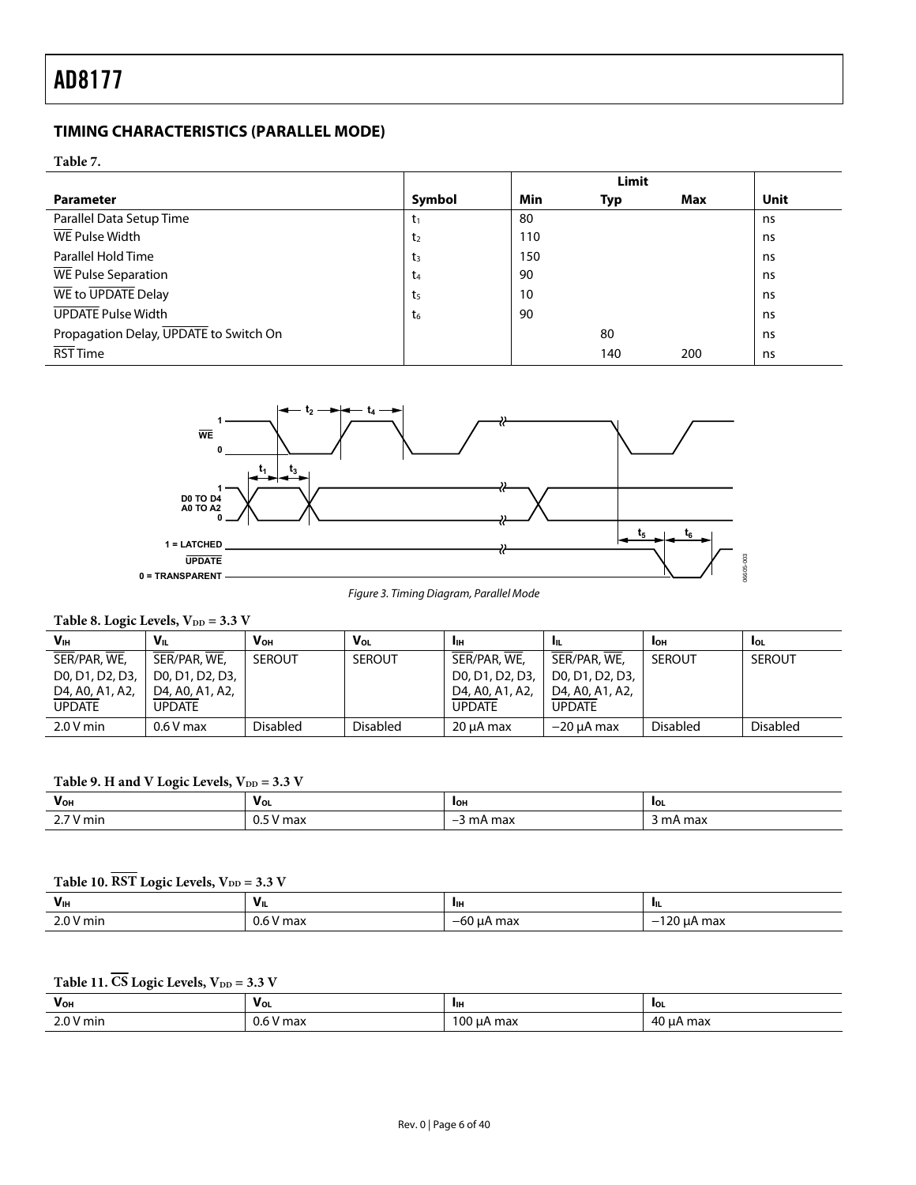## TIMING CHARACTERISTICS (PARALLEL MODE)

**Table 7.**

| Parameter | Symbol | Limit | | | Unit |
|---|---|---|---|---|---|
| | | Min | Typ | Max | |
| Parallel Data Setup Time | $t_1$ | 80 | | | ns |
| WE Pulse Width | $t_2$ | 110 | | | ns |
| Parallel Hold Time | $t_3$ | 150 | | | ns |
| WE Pulse Separation | $t_4$ | 90 | | | ns |
| WE to UPDATE Delay | $t_5$ | 10 | | | ns |
| UPDATE Pulse Width | $t_6$ | 90 | | | ns |
| Propagation Delay, UPDATE to Switch On | | | 80 | | ns |
| RST Time | | | 140 | 200 | ns |

t2
t4
1
WE
0
t1
t3
1
D0 TO D4
A0 TO A2
0
t5
t6
1 = LATCHED
UPDATE
0 = TRANSPARENT
06605-003

*Figure 3. Timing Diagram, Parallel Mode*

**Table 8. Logic Levels, $V_{DD}$ = 3.3 V**

| $V_{IH}$ | $V_{IL}$ | $V_{OH}$ | $V_{OL}$ | $I_{IH}$ | $I_{IL}$ | $I_{OH}$ | $I_{OL}$ |
|---|---|---|---|---|---|---|---|
| SER/PAR, WE, D0, D1, D2, D3, D4, A0, A1, A2, UPDATE | SER/PAR, WE, D0, D1, D2, D3, D4, A0, A1, A2, UPDATE | SEROUT | SEROUT | SER/PAR, WE, D0, D1, D2, D3, D4, A0, A1, A2, UPDATE | SER/PAR, WE, D0, D1, D2, D3, D4, A0, A1, A2, UPDATE | SEROUT | SEROUT |
| 2.0 V min | 0.6 V max | Disabled | Disabled | 20 µA max | −20 µA max | Disabled | Disabled |

**Table 9. H and V Logic Levels, $V_{DD}$ = 3.3 V**

| $V_{OH}$ | $V_{OL}$ | $I_{OH}$ | $I_{OL}$ |
|---|---|---|---|
| 2.7 V min | 0.5 V max | −3 mA max | 3 mA max |

**Table 10. RST Logic Levels, $V_{DD}$ = 3.3 V**

| $V_{IH}$ | $V_{IL}$ | $I_{IH}$ | $I_{IL}$ |
|---|---|---|---|
| 2.0 V min | 0.6 V max | −60 µA max | −120 µA max |

**Table 11. CS Logic Levels, $V_{DD}$ = 3.3 V**

| $V_{OH}$ | $V_{OL}$ | $I_{IH}$ | $I_{OL}$ |
|---|---|---|---|
| 2.0 V min | 0.6 V max | 100 µA max | 40 µA max |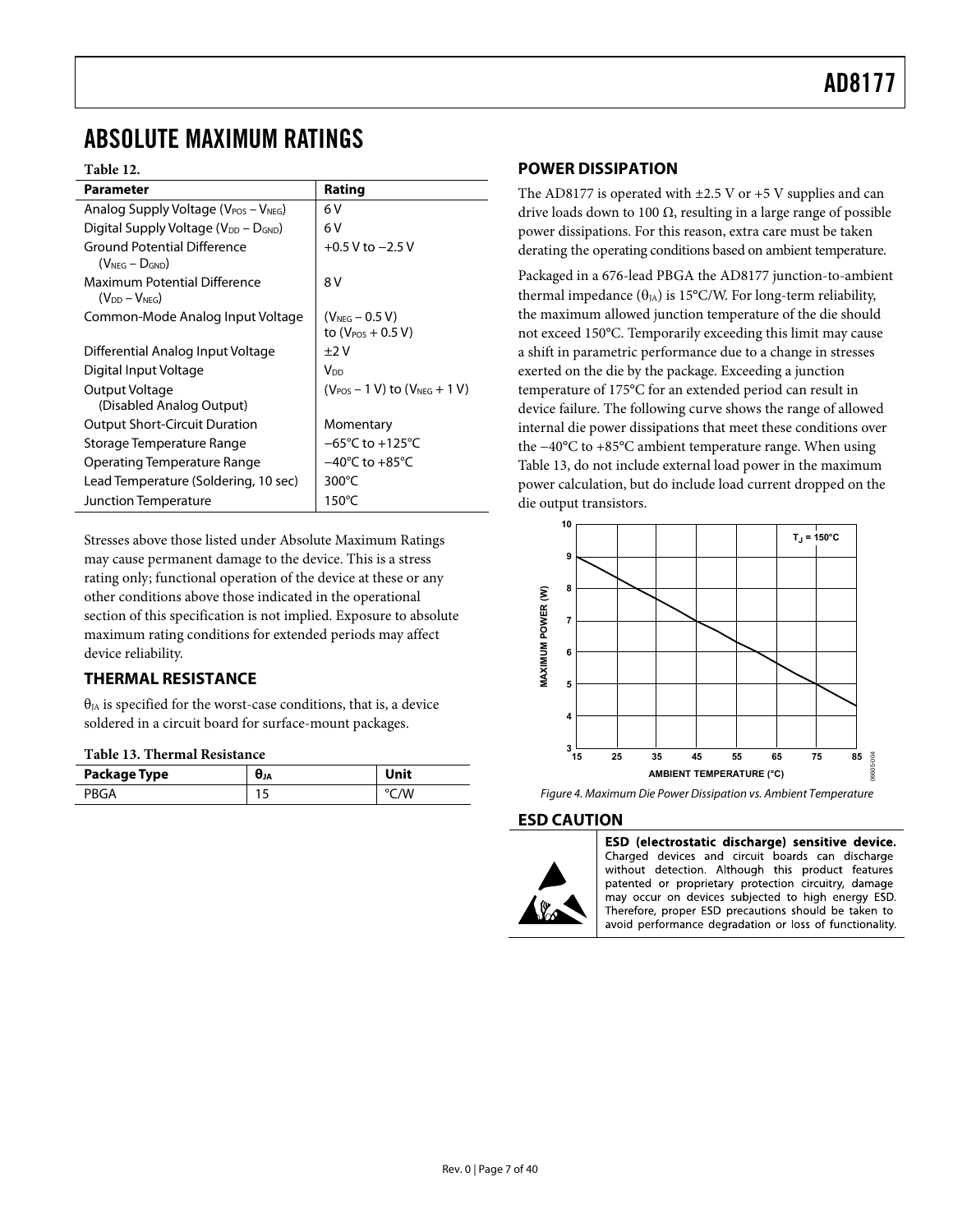# ABSOLUTE MAXIMUM RATINGS

**Table 12.**

| Parameter | Rating |
|---|---|
| Analog Supply Voltage ($V_{POS} – V_{NEG}$) | 6 V |
| Digital Supply Voltage ($V_{DD} – D_{GND}$) | 6 V |
| Ground Potential Difference ($V_{NEG} – D_{GND}$) | +0.5 V to −2.5 V |
| Maximum Potential Difference ($V_{DD} – V_{NEG}$) | 8 V |
| Common-Mode Analog Input Voltage | ($V_{NEG}$ – 0.5 V) to ($V_{POS}$ + 0.5 V) |
| Differential Analog Input Voltage | ±2 V |
| Digital Input Voltage | $V_{DD}$ |
| Output Voltage (Disabled Analog Output) | ($V_{POS}$ – 1 V) to ($V_{NEG}$ + 1 V) |
| Output Short-Circuit Duration | Momentary |
| Storage Temperature Range | −65°C to +125°C |
| Operating Temperature Range | −40°C to +85°C |
| Lead Temperature (Soldering, 10 sec) | 300°C |
| Junction Temperature | 150°C |

Stresses above those listed under Absolute Maximum Ratings may cause permanent damage to the device. This is a stress rating only; functional operation of the device at these or any other conditions above those indicated in the operational section of this specification is not implied. Exposure to absolute maximum rating conditions for extended periods may affect device reliability.

## THERMAL RESISTANCE

$θ_{JA}$ is specified for the worst-case conditions, that is, a device soldered in a circuit board for surface-mount packages.

**Table 13. Thermal Resistance**

| Package Type | $θ_{JA}$ | Unit |
|---|---|---|
| PBGA | 15 | °C/W |

## POWER DISSIPATION

The AD8177 is operated with ±2.5 V or +5 V supplies and can drive loads down to 100 Ω, resulting in a large range of possible power dissipations. For this reason, extra care must be taken derating the operating conditions based on ambient temperature.

Packaged in a 676-lead PBGA the AD8177 junction-to-ambient thermal impedance ($θ_{JA}$) is 15°C/W. For long-term reliability, the maximum allowed junction temperature of the die should not exceed 150°C. Temporarily exceeding this limit may cause a shift in parametric performance due to a change in stresses exerted on the die by the package. Exceeding a junction temperature of 175°C for an extended period can result in device failure. The following curve shows the range of allowed internal die power dissipations that meet these conditions over the −40°C to +85°C ambient temperature range. When using Table 13, do not include external load power in the maximum power calculation, but do include load current dropped on the die output transistors.

$T_J$ = 150°C
MAXIMUM POWER (W)
10
9
8
7
6
5
4
3
15 25 35 45 55 65 75 85
AMBIENT TEMPERATURE (°C)
06605-004

*Figure 4. Maximum Die Power Dissipation vs. Ambient Temperature*

## ESD CAUTION

**ESD (electrostatic discharge) sensitive device.** Charged devices and circuit boards can discharge without detection. Although this product features patented or proprietary protection circuitry, damage may occur on devices subjected to high energy ESD. Therefore, proper ESD precautions should be taken to avoid performance degradation or loss of functionality.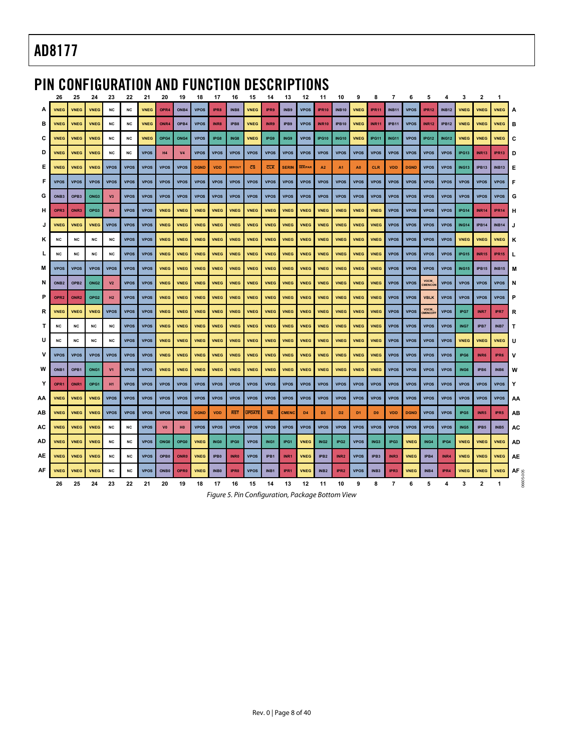# PIN CONFIGURATION AND FUNCTION DESCRIPTIONS

| | 26 | 25 | 24 | 23 | 22 | 21 | 20 | 19 | 18 | 17 | 16 | 15 | 14 | 13 | 12 | 11 | 10 | 9 | 8 | 7 | 6 | 5 | 4 | 3 | 2 | 1 |
|---|---|---|---|---|---|---|---|---|---|---|---|---|---|---|---|---|---|---|---|---|---|---|---|---|---|---|
| A | VNEG | VNEG | VNEG | NC | NC | VNEG | OPR4 | ONB4 | VPOS | IPR8 | INB8 | VNEG | IPR9 | INB9 | VPOS | IPR10 | INB10 | VNEG | IPR11 | INB11 | VPOS | IPR12 | INB12 | VNEG | VNEG | VNEG |
| B | VNEG | VNEG | VNEG | NC | NC | VNEG | ONR4 | OPB4 | VPOS | INR8 | IPB8 | VNEG | INR9 | IPB9 | VPOS | INR10 | IPB10 | VNEG | INR11 | IPB11 | VPOS | INR12 | IPB12 | VNEG | VNEG | VNEG |
| C | VNEG | VNEG | VNEG | NC | NC | VNEG | OPG4 | ONG4 | VPOS | IPG8 | ING8 | VNEG | IPG9 | ING9 | VPOS | IPG10 | ING10 | VNEG | IPG11 | ING11 | VPOS | IPG12 | ING12 | VNEG | VNEG | VNEG |
| D | VNEG | VNEG | VNEG | NC | NC | VPOS | H4 | V4 | VPOS | VPOS | VPOS | VPOS | VPOS | VPOS | VPOS | VPOS | VPOS | VPOS | VPOS | VPOS | VPOS | VPOS | VPOS | IPG13 | INR13 | IPR13 |
| E | VNEG | VNEG | VNEG | VPOS | VPOS | VPOS | VPOS | VPOS | DGND | VDD | SERDOUT | $\overline{\text{CS}}$ | $\overline{\text{CLK}}$ | SERIN | SER/$\overline{\text{PAR}}$ | A2 | A1 | A0 | CLR | VDD | DGND | VPOS | VPOS | ING13 | IPB13 | INB13 |
| F | VPOS | VPOS | VPOS | VPOS | VPOS | VPOS | VPOS | VPOS | VPOS | VPOS | VPOS | VPOS | VPOS | VPOS | VPOS | VPOS | VPOS | VPOS | VPOS | VPOS | VPOS | VPOS | VPOS | VPOS | VPOS | VPOS |
| G | ONB3 | OPB3 | ONG3 | V3 | VPOS | VPOS | VPOS | VPOS | VPOS | VPOS | VPOS | VPOS | VPOS | VPOS | VPOS | VPOS | VPOS | VPOS | VPOS | VPOS | VPOS | VPOS | VPOS | VPOS | VPOS | VPOS |
| H | OPR3 | ONR3 | OPG3 | H3 | VPOS | VPOS | VNEG | VNEG | VNEG | VNEG | VNEG | VNEG | VNEG | VNEG | VNEG | VNEG | VNEG | VNEG | VNEG | VPOS | VPOS | VPOS | VPOS | IPG14 | INR14 | IPR14 |
| J | VNEG | VNEG | VNEG | VPOS | VPOS | VPOS | VNEG | VNEG | VNEG | VNEG | VNEG | VNEG | VNEG | VNEG | VNEG | VNEG | VNEG | VNEG | VNEG | VPOS | VPOS | VPOS | VPOS | ING14 | IPB14 | INB14 |
| K | NC | NC | NC | NC | VPOS | VPOS | VNEG | VNEG | VNEG | VNEG | VNEG | VNEG | VNEG | VNEG | VNEG | VNEG | VNEG | VNEG | VNEG | VPOS | VPOS | VPOS | VPOS | VNEG | VNEG | VNEG |
| L | NC | NC | NC | NC | VPOS | VPOS | VNEG | VNEG | VNEG | VNEG | VNEG | VNEG | VNEG | VNEG | VNEG | VNEG | VNEG | VNEG | VNEG | VPOS | VPOS | VPOS | VPOS | IPG15 | INR15 | IPR15 |
| M | VPOS | VPOS | VPOS | VPOS | VPOS | VPOS | VNEG | VNEG | VNEG | VNEG | VNEG | VNEG | VNEG | VNEG | VNEG | VNEG | VNEG | VNEG | VNEG | VPOS | VPOS | VPOS | VPOS | ING15 | IPB15 | INB15 |
| N | ONB2 | OPB2 | ONG2 | V2 | VPOS | VPOS | VNEG | VNEG | VNEG | VNEG | VNEG | VNEG | VNEG | VNEG | VNEG | VNEG | VNEG | VNEG | VNEG | VPOS | VPOS | VOCM_CMENCON | VPOS | VPOS | VPOS | VPOS |
| P | OPR2 | ONR2 | OPG2 | H2 | VPOS | VPOS | VNEG | VNEG | VNEG | VNEG | VNEG | VNEG | VNEG | VNEG | VNEG | VNEG | VNEG | VNEG | VNEG | VPOS | VPOS | VBLK | VPOS | VPOS | VPOS | VPOS |
| R | VNEG | VNEG | VNEG | VPOS | VPOS | VPOS | VNEG | VNEG | VNEG | VNEG | VNEG | VNEG | VNEG | VNEG | VNEG | VNEG | VNEG | VNEG | VNEG | VPOS | VPOS | VOCM_CMENCOFF | VPOS | IPG7 | INR7 | IPR7 |
| T | NC | NC | NC | NC | VPOS | VPOS | VNEG | VNEG | VNEG | VNEG | VNEG | VNEG | VNEG | VNEG | VNEG | VNEG | VNEG | VNEG | VNEG | VPOS | VPOS | VPOS | VPOS | ING7 | IPB7 | INB7 |
| U | NC | NC | NC | NC | VPOS | VPOS | VNEG | VNEG | VNEG | VNEG | VNEG | VNEG | VNEG | VNEG | VNEG | VNEG | VNEG | VNEG | VNEG | VPOS | VPOS | VPOS | VPOS | VNEG | VNEG | VNEG |
| V | VPOS | VPOS | VPOS | VPOS | VPOS | VPOS | VNEG | VNEG | VNEG | VNEG | VNEG | VNEG | VNEG | VNEG | VNEG | VNEG | VNEG | VNEG | VNEG | VPOS | VPOS | VPOS | VPOS | IPG6 | INR6 | IPR6 |
| W | ONB1 | OPB1 | ONG1 | V1 | VPOS | VPOS | VNEG | VNEG | VNEG | VNEG | VNEG | VNEG | VNEG | VNEG | VNEG | VNEG | VNEG | VNEG | VNEG | VPOS | VPOS | VPOS | VPOS | ING6 | IPB6 | INB6 |
| Y | OPR1 | ONR1 | OPG1 | H1 | VPOS | VPOS | VPOS | VPOS | VPOS | VPOS | VPOS | VPOS | VPOS | VPOS | VPOS | VPOS | VPOS | VPOS | VPOS | VPOS | VPOS | VPOS | VPOS | VPOS | VPOS | VPOS |
| AA | VNEG | VNEG | VNEG | VPOS | VPOS | VPOS | VPOS | VPOS | VPOS | VPOS | VPOS | VPOS | VPOS | VPOS | VPOS | VPOS | VPOS | VPOS | VPOS | VPOS | VPOS | VPOS | VPOS | VPOS | VPOS | VPOS |
| AB | VNEG | VNEG | VNEG | VPOS | VPOS | VPOS | VPOS | VPOS | DGND | VDD | $\overline{\text{RST}}$ | $\overline{\text{UPDATE}}$ | $\overline{\text{WE}}$ | CMENC | D4 | D3 | D2 | D1 | D0 | VDD | DGND | VPOS | VPOS | IPG5 | INR5 | IPR5 |
| AC | VNEG | VNEG | VNEG | NC | NC | VPOS | V0 | H0 | VPOS | VPOS | VPOS | VPOS | VPOS | VPOS | VPOS | VPOS | VPOS | VPOS | VPOS | VPOS | VPOS | VPOS | VPOS | ING5 | IPB5 | INB5 |
| AD | VNEG | VNEG | VNEG | NC | NC | VPOS | ONG0 | OPG0 | VNEG | ING0 | IPG0 | VPOS | ING1 | IPG1 | VNEG | ING2 | IPG2 | VPOS | ING3 | IPG3 | VNEG | ING4 | IPG4 | VNEG | VNEG | VNEG |
| AE | VNEG | VNEG | VNEG | NC | NC | VPOS | OPB0 | ONR0 | VNEG | IPB0 | INR0 | VPOS | IPB1 | INR1 | VNEG | IPB2 | INR2 | VPOS | IPB3 | INR3 | VNEG | IPB4 | INR4 | VNEG | VNEG | VNEG |
| AF | VNEG | VNEG | VNEG | NC | NC | VPOS | ONB0 | OPR0 | VNEG | INB0 | IPR0 | VPOS | INB1 | IPR1 | VNEG | INB2 | IPR2 | VPOS | INB3 | IPR3 | VNEG | INB4 | IPR4 | VNEG | VNEG | VNEG |

*Figure 5. Pin Configuration, Package Bottom View*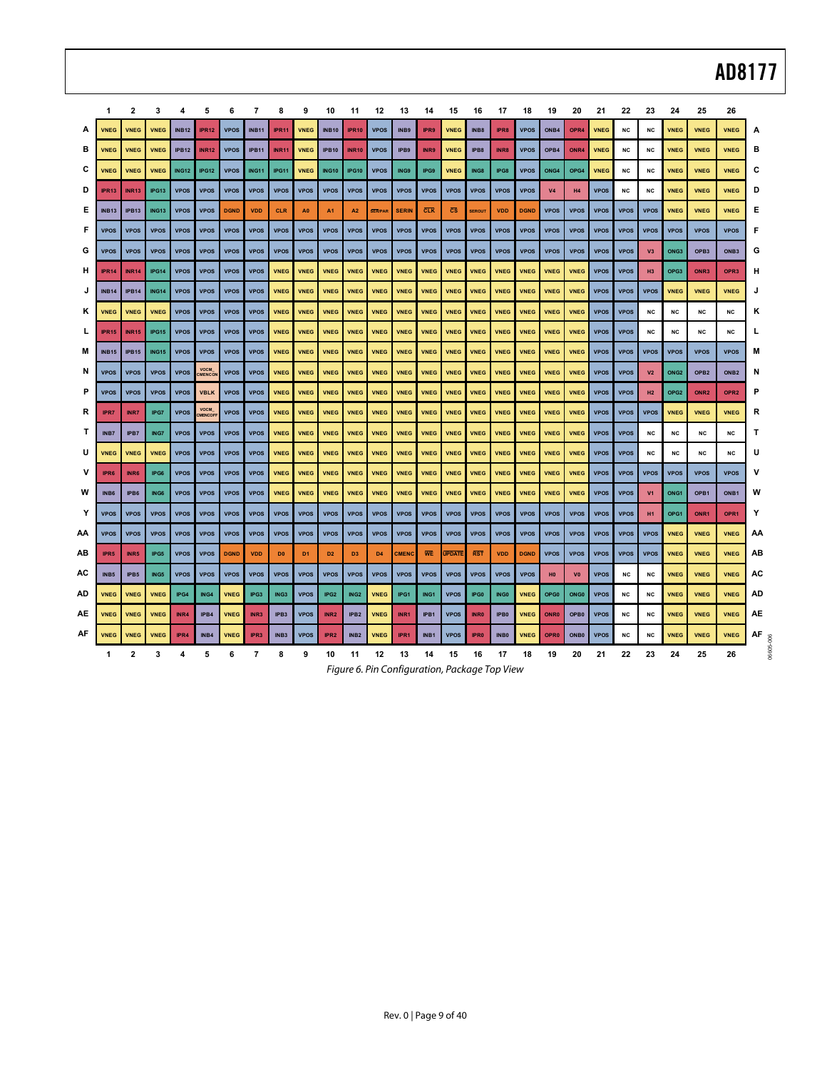| | 1 | 2 | 3 | 4 | 5 | 6 | 7 | 8 | 9 | 10 | 11 | 12 | 13 | 14 | 15 | 16 | 17 | 18 | 19 | 20 | 21 | 22 | 23 | 24 | 25 | 26 | |
|---|---|---|---|---|---|---|---|---|---|---|---|---|---|---|---|---|---|---|---|---|---|---|---|---|---|---|---|
| A | VNEG | VNEG | VNEG | INB12 | IPR12 | VPOS | INB11 | IPR11 | VNEG | INB10 | IPR10 | VPOS | INB9 | IPR9 | VNEG | INB8 | IPR8 | VPOS | ONB4 | OPR4 | VNEG | NC | NC | VNEG | VNEG | VNEG | A |
| B | VNEG | VNEG | VNEG | IPB12 | INR12 | VPOS | IPB11 | INR11 | VNEG | IPB10 | INR10 | VPOS | IPB9 | INR9 | VNEG | IPB8 | INR8 | VPOS | OPB4 | ONR4 | VNEG | NC | NC | VNEG | VNEG | VNEG | B |
| C | VNEG | VNEG | VNEG | ING12 | IPG12 | VPOS | ING11 | IPG11 | VNEG | ING10 | IPG10 | VPOS | ING9 | IPG9 | VNEG | ING8 | IPG8 | VPOS | ONG4 | OPG4 | VNEG | NC | NC | VNEG | VNEG | VNEG | C |
| D | IPR13 | INR13 | IPG13 | VPOS | VPOS | VPOS | VPOS | VPOS | VPOS | VPOS | VPOS | VPOS | VPOS | VPOS | VPOS | VPOS | VPOS | VPOS | V4 | H4 | VPOS | NC | NC | VNEG | VNEG | VNEG | D |
| E | INB13 | IPB13 | ING13 | VPOS | VPOS | DGND | VDD | CLR | A0 | A1 | A2 | SER/PAR | SERIN | CLK | CS | SEROUT | VDD | DGND | VPOS | VPOS | VPOS | VPOS | VPOS | VNEG | VNEG | VNEG | E |
| F | VPOS | VPOS | VPOS | VPOS | VPOS | VPOS | VPOS | VPOS | VPOS | VPOS | VPOS | VPOS | VPOS | VPOS | VPOS | VPOS | VPOS | VPOS | VPOS | VPOS | VPOS | VPOS | VPOS | VPOS | VPOS | VPOS | F |
| G | VPOS | VPOS | VPOS | VPOS | VPOS | VPOS | VPOS | VPOS | VPOS | VPOS | VPOS | VPOS | VPOS | VPOS | VPOS | VPOS | VPOS | VPOS | VPOS | VPOS | VPOS | VPOS | V3 | ONG3 | OPB3 | ONB3 | G |
| H | IPR14 | INR14 | IPG14 | VPOS | VPOS | VPOS | VPOS | VNEG | VNEG | VNEG | VNEG | VNEG | VNEG | VNEG | VNEG | VNEG | VNEG | VNEG | VNEG | VNEG | VPOS | VPOS | H3 | OPG3 | ONR3 | OPR3 | H |
| J | INB14 | IPB14 | ING14 | VPOS | VPOS | VPOS | VPOS | VNEG | VNEG | VNEG | VNEG | VNEG | VNEG | VNEG | VNEG | VNEG | VNEG | VNEG | VNEG | VNEG | VPOS | VPOS | VPOS | VNEG | VNEG | VNEG | J |
| K | VNEG | VNEG | VNEG | VPOS | VPOS | VPOS | VPOS | VNEG | VNEG | VNEG | VNEG | VNEG | VNEG | VNEG | VNEG | VNEG | VNEG | VNEG | VNEG | VNEG | VPOS | VPOS | NC | NC | NC | NC | K |
| L | IPR15 | INR15 | IPG15 | VPOS | VPOS | VPOS | VPOS | VNEG | VNEG | VNEG | VNEG | VNEG | VNEG | VNEG | VNEG | VNEG | VNEG | VNEG | VNEG | VNEG | VPOS | VPOS | NC | NC | NC | NC | L |
| M | INB15 | IPB15 | ING15 | VPOS | VPOS | VPOS | VPOS | VNEG | VNEG | VNEG | VNEG | VNEG | VNEG | VNEG | VNEG | VNEG | VNEG | VNEG | VNEG | VNEG | VPOS | VPOS | VPOS | VPOS | VPOS | VPOS | M |
| N | VPOS | VPOS | VPOS | VPOS | VOCM_CMENCON | VPOS | VPOS | VNEG | VNEG | VNEG | VNEG | VNEG | VNEG | VNEG | VNEG | VNEG | VNEG | VNEG | VNEG | VNEG | VPOS | VPOS | V2 | ONG2 | OPB2 | ONB2 | N |
| P | VPOS | VPOS | VPOS | VPOS | VBLK | VPOS | VPOS | VNEG | VNEG | VNEG | VNEG | VNEG | VNEG | VNEG | VNEG | VNEG | VNEG | VNEG | VNEG | VNEG | VPOS | VPOS | H2 | OPG2 | ONR2 | OPR2 | P |
| R | IPR7 | INR7 | IPG7 | VPOS | VOCM_CMENCOFF | VPOS | VPOS | VNEG | VNEG | VNEG | VNEG | VNEG | VNEG | VNEG | VNEG | VNEG | VNEG | VNEG | VNEG | VNEG | VPOS | VPOS | VPOS | VNEG | VNEG | VNEG | R |
| T | INB7 | IPB7 | ING7 | VPOS | VPOS | VPOS | VPOS | VNEG | VNEG | VNEG | VNEG | VNEG | VNEG | VNEG | VNEG | VNEG | VNEG | VNEG | VNEG | VNEG | VPOS | VPOS | NC | NC | NC | NC | T |
| U | VNEG | VNEG | VNEG | VPOS | VPOS | VPOS | VPOS | VNEG | VNEG | VNEG | VNEG | VNEG | VNEG | VNEG | VNEG | VNEG | VNEG | VNEG | VNEG | VNEG | VPOS | VPOS | NC | NC | NC | NC | U |
| V | IPR6 | INR6 | IPG6 | VPOS | VPOS | VPOS | VPOS | VNEG | VNEG | VNEG | VNEG | VNEG | VNEG | VNEG | VNEG | VNEG | VNEG | VNEG | VNEG | VNEG | VPOS | VPOS | VPOS | VPOS | VPOS | VPOS | V |
| W | INB6 | IPB6 | ING6 | VPOS | VPOS | VPOS | VPOS | VNEG | VNEG | VNEG | VNEG | VNEG | VNEG | VNEG | VNEG | VNEG | VNEG | VNEG | VNEG | VNEG | VPOS | VPOS | V1 | ONG1 | OPB1 | ONB1 | W |
| Y | VPOS | VPOS | VPOS | VPOS | VPOS | VPOS | VPOS | VPOS | VPOS | VPOS | VPOS | VPOS | VPOS | VPOS | VPOS | VPOS | VPOS | VPOS | VPOS | VPOS | VPOS | VPOS | H1 | OPG1 | ONR1 | OPR1 | Y |
| AA | VPOS | VPOS | VPOS | VPOS | VPOS | VPOS | VPOS | VPOS | VPOS | VPOS | VPOS | VPOS | VPOS | VPOS | VPOS | VPOS | VPOS | VPOS | VPOS | VPOS | VPOS | VPOS | VPOS | VNEG | VNEG | VNEG | AA |
| AB | IPR5 | INR5 | IPG5 | VPOS | VPOS | DGND | VDD | D0 | D1 | D2 | D3 | D4 | CMENC | WE | UPDATE | RST | VDD | DGND | VPOS | VPOS | VPOS | VPOS | VPOS | VNEG | VNEG | VNEG | AB |
| AC | INB5 | IPB5 | ING5 | VPOS | VPOS | VPOS | VPOS | VPOS | VPOS | VPOS | VPOS | VPOS | VPOS | VPOS | VPOS | VPOS | VPOS | VPOS | H0 | V0 | VPOS | NC | NC | VNEG | VNEG | VNEG | AC |
| AD | VNEG | VNEG | VNEG | IPG4 | ING4 | VNEG | IPG3 | ING3 | VPOS | IPG2 | ING2 | VNEG | IPG1 | ING1 | VPOS | IPG0 | ING0 | VNEG | OPG0 | ONG0 | VPOS | NC | NC | VNEG | VNEG | VNEG | AD |
| AE | VNEG | VNEG | VNEG | INR4 | IPB4 | VNEG | INR3 | IPB3 | VPOS | INR2 | IPB2 | VNEG | INR1 | IPB1 | VPOS | INR0 | IPB0 | VNEG | ONR0 | OPB0 | VPOS | NC | NC | VNEG | VNEG | VNEG | AE |
| AF | VNEG | VNEG | VNEG | IPR4 | INB4 | VNEG | IPR3 | INB3 | VPOS | IPR2 | INB2 | VNEG | IPR1 | INB1 | VPOS | IPR0 | INB0 | VNEG | OPR0 | ONB0 | VPOS | NC | NC | VNEG | VNEG | VNEG | AF |
| | 1 | 2 | 3 | 4 | 5 | 6 | 7 | 8 | 9 | 10 | 11 | 12 | 13 | 14 | 15 | 16 | 17 | 18 | 19 | 20 | 21 | 22 | 23 | 24 | 25 | 26 | |

Figure 6. Pin Configuration, Package Top View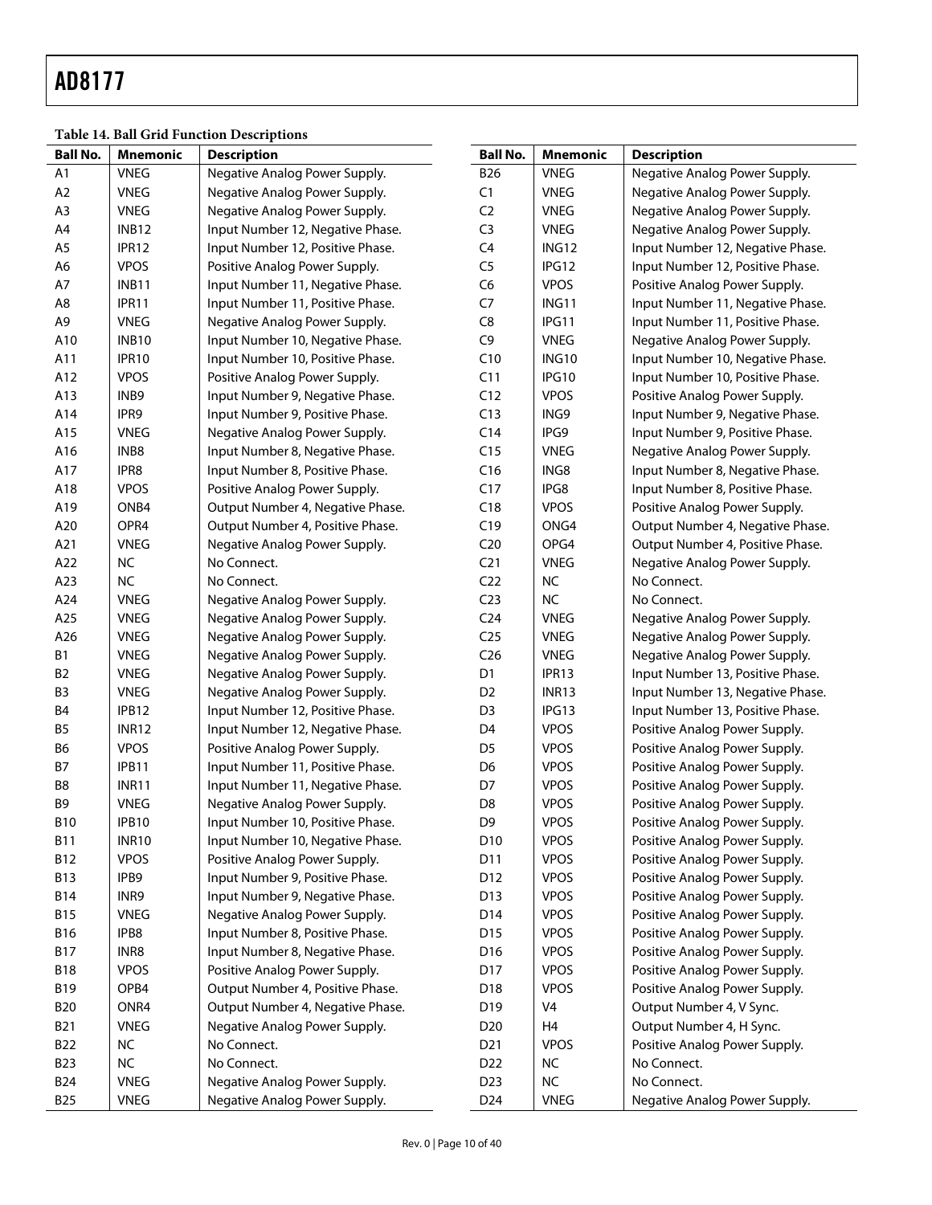**Table 14. Ball Grid Function Descriptions**

| Ball No. | Mnemonic | Description |
|---|---|---|
| A1 | VNEG | Negative Analog Power Supply. |
| A2 | VNEG | Negative Analog Power Supply. |
| A3 | VNEG | Negative Analog Power Supply. |
| A4 | INB12 | Input Number 12, Negative Phase. |
| A5 | IPR12 | Input Number 12, Positive Phase. |
| A6 | VPOS | Positive Analog Power Supply. |
| A7 | INB11 | Input Number 11, Negative Phase. |
| A8 | IPR11 | Input Number 11, Positive Phase. |
| A9 | VNEG | Negative Analog Power Supply. |
| A10 | INB10 | Input Number 10, Negative Phase. |
| A11 | IPR10 | Input Number 10, Positive Phase. |
| A12 | VPOS | Positive Analog Power Supply. |
| A13 | INB9 | Input Number 9, Negative Phase. |
| A14 | IPR9 | Input Number 9, Positive Phase. |
| A15 | VNEG | Negative Analog Power Supply. |
| A16 | INB8 | Input Number 8, Negative Phase. |
| A17 | IPR8 | Input Number 8, Positive Phase. |
| A18 | VPOS | Positive Analog Power Supply. |
| A19 | ONB4 | Output Number 4, Negative Phase. |
| A20 | OPR4 | Output Number 4, Positive Phase. |
| A21 | VNEG | Negative Analog Power Supply. |
| A22 | NC | No Connect. |
| A23 | NC | No Connect. |
| A24 | VNEG | Negative Analog Power Supply. |
| A25 | VNEG | Negative Analog Power Supply. |
| A26 | VNEG | Negative Analog Power Supply. |
| B1 | VNEG | Negative Analog Power Supply. |
| B2 | VNEG | Negative Analog Power Supply. |
| B3 | VNEG | Negative Analog Power Supply. |
| B4 | IPB12 | Input Number 12, Positive Phase. |
| B5 | INR12 | Input Number 12, Negative Phase. |
| B6 | VPOS | Positive Analog Power Supply. |
| B7 | IPB11 | Input Number 11, Positive Phase. |
| B8 | INR11 | Input Number 11, Negative Phase. |
| B9 | VNEG | Negative Analog Power Supply. |
| B10 | IPB10 | Input Number 10, Positive Phase. |
| B11 | INR10 | Input Number 10, Negative Phase. |
| B12 | VPOS | Positive Analog Power Supply. |
| B13 | IPB9 | Input Number 9, Positive Phase. |
| B14 | INR9 | Input Number 9, Negative Phase. |
| B15 | VNEG | Negative Analog Power Supply. |
| B16 | IPB8 | Input Number 8, Positive Phase. |
| B17 | INR8 | Input Number 8, Negative Phase. |
| B18 | VPOS | Positive Analog Power Supply. |
| B19 | OPB4 | Output Number 4, Positive Phase. |
| B20 | ONR4 | Output Number 4, Negative Phase. |
| B21 | VNEG | Negative Analog Power Supply. |
| B22 | NC | No Connect. |
| B23 | NC | No Connect. |
| B24 | VNEG | Negative Analog Power Supply. |
| B25 | VNEG | Negative Analog Power Supply. |
| B26 | VNEG | Negative Analog Power Supply. |
| C1 | VNEG | Negative Analog Power Supply. |
| C2 | VNEG | Negative Analog Power Supply. |
| C3 | VNEG | Negative Analog Power Supply. |
| C4 | ING12 | Input Number 12, Negative Phase. |
| C5 | IPG12 | Input Number 12, Positive Phase. |
| C6 | VPOS | Positive Analog Power Supply. |
| C7 | ING11 | Input Number 11, Negative Phase. |
| C8 | IPG11 | Input Number 11, Positive Phase. |
| C9 | VNEG | Negative Analog Power Supply. |
| C10 | ING10 | Input Number 10, Negative Phase. |
| C11 | IPG10 | Input Number 10, Positive Phase. |
| C12 | VPOS | Positive Analog Power Supply. |
| C13 | ING9 | Input Number 9, Negative Phase. |
| C14 | IPG9 | Input Number 9, Positive Phase. |
| C15 | VNEG | Negative Analog Power Supply. |
| C16 | ING8 | Input Number 8, Negative Phase. |
| C17 | IPG8 | Input Number 8, Positive Phase. |
| C18 | VPOS | Positive Analog Power Supply. |
| C19 | ONG4 | Output Number 4, Negative Phase. |
| C20 | OPG4 | Output Number 4, Positive Phase. |
| C21 | VNEG | Negative Analog Power Supply. |
| C22 | NC | No Connect. |
| C23 | NC | No Connect. |
| C24 | VNEG | Negative Analog Power Supply. |
| C25 | VNEG | Negative Analog Power Supply. |
| C26 | VNEG | Negative Analog Power Supply. |
| D1 | IPR13 | Input Number 13, Positive Phase. |
| D2 | INR13 | Input Number 13, Negative Phase. |
| D3 | IPG13 | Input Number 13, Positive Phase. |
| D4 | VPOS | Positive Analog Power Supply. |
| D5 | VPOS | Positive Analog Power Supply. |
| D6 | VPOS | Positive Analog Power Supply. |
| D7 | VPOS | Positive Analog Power Supply. |
| D8 | VPOS | Positive Analog Power Supply. |
| D9 | VPOS | Positive Analog Power Supply. |
| D10 | VPOS | Positive Analog Power Supply. |
| D11 | VPOS | Positive Analog Power Supply. |
| D12 | VPOS | Positive Analog Power Supply. |
| D13 | VPOS | Positive Analog Power Supply. |
| D14 | VPOS | Positive Analog Power Supply. |
| D15 | VPOS | Positive Analog Power Supply. |
| D16 | VPOS | Positive Analog Power Supply. |
| D17 | VPOS | Positive Analog Power Supply. |
| D18 | VPOS | Positive Analog Power Supply. |
| D19 | V4 | Output Number 4, V Sync. |
| D20 | H4 | Output Number 4, H Sync. |
| D21 | VPOS | Positive Analog Power Supply. |
| D22 | NC | No Connect. |
| D23 | NC | No Connect. |
| D24 | VNEG | Negative Analog Power Supply. |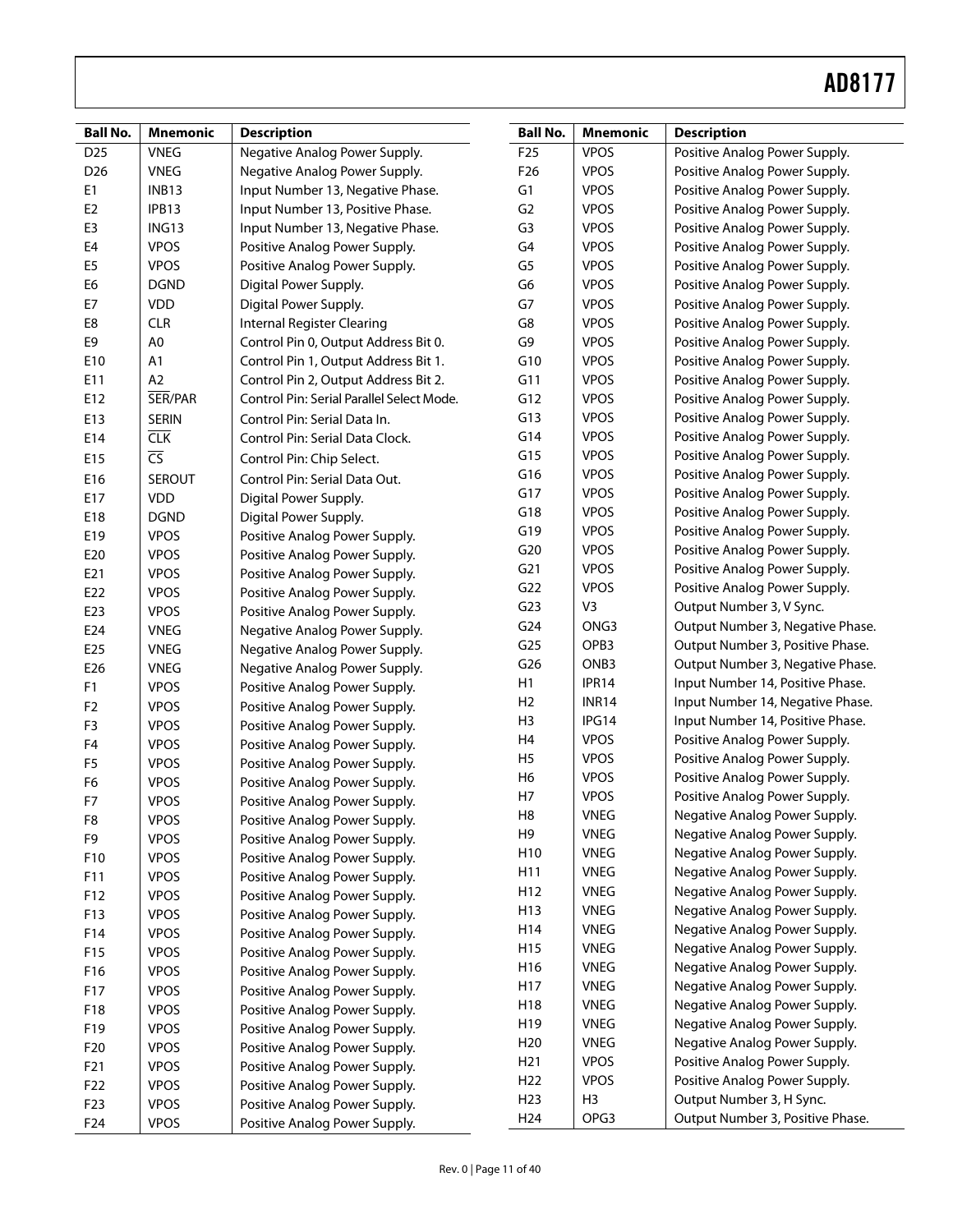| Ball No. | Mnemonic | Description |
|---|---|---|
| D25 | VNEG | Negative Analog Power Supply. |
| D26 | VNEG | Negative Analog Power Supply. |
| E1 | INB13 | Input Number 13, Negative Phase. |
| E2 | IPB13 | Input Number 13, Positive Phase. |
| E3 | ING13 | Input Number 13, Negative Phase. |
| E4 | VPOS | Positive Analog Power Supply. |
| E5 | VPOS | Positive Analog Power Supply. |
| E6 | DGND | Digital Power Supply. |
| E7 | VDD | Digital Power Supply. |
| E8 | CLR | Internal Register Clearing |
| E9 | A0 | Control Pin 0, Output Address Bit 0. |
| E10 | A1 | Control Pin 1, Output Address Bit 1. |
| E11 | A2 | Control Pin 2, Output Address Bit 2. |
| E12 | $\overline{\text{SER}}$/PAR | Control Pin: Serial Parallel Select Mode. |
| E13 | SERIN | Control Pin: Serial Data In. |
| E14 | $\overline{\text{CLK}}$ | Control Pin: Serial Data Clock. |
| E15 | $\overline{\text{CS}}$ | Control Pin: Chip Select. |
| E16 | SEROUT | Control Pin: Serial Data Out. |
| E17 | VDD | Digital Power Supply. |
| E18 | DGND | Digital Power Supply. |
| E19 | VPOS | Positive Analog Power Supply. |
| E20 | VPOS | Positive Analog Power Supply. |
| E21 | VPOS | Positive Analog Power Supply. |
| E22 | VPOS | Positive Analog Power Supply. |
| E23 | VPOS | Positive Analog Power Supply. |
| E24 | VNEG | Negative Analog Power Supply. |
| E25 | VNEG | Negative Analog Power Supply. |
| E26 | VNEG | Negative Analog Power Supply. |
| F1 | VPOS | Positive Analog Power Supply. |
| F2 | VPOS | Positive Analog Power Supply. |
| F3 | VPOS | Positive Analog Power Supply. |
| F4 | VPOS | Positive Analog Power Supply. |
| F5 | VPOS | Positive Analog Power Supply. |
| F6 | VPOS | Positive Analog Power Supply. |
| F7 | VPOS | Positive Analog Power Supply. |
| F8 | VPOS | Positive Analog Power Supply. |
| F9 | VPOS | Positive Analog Power Supply. |
| F10 | VPOS | Positive Analog Power Supply. |
| F11 | VPOS | Positive Analog Power Supply. |
| F12 | VPOS | Positive Analog Power Supply. |
| F13 | VPOS | Positive Analog Power Supply. |
| F14 | VPOS | Positive Analog Power Supply. |
| F15 | VPOS | Positive Analog Power Supply. |
| F16 | VPOS | Positive Analog Power Supply. |
| F17 | VPOS | Positive Analog Power Supply. |
| F18 | VPOS | Positive Analog Power Supply. |
| F19 | VPOS | Positive Analog Power Supply. |
| F20 | VPOS | Positive Analog Power Supply. |
| F21 | VPOS | Positive Analog Power Supply. |
| F22 | VPOS | Positive Analog Power Supply. |
| F23 | VPOS | Positive Analog Power Supply. |
| F24 | VPOS | Positive Analog Power Supply. |
| F25 | VPOS | Positive Analog Power Supply. |
| F26 | VPOS | Positive Analog Power Supply. |
| G1 | VPOS | Positive Analog Power Supply. |
| G2 | VPOS | Positive Analog Power Supply. |
| G3 | VPOS | Positive Analog Power Supply. |
| G4 | VPOS | Positive Analog Power Supply. |
| G5 | VPOS | Positive Analog Power Supply. |
| G6 | VPOS | Positive Analog Power Supply. |
| G7 | VPOS | Positive Analog Power Supply. |
| G8 | VPOS | Positive Analog Power Supply. |
| G9 | VPOS | Positive Analog Power Supply. |
| G10 | VPOS | Positive Analog Power Supply. |
| G11 | VPOS | Positive Analog Power Supply. |
| G12 | VPOS | Positive Analog Power Supply. |
| G13 | VPOS | Positive Analog Power Supply. |
| G14 | VPOS | Positive Analog Power Supply. |
| G15 | VPOS | Positive Analog Power Supply. |
| G16 | VPOS | Positive Analog Power Supply. |
| G17 | VPOS | Positive Analog Power Supply. |
| G18 | VPOS | Positive Analog Power Supply. |
| G19 | VPOS | Positive Analog Power Supply. |
| G20 | VPOS | Positive Analog Power Supply. |
| G21 | VPOS | Positive Analog Power Supply. |
| G22 | VPOS | Positive Analog Power Supply. |
| G23 | V3 | Output Number 3, V Sync. |
| G24 | ONG3 | Output Number 3, Negative Phase. |
| G25 | OPB3 | Output Number 3, Positive Phase. |
| G26 | ONB3 | Output Number 3, Negative Phase. |
| H1 | IPR14 | Input Number 14, Positive Phase. |
| H2 | INR14 | Input Number 14, Negative Phase. |
| H3 | IPG14 | Input Number 14, Positive Phase. |
| H4 | VPOS | Positive Analog Power Supply. |
| H5 | VPOS | Positive Analog Power Supply. |
| H6 | VPOS | Positive Analog Power Supply. |
| H7 | VPOS | Positive Analog Power Supply. |
| H8 | VNEG | Negative Analog Power Supply. |
| H9 | VNEG | Negative Analog Power Supply. |
| H10 | VNEG | Negative Analog Power Supply. |
| H11 | VNEG | Negative Analog Power Supply. |
| H12 | VNEG | Negative Analog Power Supply. |
| H13 | VNEG | Negative Analog Power Supply. |
| H14 | VNEG | Negative Analog Power Supply. |
| H15 | VNEG | Negative Analog Power Supply. |
| H16 | VNEG | Negative Analog Power Supply. |
| H17 | VNEG | Negative Analog Power Supply. |
| H18 | VNEG | Negative Analog Power Supply. |
| H19 | VNEG | Negative Analog Power Supply. |
| H20 | VNEG | Negative Analog Power Supply. |
| H21 | VPOS | Positive Analog Power Supply. |
| H22 | VPOS | Positive Analog Power Supply. |
| H23 | H3 | Output Number 3, H Sync. |
| H24 | OPG3 | Output Number 3, Positive Phase. |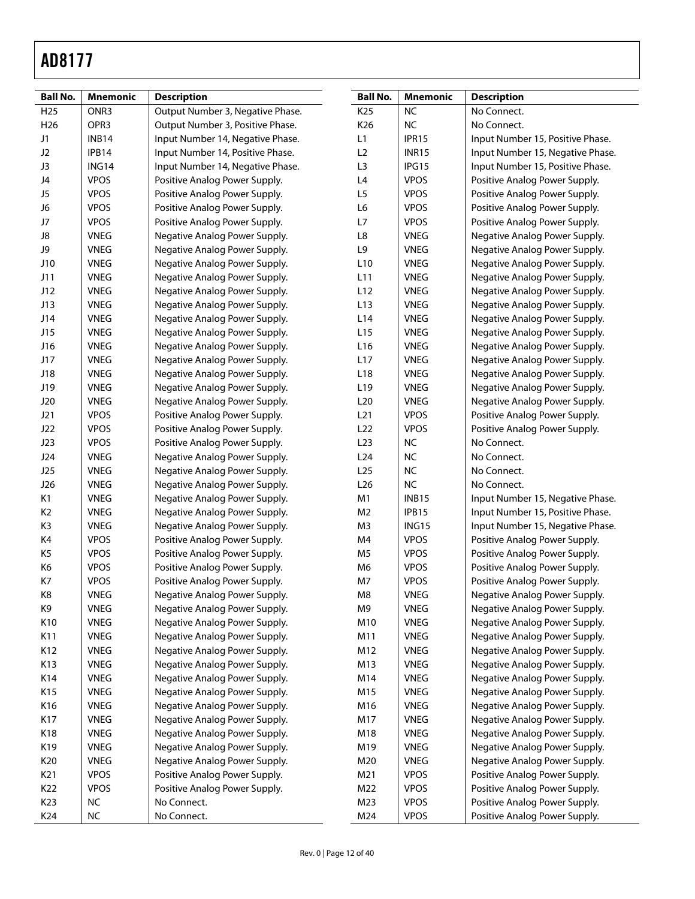| Ball No. | Mnemonic | Description |
|---|---|---|
| H25 | ONR3 | Output Number 3, Negative Phase. |
| H26 | OPR3 | Output Number 3, Positive Phase. |
| J1 | INB14 | Input Number 14, Negative Phase. |
| J2 | IPB14 | Input Number 14, Positive Phase. |
| J3 | ING14 | Input Number 14, Negative Phase. |
| J4 | VPOS | Positive Analog Power Supply. |
| J5 | VPOS | Positive Analog Power Supply. |
| J6 | VPOS | Positive Analog Power Supply. |
| J7 | VPOS | Positive Analog Power Supply. |
| J8 | VNEG | Negative Analog Power Supply. |
| J9 | VNEG | Negative Analog Power Supply. |
| J10 | VNEG | Negative Analog Power Supply. |
| J11 | VNEG | Negative Analog Power Supply. |
| J12 | VNEG | Negative Analog Power Supply. |
| J13 | VNEG | Negative Analog Power Supply. |
| J14 | VNEG | Negative Analog Power Supply. |
| J15 | VNEG | Negative Analog Power Supply. |
| J16 | VNEG | Negative Analog Power Supply. |
| J17 | VNEG | Negative Analog Power Supply. |
| J18 | VNEG | Negative Analog Power Supply. |
| J19 | VNEG | Negative Analog Power Supply. |
| J20 | VNEG | Negative Analog Power Supply. |
| J21 | VPOS | Positive Analog Power Supply. |
| J22 | VPOS | Positive Analog Power Supply. |
| J23 | VPOS | Positive Analog Power Supply. |
| J24 | VNEG | Negative Analog Power Supply. |
| J25 | VNEG | Negative Analog Power Supply. |
| J26 | VNEG | Negative Analog Power Supply. |
| K1 | VNEG | Negative Analog Power Supply. |
| K2 | VNEG | Negative Analog Power Supply. |
| K3 | VNEG | Negative Analog Power Supply. |
| K4 | VPOS | Positive Analog Power Supply. |
| K5 | VPOS | Positive Analog Power Supply. |
| K6 | VPOS | Positive Analog Power Supply. |
| K7 | VPOS | Positive Analog Power Supply. |
| K8 | VNEG | Negative Analog Power Supply. |
| K9 | VNEG | Negative Analog Power Supply. |
| K10 | VNEG | Negative Analog Power Supply. |
| K11 | VNEG | Negative Analog Power Supply. |
| K12 | VNEG | Negative Analog Power Supply. |
| K13 | VNEG | Negative Analog Power Supply. |
| K14 | VNEG | Negative Analog Power Supply. |
| K15 | VNEG | Negative Analog Power Supply. |
| K16 | VNEG | Negative Analog Power Supply. |
| K17 | VNEG | Negative Analog Power Supply. |
| K18 | VNEG | Negative Analog Power Supply. |
| K19 | VNEG | Negative Analog Power Supply. |
| K20 | VNEG | Negative Analog Power Supply. |
| K21 | VPOS | Positive Analog Power Supply. |
| K22 | VPOS | Positive Analog Power Supply. |
| K23 | NC | No Connect. |
| K24 | NC | No Connect. |
| K25 | NC | No Connect. |
| K26 | NC | No Connect. |
| L1 | IPR15 | Input Number 15, Positive Phase. |
| L2 | INR15 | Input Number 15, Negative Phase. |
| L3 | IPG15 | Input Number 15, Positive Phase. |
| L4 | VPOS | Positive Analog Power Supply. |
| L5 | VPOS | Positive Analog Power Supply. |
| L6 | VPOS | Positive Analog Power Supply. |
| L7 | VPOS | Positive Analog Power Supply. |
| L8 | VNEG | Negative Analog Power Supply. |
| L9 | VNEG | Negative Analog Power Supply. |
| L10 | VNEG | Negative Analog Power Supply. |
| L11 | VNEG | Negative Analog Power Supply. |
| L12 | VNEG | Negative Analog Power Supply. |
| L13 | VNEG | Negative Analog Power Supply. |
| L14 | VNEG | Negative Analog Power Supply. |
| L15 | VNEG | Negative Analog Power Supply. |
| L16 | VNEG | Negative Analog Power Supply. |
| L17 | VNEG | Negative Analog Power Supply. |
| L18 | VNEG | Negative Analog Power Supply. |
| L19 | VNEG | Negative Analog Power Supply. |
| L20 | VNEG | Negative Analog Power Supply. |
| L21 | VPOS | Positive Analog Power Supply. |
| L22 | VPOS | Positive Analog Power Supply. |
| L23 | NC | No Connect. |
| L24 | NC | No Connect. |
| L25 | NC | No Connect. |
| L26 | NC | No Connect. |
| M1 | INB15 | Input Number 15, Negative Phase. |
| M2 | IPB15 | Input Number 15, Positive Phase. |
| M3 | ING15 | Input Number 15, Negative Phase. |
| M4 | VPOS | Positive Analog Power Supply. |
| M5 | VPOS | Positive Analog Power Supply. |
| M6 | VPOS | Positive Analog Power Supply. |
| M7 | VPOS | Positive Analog Power Supply. |
| M8 | VNEG | Negative Analog Power Supply. |
| M9 | VNEG | Negative Analog Power Supply. |
| M10 | VNEG | Negative Analog Power Supply. |
| M11 | VNEG | Negative Analog Power Supply. |
| M12 | VNEG | Negative Analog Power Supply. |
| M13 | VNEG | Negative Analog Power Supply. |
| M14 | VNEG | Negative Analog Power Supply. |
| M15 | VNEG | Negative Analog Power Supply. |
| M16 | VNEG | Negative Analog Power Supply. |
| M17 | VNEG | Negative Analog Power Supply. |
| M18 | VNEG | Negative Analog Power Supply. |
| M19 | VNEG | Negative Analog Power Supply. |
| M20 | VNEG | Negative Analog Power Supply. |
| M21 | VPOS | Positive Analog Power Supply. |
| M22 | VPOS | Positive Analog Power Supply. |
| M23 | VPOS | Positive Analog Power Supply. |
| M24 | VPOS | Positive Analog Power Supply. |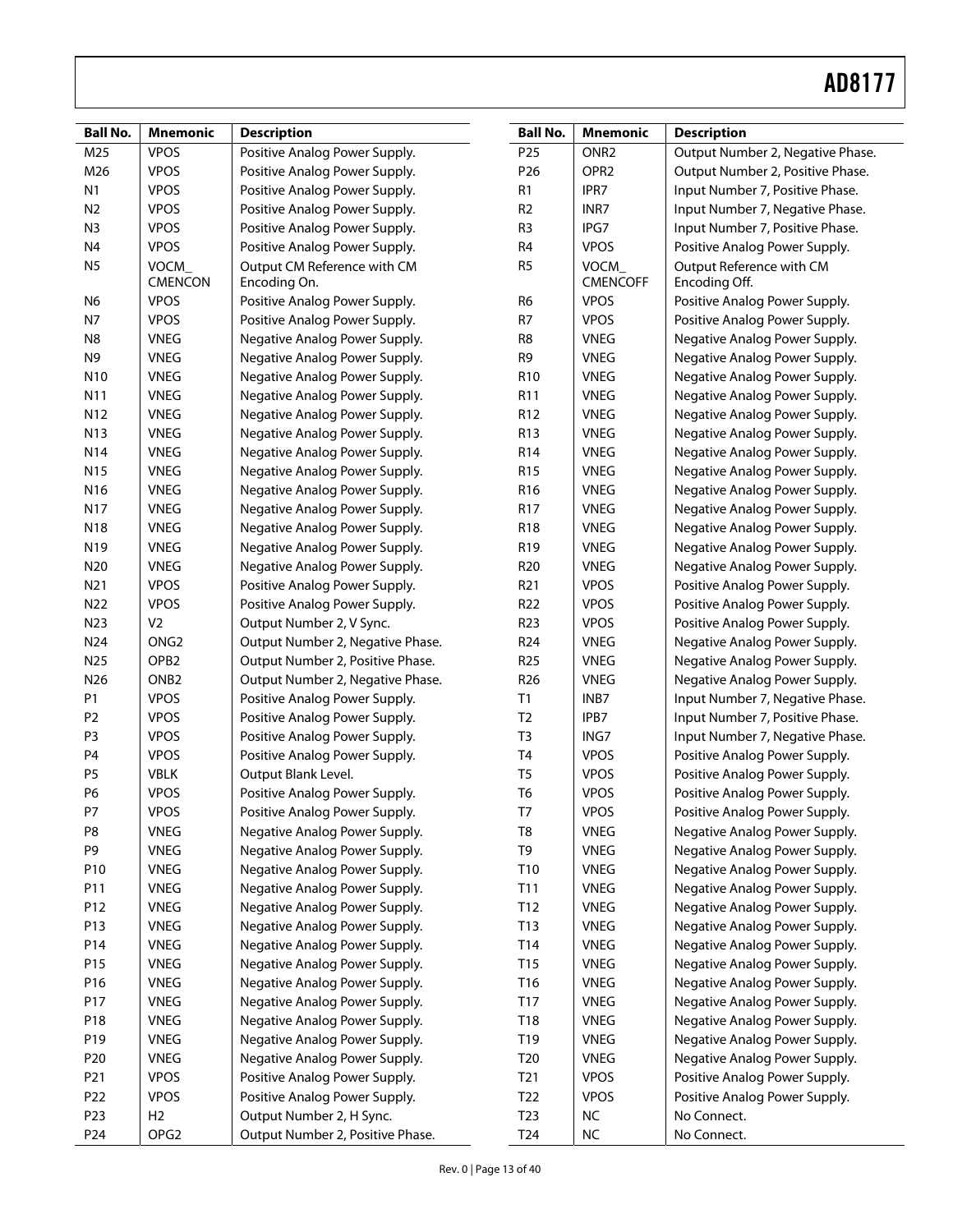| Ball No. | Mnemonic | Description |
|---|---|---|
| M25 | VPOS | Positive Analog Power Supply. |
| M26 | VPOS | Positive Analog Power Supply. |
| N1 | VPOS | Positive Analog Power Supply. |
| N2 | VPOS | Positive Analog Power Supply. |
| N3 | VPOS | Positive Analog Power Supply. |
| N4 | VPOS | Positive Analog Power Supply. |
| N5 | VOCM_ CMENCON | Output CM Reference with CM Encoding On. |
| N6 | VPOS | Positive Analog Power Supply. |
| N7 | VPOS | Positive Analog Power Supply. |
| N8 | VNEG | Negative Analog Power Supply. |
| N9 | VNEG | Negative Analog Power Supply. |
| N10 | VNEG | Negative Analog Power Supply. |
| N11 | VNEG | Negative Analog Power Supply. |
| N12 | VNEG | Negative Analog Power Supply. |
| N13 | VNEG | Negative Analog Power Supply. |
| N14 | VNEG | Negative Analog Power Supply. |
| N15 | VNEG | Negative Analog Power Supply. |
| N16 | VNEG | Negative Analog Power Supply. |
| N17 | VNEG | Negative Analog Power Supply. |
| N18 | VNEG | Negative Analog Power Supply. |
| N19 | VNEG | Negative Analog Power Supply. |
| N20 | VNEG | Negative Analog Power Supply. |
| N21 | VPOS | Positive Analog Power Supply. |
| N22 | VPOS | Positive Analog Power Supply. |
| N23 | V2 | Output Number 2, V Sync. |
| N24 | ONG2 | Output Number 2, Negative Phase. |
| N25 | OPB2 | Output Number 2, Positive Phase. |
| N26 | ONB2 | Output Number 2, Negative Phase. |
| P1 | VPOS | Positive Analog Power Supply. |
| P2 | VPOS | Positive Analog Power Supply. |
| P3 | VPOS | Positive Analog Power Supply. |
| P4 | VPOS | Positive Analog Power Supply. |
| P5 | VBLK | Output Blank Level. |
| P6 | VPOS | Positive Analog Power Supply. |
| P7 | VPOS | Positive Analog Power Supply. |
| P8 | VNEG | Negative Analog Power Supply. |
| P9 | VNEG | Negative Analog Power Supply. |
| P10 | VNEG | Negative Analog Power Supply. |
| P11 | VNEG | Negative Analog Power Supply. |
| P12 | VNEG | Negative Analog Power Supply. |
| P13 | VNEG | Negative Analog Power Supply. |
| P14 | VNEG | Negative Analog Power Supply. |
| P15 | VNEG | Negative Analog Power Supply. |
| P16 | VNEG | Negative Analog Power Supply. |
| P17 | VNEG | Negative Analog Power Supply. |
| P18 | VNEG | Negative Analog Power Supply. |
| P19 | VNEG | Negative Analog Power Supply. |
| P20 | VNEG | Negative Analog Power Supply. |
| P21 | VPOS | Positive Analog Power Supply. |
| P22 | VPOS | Positive Analog Power Supply. |
| P23 | H2 | Output Number 2, H Sync. |
| P24 | OPG2 | Output Number 2, Positive Phase. |
| P25 | ONR2 | Output Number 2, Negative Phase. |
| P26 | OPR2 | Output Number 2, Positive Phase. |
| R1 | IPR7 | Input Number 7, Positive Phase. |
| R2 | INR7 | Input Number 7, Negative Phase. |
| R3 | IPG7 | Input Number 7, Positive Phase. |
| R4 | VPOS | Positive Analog Power Supply. |
| R5 | VOCM_ CMENCOFF | Output Reference with CM Encoding Off. |
| R6 | VPOS | Positive Analog Power Supply. |
| R7 | VPOS | Positive Analog Power Supply. |
| R8 | VNEG | Negative Analog Power Supply. |
| R9 | VNEG | Negative Analog Power Supply. |
| R10 | VNEG | Negative Analog Power Supply. |
| R11 | VNEG | Negative Analog Power Supply. |
| R12 | VNEG | Negative Analog Power Supply. |
| R13 | VNEG | Negative Analog Power Supply. |
| R14 | VNEG | Negative Analog Power Supply. |
| R15 | VNEG | Negative Analog Power Supply. |
| R16 | VNEG | Negative Analog Power Supply. |
| R17 | VNEG | Negative Analog Power Supply. |
| R18 | VNEG | Negative Analog Power Supply. |
| R19 | VNEG | Negative Analog Power Supply. |
| R20 | VNEG | Negative Analog Power Supply. |
| R21 | VPOS | Positive Analog Power Supply. |
| R22 | VPOS | Positive Analog Power Supply. |
| R23 | VPOS | Positive Analog Power Supply. |
| R24 | VNEG | Negative Analog Power Supply. |
| R25 | VNEG | Negative Analog Power Supply. |
| R26 | VNEG | Negative Analog Power Supply. |
| T1 | INB7 | Input Number 7, Negative Phase. |
| T2 | IPB7 | Input Number 7, Positive Phase. |
| T3 | ING7 | Input Number 7, Negative Phase. |
| T4 | VPOS | Positive Analog Power Supply. |
| T5 | VPOS | Positive Analog Power Supply. |
| T6 | VPOS | Positive Analog Power Supply. |
| T7 | VPOS | Positive Analog Power Supply. |
| T8 | VNEG | Negative Analog Power Supply. |
| T9 | VNEG | Negative Analog Power Supply. |
| T10 | VNEG | Negative Analog Power Supply. |
| T11 | VNEG | Negative Analog Power Supply. |
| T12 | VNEG | Negative Analog Power Supply. |
| T13 | VNEG | Negative Analog Power Supply. |
| T14 | VNEG | Negative Analog Power Supply. |
| T15 | VNEG | Negative Analog Power Supply. |
| T16 | VNEG | Negative Analog Power Supply. |
| T17 | VNEG | Negative Analog Power Supply. |
| T18 | VNEG | Negative Analog Power Supply. |
| T19 | VNEG | Negative Analog Power Supply. |
| T20 | VNEG | Negative Analog Power Supply. |
| T21 | VPOS | Positive Analog Power Supply. |
| T22 | VPOS | Positive Analog Power Supply. |
| T23 | NC | No Connect. |
| T24 | NC | No Connect. |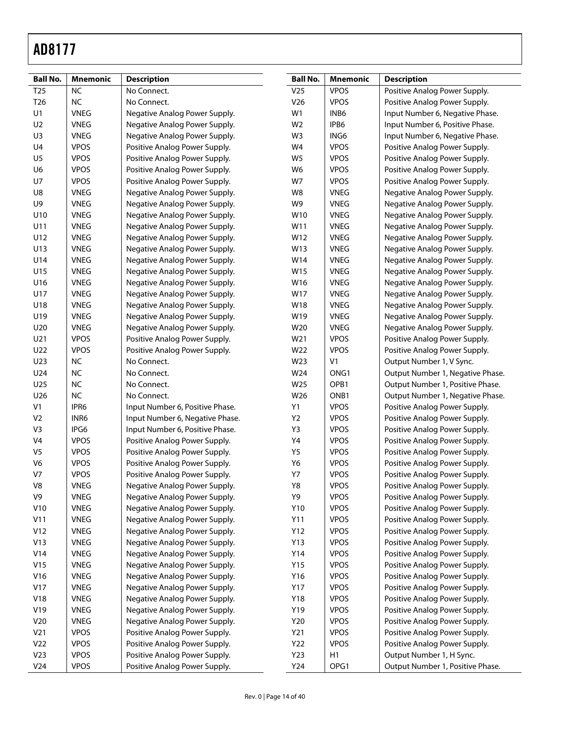| Ball No. | Mnemonic | Description |
|---|---|---|
| T25 | NC | No Connect. |
| T26 | NC | No Connect. |
| U1 | VNEG | Negative Analog Power Supply. |
| U2 | VNEG | Negative Analog Power Supply. |
| U3 | VNEG | Negative Analog Power Supply. |
| U4 | VPOS | Positive Analog Power Supply. |
| U5 | VPOS | Positive Analog Power Supply. |
| U6 | VPOS | Positive Analog Power Supply. |
| U7 | VPOS | Positive Analog Power Supply. |
| U8 | VNEG | Negative Analog Power Supply. |
| U9 | VNEG | Negative Analog Power Supply. |
| U10 | VNEG | Negative Analog Power Supply. |
| U11 | VNEG | Negative Analog Power Supply. |
| U12 | VNEG | Negative Analog Power Supply. |
| U13 | VNEG | Negative Analog Power Supply. |
| U14 | VNEG | Negative Analog Power Supply. |
| U15 | VNEG | Negative Analog Power Supply. |
| U16 | VNEG | Negative Analog Power Supply. |
| U17 | VNEG | Negative Analog Power Supply. |
| U18 | VNEG | Negative Analog Power Supply. |
| U19 | VNEG | Negative Analog Power Supply. |
| U20 | VNEG | Negative Analog Power Supply. |
| U21 | VPOS | Positive Analog Power Supply. |
| U22 | VPOS | Positive Analog Power Supply. |
| U23 | NC | No Connect. |
| U24 | NC | No Connect. |
| U25 | NC | No Connect. |
| U26 | NC | No Connect. |
| V1 | IPR6 | Input Number 6, Positive Phase. |
| V2 | INR6 | Input Number 6, Negative Phase. |
| V3 | IPG6 | Input Number 6, Positive Phase. |
| V4 | VPOS | Positive Analog Power Supply. |
| V5 | VPOS | Positive Analog Power Supply. |
| V6 | VPOS | Positive Analog Power Supply. |
| V7 | VPOS | Positive Analog Power Supply. |
| V8 | VNEG | Negative Analog Power Supply. |
| V9 | VNEG | Negative Analog Power Supply. |
| V10 | VNEG | Negative Analog Power Supply. |
| V11 | VNEG | Negative Analog Power Supply. |
| V12 | VNEG | Negative Analog Power Supply. |
| V13 | VNEG | Negative Analog Power Supply. |
| V14 | VNEG | Negative Analog Power Supply. |
| V15 | VNEG | Negative Analog Power Supply. |
| V16 | VNEG | Negative Analog Power Supply. |
| V17 | VNEG | Negative Analog Power Supply. |
| V18 | VNEG | Negative Analog Power Supply. |
| V19 | VNEG | Negative Analog Power Supply. |
| V20 | VNEG | Negative Analog Power Supply. |
| V21 | VPOS | Positive Analog Power Supply. |
| V22 | VPOS | Positive Analog Power Supply. |
| V23 | VPOS | Positive Analog Power Supply. |
| V24 | VPOS | Positive Analog Power Supply. |
| V25 | VPOS | Positive Analog Power Supply. |
| V26 | VPOS | Positive Analog Power Supply. |
| W1 | INB6 | Input Number 6, Negative Phase. |
| W2 | IPB6 | Input Number 6, Positive Phase. |
| W3 | ING6 | Input Number 6, Negative Phase. |
| W4 | VPOS | Positive Analog Power Supply. |
| W5 | VPOS | Positive Analog Power Supply. |
| W6 | VPOS | Positive Analog Power Supply. |
| W7 | VPOS | Positive Analog Power Supply. |
| W8 | VNEG | Negative Analog Power Supply. |
| W9 | VNEG | Negative Analog Power Supply. |
| W10 | VNEG | Negative Analog Power Supply. |
| W11 | VNEG | Negative Analog Power Supply. |
| W12 | VNEG | Negative Analog Power Supply. |
| W13 | VNEG | Negative Analog Power Supply. |
| W14 | VNEG | Negative Analog Power Supply. |
| W15 | VNEG | Negative Analog Power Supply. |
| W16 | VNEG | Negative Analog Power Supply. |
| W17 | VNEG | Negative Analog Power Supply. |
| W18 | VNEG | Negative Analog Power Supply. |
| W19 | VNEG | Negative Analog Power Supply. |
| W20 | VNEG | Negative Analog Power Supply. |
| W21 | VPOS | Positive Analog Power Supply. |
| W22 | VPOS | Positive Analog Power Supply. |
| W23 | V1 | Output Number 1, V Sync. |
| W24 | ONG1 | Output Number 1, Negative Phase. |
| W25 | OPB1 | Output Number 1, Positive Phase. |
| W26 | ONB1 | Output Number 1, Negative Phase. |
| Y1 | VPOS | Positive Analog Power Supply. |
| Y2 | VPOS | Positive Analog Power Supply. |
| Y3 | VPOS | Positive Analog Power Supply. |
| Y4 | VPOS | Positive Analog Power Supply. |
| Y5 | VPOS | Positive Analog Power Supply. |
| Y6 | VPOS | Positive Analog Power Supply. |
| Y7 | VPOS | Positive Analog Power Supply. |
| Y8 | VPOS | Positive Analog Power Supply. |
| Y9 | VPOS | Positive Analog Power Supply. |
| Y10 | VPOS | Positive Analog Power Supply. |
| Y11 | VPOS | Positive Analog Power Supply. |
| Y12 | VPOS | Positive Analog Power Supply. |
| Y13 | VPOS | Positive Analog Power Supply. |
| Y14 | VPOS | Positive Analog Power Supply. |
| Y15 | VPOS | Positive Analog Power Supply. |
| Y16 | VPOS | Positive Analog Power Supply. |
| Y17 | VPOS | Positive Analog Power Supply. |
| Y18 | VPOS | Positive Analog Power Supply. |
| Y19 | VPOS | Positive Analog Power Supply. |
| Y20 | VPOS | Positive Analog Power Supply. |
| Y21 | VPOS | Positive Analog Power Supply. |
| Y22 | VPOS | Positive Analog Power Supply. |
| Y23 | H1 | Output Number 1, H Sync. |
| Y24 | OPG1 | Output Number 1, Positive Phase. |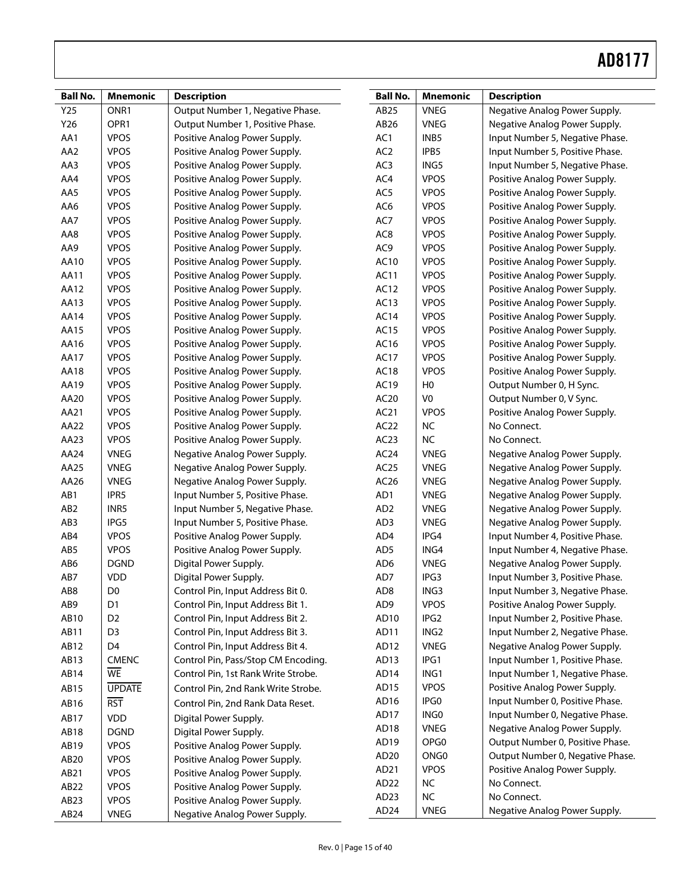| Ball No. | Mnemonic | Description |
|---|---|---|
| Y25 | ONR1 | Output Number 1, Negative Phase. |
| Y26 | OPR1 | Output Number 1, Positive Phase. |
| AA1 | VPOS | Positive Analog Power Supply. |
| AA2 | VPOS | Positive Analog Power Supply. |
| AA3 | VPOS | Positive Analog Power Supply. |
| AA4 | VPOS | Positive Analog Power Supply. |
| AA5 | VPOS | Positive Analog Power Supply. |
| AA6 | VPOS | Positive Analog Power Supply. |
| AA7 | VPOS | Positive Analog Power Supply. |
| AA8 | VPOS | Positive Analog Power Supply. |
| AA9 | VPOS | Positive Analog Power Supply. |
| AA10 | VPOS | Positive Analog Power Supply. |
| AA11 | VPOS | Positive Analog Power Supply. |
| AA12 | VPOS | Positive Analog Power Supply. |
| AA13 | VPOS | Positive Analog Power Supply. |
| AA14 | VPOS | Positive Analog Power Supply. |
| AA15 | VPOS | Positive Analog Power Supply. |
| AA16 | VPOS | Positive Analog Power Supply. |
| AA17 | VPOS | Positive Analog Power Supply. |
| AA18 | VPOS | Positive Analog Power Supply. |
| AA19 | VPOS | Positive Analog Power Supply. |
| AA20 | VPOS | Positive Analog Power Supply. |
| AA21 | VPOS | Positive Analog Power Supply. |
| AA22 | VPOS | Positive Analog Power Supply. |
| AA23 | VPOS | Positive Analog Power Supply. |
| AA24 | VNEG | Negative Analog Power Supply. |
| AA25 | VNEG | Negative Analog Power Supply. |
| AA26 | VNEG | Negative Analog Power Supply. |
| AB1 | IPR5 | Input Number 5, Positive Phase. |
| AB2 | INR5 | Input Number 5, Negative Phase. |
| AB3 | IPG5 | Input Number 5, Positive Phase. |
| AB4 | VPOS | Positive Analog Power Supply. |
| AB5 | VPOS | Positive Analog Power Supply. |
| AB6 | DGND | Digital Power Supply. |
| AB7 | VDD | Digital Power Supply. |
| AB8 | D0 | Control Pin, Input Address Bit 0. |
| AB9 | D1 | Control Pin, Input Address Bit 1. |
| AB10 | D2 | Control Pin, Input Address Bit 2. |
| AB11 | D3 | Control Pin, Input Address Bit 3. |
| AB12 | D4 | Control Pin, Input Address Bit 4. |
| AB13 | CMENC | Control Pin, Pass/Stop CM Encoding. |
| AB14 | $\overline{\text{WE}}$ | Control Pin, 1st Rank Write Strobe. |
| AB15 | $\overline{\text{UPDATE}}$ | Control Pin, 2nd Rank Write Strobe. |
| AB16 | $\overline{\text{RST}}$ | Control Pin, 2nd Rank Data Reset. |
| AB17 | VDD | Digital Power Supply. |
| AB18 | DGND | Digital Power Supply. |
| AB19 | VPOS | Positive Analog Power Supply. |
| AB20 | VPOS | Positive Analog Power Supply. |
| AB21 | VPOS | Positive Analog Power Supply. |
| AB22 | VPOS | Positive Analog Power Supply. |
| AB23 | VPOS | Positive Analog Power Supply. |
| AB24 | VNEG | Negative Analog Power Supply. |
| AB25 | VNEG | Negative Analog Power Supply. |
| AB26 | VNEG | Negative Analog Power Supply. |
| AC1 | INB5 | Input Number 5, Negative Phase. |
| AC2 | IPB5 | Input Number 5, Positive Phase. |
| AC3 | ING5 | Input Number 5, Negative Phase. |
| AC4 | VPOS | Positive Analog Power Supply. |
| AC5 | VPOS | Positive Analog Power Supply. |
| AC6 | VPOS | Positive Analog Power Supply. |
| AC7 | VPOS | Positive Analog Power Supply. |
| AC8 | VPOS | Positive Analog Power Supply. |
| AC9 | VPOS | Positive Analog Power Supply. |
| AC10 | VPOS | Positive Analog Power Supply. |
| AC11 | VPOS | Positive Analog Power Supply. |
| AC12 | VPOS | Positive Analog Power Supply. |
| AC13 | VPOS | Positive Analog Power Supply. |
| AC14 | VPOS | Positive Analog Power Supply. |
| AC15 | VPOS | Positive Analog Power Supply. |
| AC16 | VPOS | Positive Analog Power Supply. |
| AC17 | VPOS | Positive Analog Power Supply. |
| AC18 | VPOS | Positive Analog Power Supply. |
| AC19 | H0 | Output Number 0, H Sync. |
| AC20 | V0 | Output Number 0, V Sync. |
| AC21 | VPOS | Positive Analog Power Supply. |
| AC22 | NC | No Connect. |
| AC23 | NC | No Connect. |
| AC24 | VNEG | Negative Analog Power Supply. |
| AC25 | VNEG | Negative Analog Power Supply. |
| AC26 | VNEG | Negative Analog Power Supply. |
| AD1 | VNEG | Negative Analog Power Supply. |
| AD2 | VNEG | Negative Analog Power Supply. |
| AD3 | VNEG | Negative Analog Power Supply. |
| AD4 | IPG4 | Input Number 4, Positive Phase. |
| AD5 | ING4 | Input Number 4, Negative Phase. |
| AD6 | VNEG | Negative Analog Power Supply. |
| AD7 | IPG3 | Input Number 3, Positive Phase. |
| AD8 | ING3 | Input Number 3, Negative Phase. |
| AD9 | VPOS | Positive Analog Power Supply. |
| AD10 | IPG2 | Input Number 2, Positive Phase. |
| AD11 | ING2 | Input Number 2, Negative Phase. |
| AD12 | VNEG | Negative Analog Power Supply. |
| AD13 | IPG1 | Input Number 1, Positive Phase. |
| AD14 | ING1 | Input Number 1, Negative Phase. |
| AD15 | VPOS | Positive Analog Power Supply. |
| AD16 | IPG0 | Input Number 0, Positive Phase. |
| AD17 | ING0 | Input Number 0, Negative Phase. |
| AD18 | VNEG | Negative Analog Power Supply. |
| AD19 | OPG0 | Output Number 0, Positive Phase. |
| AD20 | ONG0 | Output Number 0, Negative Phase. |
| AD21 | VPOS | Positive Analog Power Supply. |
| AD22 | NC | No Connect. |
| AD23 | NC | No Connect. |
| AD24 | VNEG | Negative Analog Power Supply. |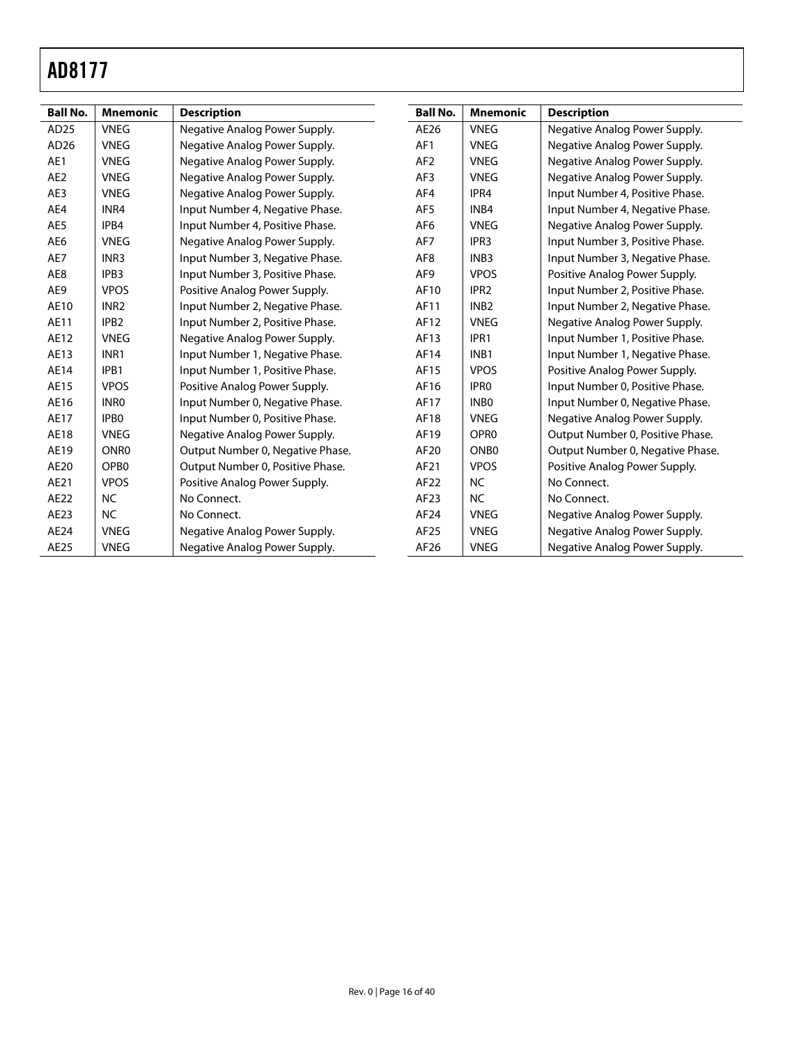| Ball No. | Mnemonic | Description |
| --- | --- | --- |
| AD25 | VNEG | Negative Analog Power Supply. |
| AD26 | VNEG | Negative Analog Power Supply. |
| AE1 | VNEG | Negative Analog Power Supply. |
| AE2 | VNEG | Negative Analog Power Supply. |
| AE3 | VNEG | Negative Analog Power Supply. |
| AE4 | INR4 | Input Number 4, Negative Phase. |
| AE5 | IPB4 | Input Number 4, Positive Phase. |
| AE6 | VNEG | Negative Analog Power Supply. |
| AE7 | INR3 | Input Number 3, Negative Phase. |
| AE8 | IPB3 | Input Number 3, Positive Phase. |
| AE9 | VPOS | Positive Analog Power Supply. |
| AE10 | INR2 | Input Number 2, Negative Phase. |
| AE11 | IPB2 | Input Number 2, Positive Phase. |
| AE12 | VNEG | Negative Analog Power Supply. |
| AE13 | INR1 | Input Number 1, Negative Phase. |
| AE14 | IPB1 | Input Number 1, Positive Phase. |
| AE15 | VPOS | Positive Analog Power Supply. |
| AE16 | INR0 | Input Number 0, Negative Phase. |
| AE17 | IPB0 | Input Number 0, Positive Phase. |
| AE18 | VNEG | Negative Analog Power Supply. |
| AE19 | ONR0 | Output Number 0, Negative Phase. |
| AE20 | OPB0 | Output Number 0, Positive Phase. |
| AE21 | VPOS | Positive Analog Power Supply. |
| AE22 | NC | No Connect. |
| AE23 | NC | No Connect. |
| AE24 | VNEG | Negative Analog Power Supply. |
| AE25 | VNEG | Negative Analog Power Supply. |
| AE26 | VNEG | Negative Analog Power Supply. |
| AF1 | VNEG | Negative Analog Power Supply. |
| AF2 | VNEG | Negative Analog Power Supply. |
| AF3 | VNEG | Negative Analog Power Supply. |
| AF4 | IPR4 | Input Number 4, Positive Phase. |
| AF5 | INB4 | Input Number 4, Negative Phase. |
| AF6 | VNEG | Negative Analog Power Supply. |
| AF7 | IPR3 | Input Number 3, Positive Phase. |
| AF8 | INB3 | Input Number 3, Negative Phase. |
| AF9 | VPOS | Positive Analog Power Supply. |
| AF10 | IPR2 | Input Number 2, Positive Phase. |
| AF11 | INB2 | Input Number 2, Negative Phase. |
| AF12 | VNEG | Negative Analog Power Supply. |
| AF13 | IPR1 | Input Number 1, Positive Phase. |
| AF14 | INB1 | Input Number 1, Negative Phase. |
| AF15 | VPOS | Positive Analog Power Supply. |
| AF16 | IPR0 | Input Number 0, Positive Phase. |
| AF17 | INB0 | Input Number 0, Negative Phase. |
| AF18 | VNEG | Negative Analog Power Supply. |
| AF19 | OPR0 | Output Number 0, Positive Phase. |
| AF20 | ONB0 | Output Number 0, Negative Phase. |
| AF21 | VPOS | Positive Analog Power Supply. |
| AF22 | NC | No Connect. |
| AF23 | NC | No Connect. |
| AF24 | VNEG | Negative Analog Power Supply. |
| AF25 | VNEG | Negative Analog Power Supply. |
| AF26 | VNEG | Negative Analog Power Supply. |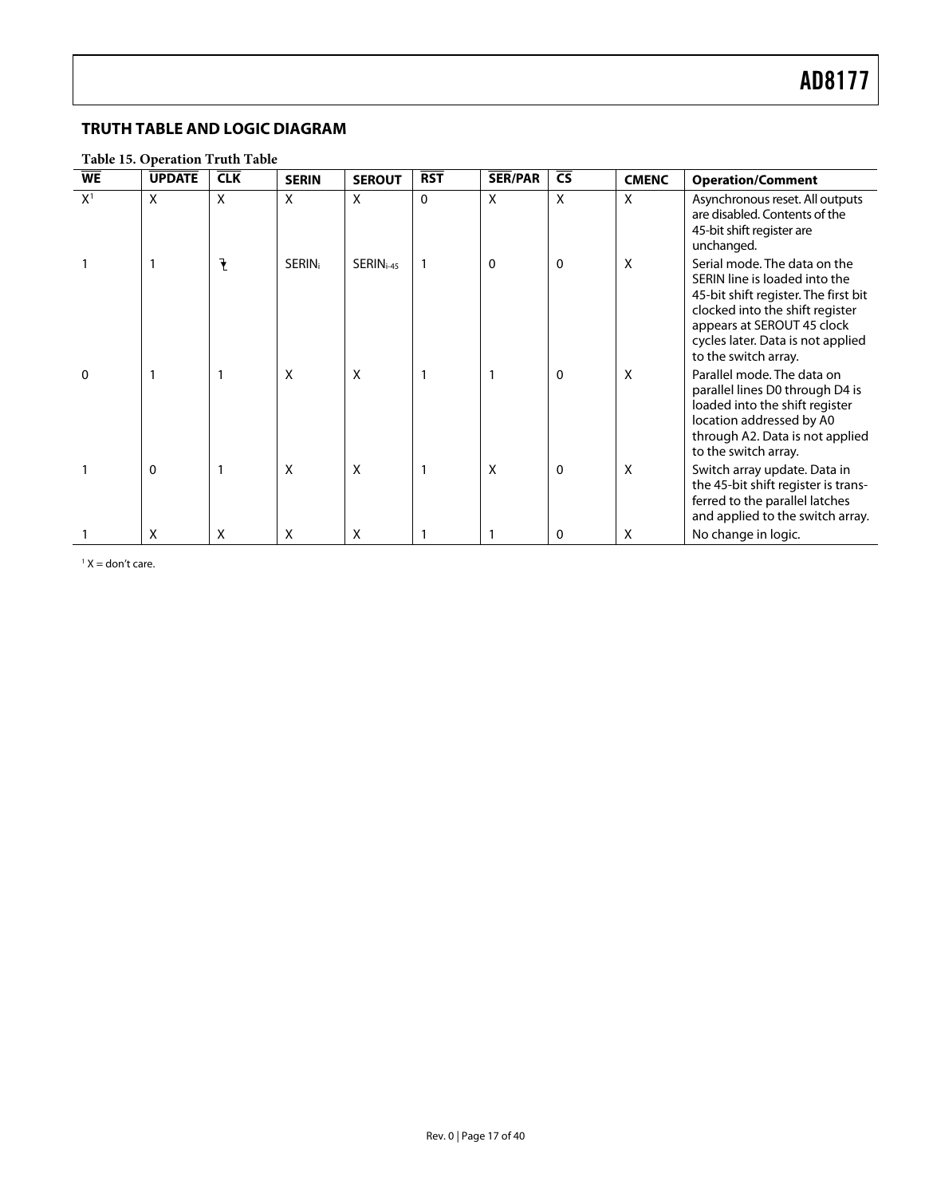## TRUTH TABLE AND LOGIC DIAGRAM

**Table 15. Operation Truth Table**

| $\overline{\text{WE}}$ | $\overline{\text{UPDATE}}$ | $\overline{\text{CLK}}$ | SERIN | SEROUT | $\overline{\text{RST}}$ | $\overline{\text{SER}}$/PAR | $\overline{\text{CS}}$ | CMENC | Operation/Comment |
|---|---|---|---|---|---|---|---|---|---|
| X[1] | X | X | X | X | 0 | X | X | X | Asynchronous reset. All outputs are disabled. Contents of the 45-bit shift register are unchanged. |
| 1 | 1 | ↓ | $\text{SERIN}_i$ | $\text{SERIN}_{i-45}$ | 1 | 0 | 0 | X | Serial mode. The data on the SERIN line is loaded into the 45-bit shift register. The first bit clocked into the shift register appears at SEROUT 45 clock cycles later. Data is not applied to the switch array. |
| 0 | 1 | 1 | X | X | 1 | 1 | 0 | X | Parallel mode. The data on parallel lines D0 through D4 is loaded into the shift register location addressed by A0 through A2. Data is not applied to the switch array. |
| 1 | 0 | 1 | X | X | 1 | X | 0 | X | Switch array update. Data in the 45-bit shift register is transferred to the parallel latches and applied to the switch array. |
| 1 | X | X | X | X | 1 | 1 | 0 | X | No change in logic. |

[1] X = don't care.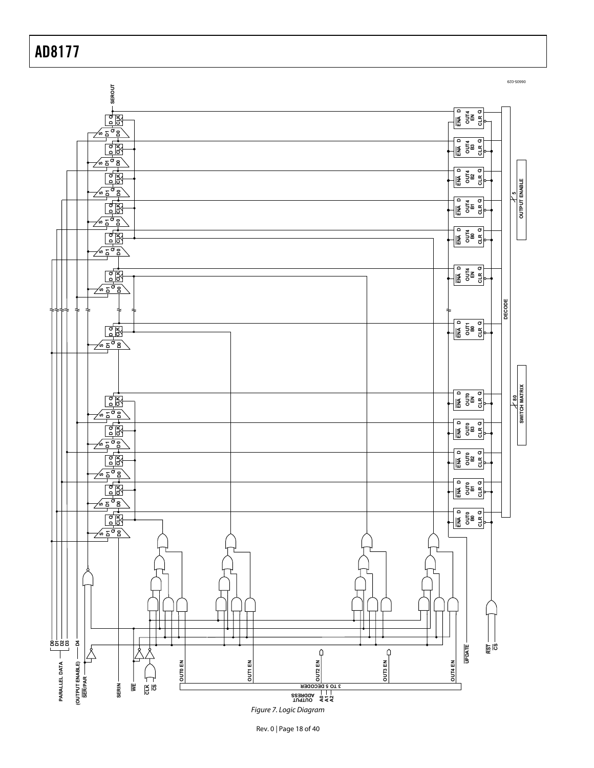PARALLEL DATA
D0
D1
D2
D3
(OUTPUT ENABLE)
D4
$\overline{\text{SER}}$/PAR
SERIN
$\overline{\text{WE}}$
$\overline{\text{CLK}}$
$\overline{\text{CS}}$
SEROUT
OUT0 EN
OUT1 EN
OUT2 EN
OUT3 EN
OUT4 EN
3 TO 5 DECODER
OUTPUT ADDRESS
A0
A1
A2
$\overline{\text{UPDATE}}$
$\overline{\text{RST}}$
$\overline{\text{CS}}$
OUT4 EN
OUT4 B3
OUT4 B2
OUT4 B1
OUT4 B0
OUT1 B0
OUT0 EN
OUT0 B3
OUT0 B2
OUT0 B1
OUT0 B0
DECODE
5
OUTPUT ENABLE
80
SWITCH MATRIX
06605-029

Figure 7. Logic Diagram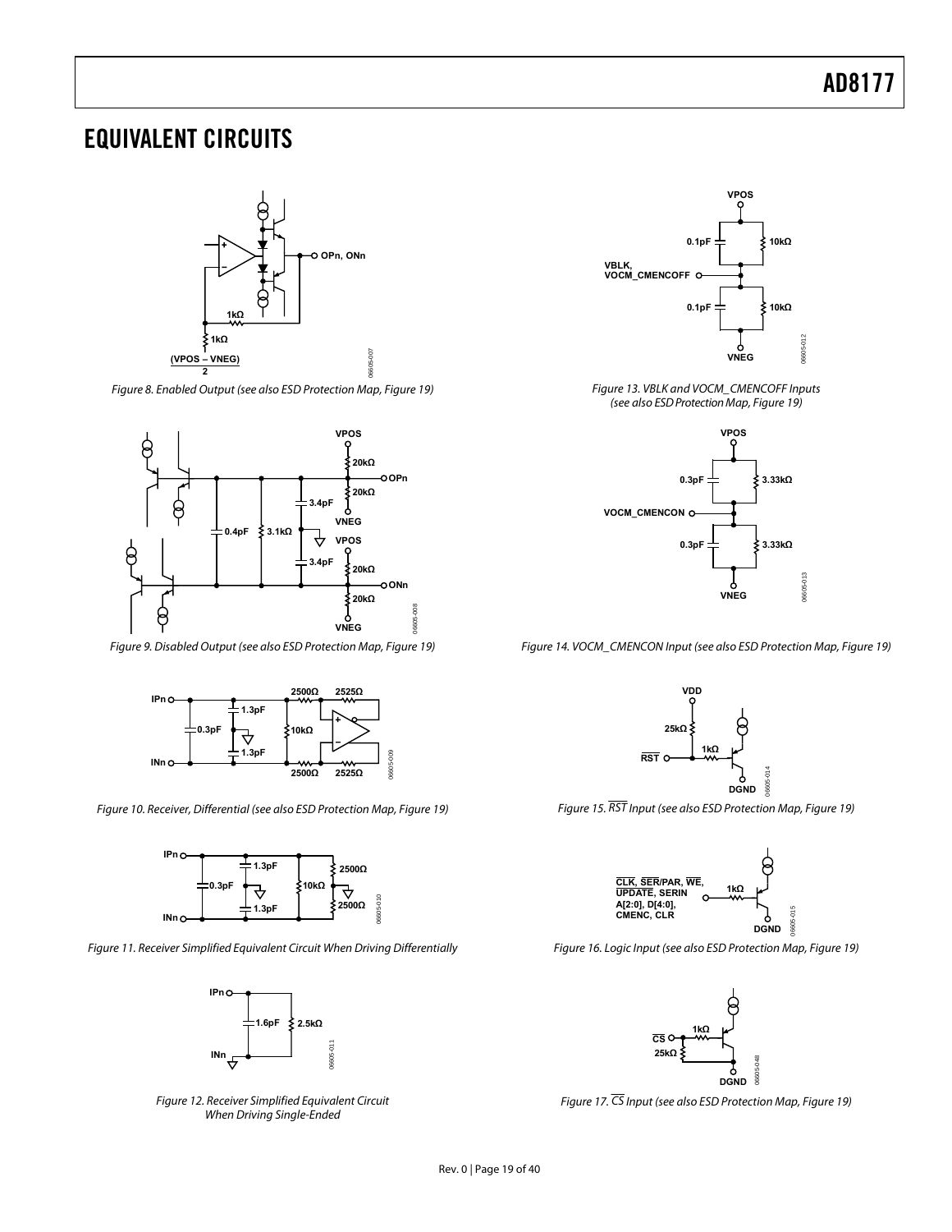# EQUIVALENT CIRCUITS

OPn, ONn

1kΩ

1kΩ

(VPOS – VNEG)
2

06605-007

Figure 8. Enabled Output (see also ESD Protection Map, Figure 19)

VPOS

20kΩ

OPn

20kΩ

3.4pF

VNEG

0.4pF

3.1kΩ

VPOS

3.4pF

20kΩ

ONn

20kΩ

VNEG

06605-008

Figure 9. Disabled Output (see also ESD Protection Map, Figure 19)

IPn

2500Ω

2525Ω

1.3pF

0.3pF

10kΩ

+

–

1.3pF

INn

2500Ω

2525Ω

06605-009

Figure 10. Receiver, Differential (see also ESD Protection Map, Figure 19)

IPn

1.3pF

2500Ω

0.3pF

10kΩ

1.3pF

2500Ω

INn

06605-010

Figure 11. Receiver Simplified Equivalent Circuit When Driving Differentially

IPn

1.6pF

2.5kΩ

INn

06605-011

Figure 12. Receiver Simplified Equivalent Circuit When Driving Single-Ended

VPOS

0.1pF

10kΩ

VBLK,
VOCM_CMENCOFF

0.1pF

10kΩ

VNEG

06605-012

Figure 13. VBLK and VOCM_CMENCOFF Inputs (see also ESD Protection Map, Figure 19)

VPOS

0.3pF

3.33kΩ

VOCM_CMENCON

0.3pF

3.33kΩ

VNEG

06605-013

Figure 14. VOCM_CMENCON Input (see also ESD Protection Map, Figure 19)

VDD

25kΩ

1kΩ

$\overline{\text{RST}}$

DGND

06605-014

Figure 15. $\overline{\text{RST}}$ Input (see also ESD Protection Map, Figure 19)

$\overline{\text{CLK}}$, $\overline{\text{SER}}$/PAR, $\overline{\text{WE}}$,
$\overline{\text{UPDATE}}$, SERIN
A[2:0], D[4:0],
CMENC, CLR

1kΩ

DGND

06605-015

Figure 16. Logic Input (see also ESD Protection Map, Figure 19)

1kΩ

$\overline{\text{CS}}$

25kΩ

DGND

06605-048

Figure 17. $\overline{\text{CS}}$ Input (see also ESD Protection Map, Figure 19)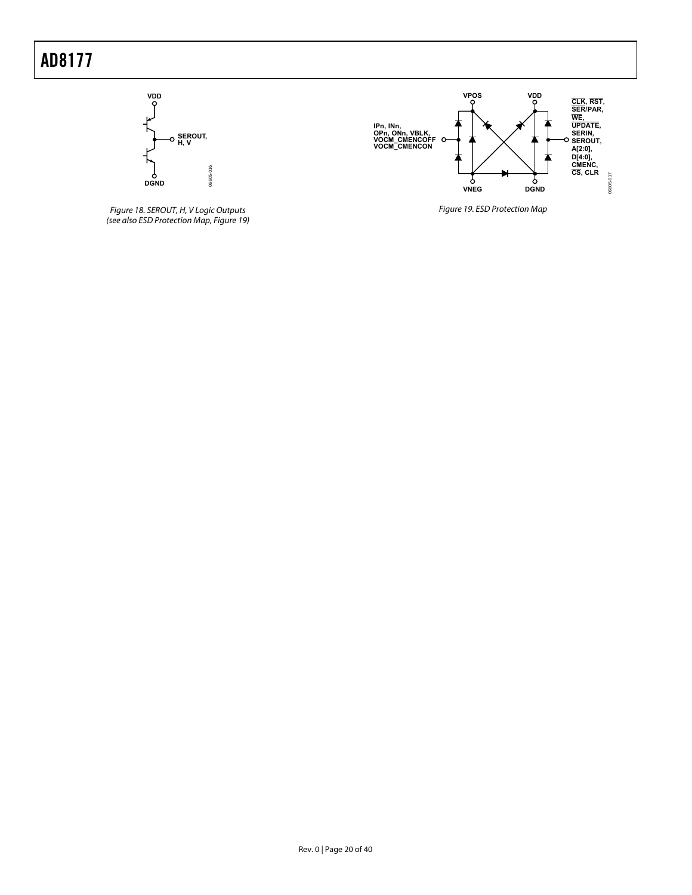VDD

SEROUT,
H, V

DGND

06605-016

Figure 18. SEROUT, H, V Logic Outputs
(see also ESD Protection Map, Figure 19)

VPOS

VDD

IPn, INn,
OPn, ONn, VBLK,
VOCM_CMENCOFF
VOCM_CMENCON

CLK, RST,
SER/PAR,
WE,
UPDATE,
SERIN,
SEROUT,
A[2:0],
D[4:0],
CMENC,
CS, CLR

VNEG

DGND

06605-017

Figure 19. ESD Protection Map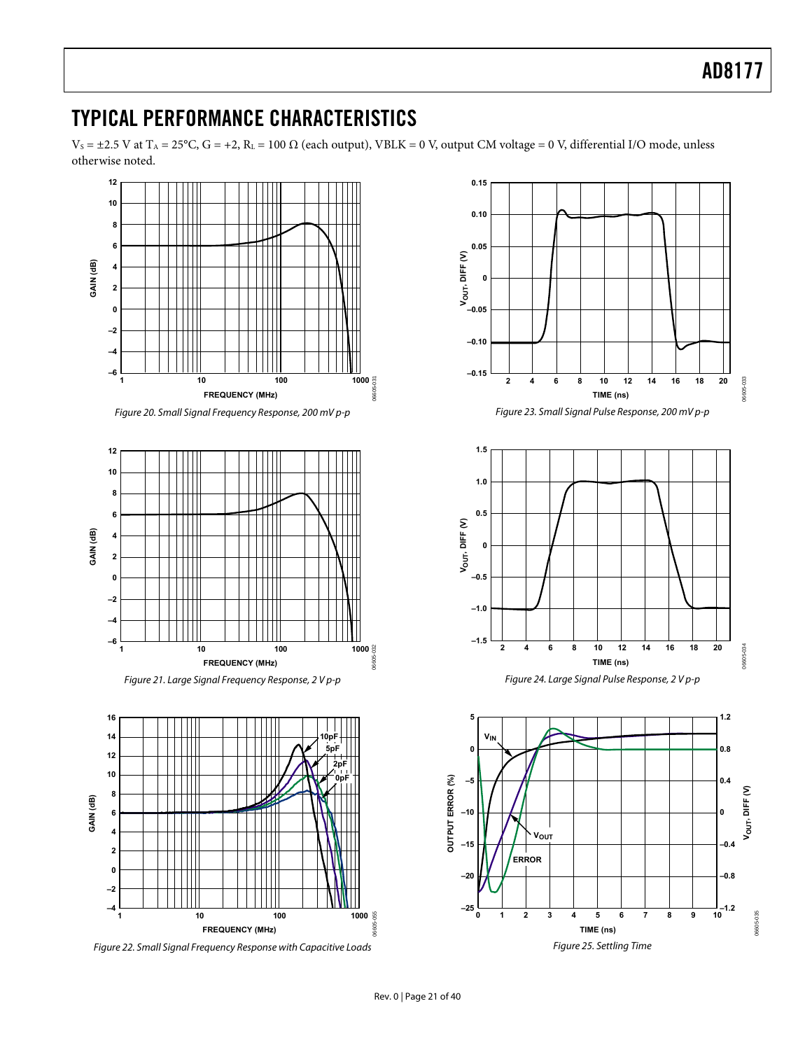## TYPICAL PERFORMANCE CHARACTERISTICS

$V_S = \pm 2.5$ V at $T_A = 25°C$, G = +2, $R_L = 100\ \Omega$ (each output), VBLK = 0 V, output CM voltage = 0 V, differential I/O mode, unless otherwise noted.

GAIN (dB)
12
10
8
6
4
2
0
−2
−4
−6
1
10
100
1000
FREQUENCY (MHz)
06605-031

*Figure 20. Small Signal Frequency Response, 200 mV p-p*

GAIN (dB)
12
10
8
6
4
2
0
−2
−4
−6
1
10
100
1000
FREQUENCY (MHz)
06605-032

*Figure 21. Large Signal Frequency Response, 2 V p-p*

GAIN (dB)
16
14
12
10
8
6
4
2
0
−2
−4
1
10
100
1000
FREQUENCY (MHz)
10pF
5pF
2pF
0pF
06605-055

*Figure 22. Small Signal Frequency Response with Capacitive Loads*

$V_{OUT}$, DIFF (V)
0.15
0.10
0.05
0
−0.05
−0.10
−0.15
2
4
6
8
10
12
14
16
18
20
TIME (ns)
06605-033

*Figure 23. Small Signal Pulse Response, 200 mV p-p*

$V_{OUT}$, DIFF (V)
1.5
1.0
0.5
0
−0.5
−1.0
−1.5
2
4
6
8
10
12
14
16
18
20
TIME (ns)
06605-034

*Figure 24. Large Signal Pulse Response, 2 V p-p*

OUTPUT ERROR (%)
5
0
−5
−10
−15
−20
−25
0
1
2
3
4
5
6
7
8
9
10
TIME (ns)
$V_{OUT}$, DIFF (V)
1.2
0.8
0.4
0
−0.4
−0.8
−1.2
$V_{IN}$
$V_{OUT}$
ERROR
06605-035

*Figure 25. Settling Time*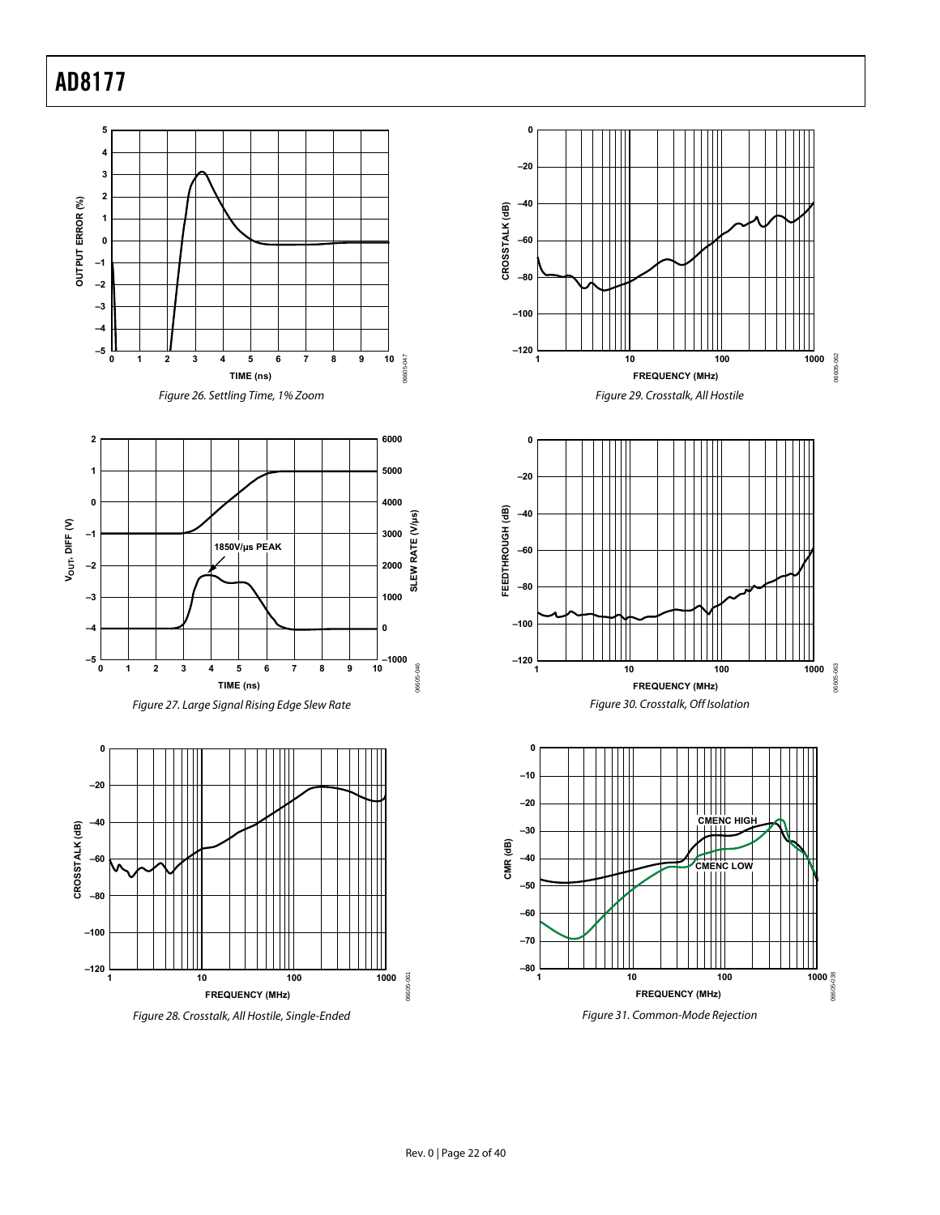5
4
3
2
1
0
–1
–2
–3
–4
–5

OUTPUT ERROR (%)

0 1 2 3 4 5 6 7 8 9 10

TIME (ns)

06605-047

*Figure 26. Settling Time, 1% Zoom*

2
1
0
–1
–2
–3
–4
–5

$V_{OUT}$, DIFF (V)

6000
5000
4000
3000
2000
1000
0
–1000

SLEW RATE (V/µs)

1850V/µs PEAK

0 1 2 3 4 5 6 7 8 9 10

TIME (ns)

06605-046

*Figure 27. Large Signal Rising Edge Slew Rate*

0
–20
–40
–60
–80
–100
–120

CROSSTALK (dB)

1 10 100 1000

FREQUENCY (MHz)

06605-061

*Figure 28. Crosstalk, All Hostile, Single-Ended*

0
–20
–40
–60
–80
–100
–120

CROSSTALK (dB)

1 10 100 1000

FREQUENCY (MHz)

06605-062

*Figure 29. Crosstalk, All Hostile*

0
–20
–40
–60
–80
–100
–120

FEEDTHROUGH (dB)

1 10 100 1000

FREQUENCY (MHz)

06605-063

*Figure 30. Crosstalk, Off Isolation*

0
–10
–20
–30
–40
–50
–60
–70
–80

CMR (dB)

CMENC HIGH

CMENC LOW

1 10 100 1000

FREQUENCY (MHz)

06605-038

*Figure 31. Common-Mode Rejection*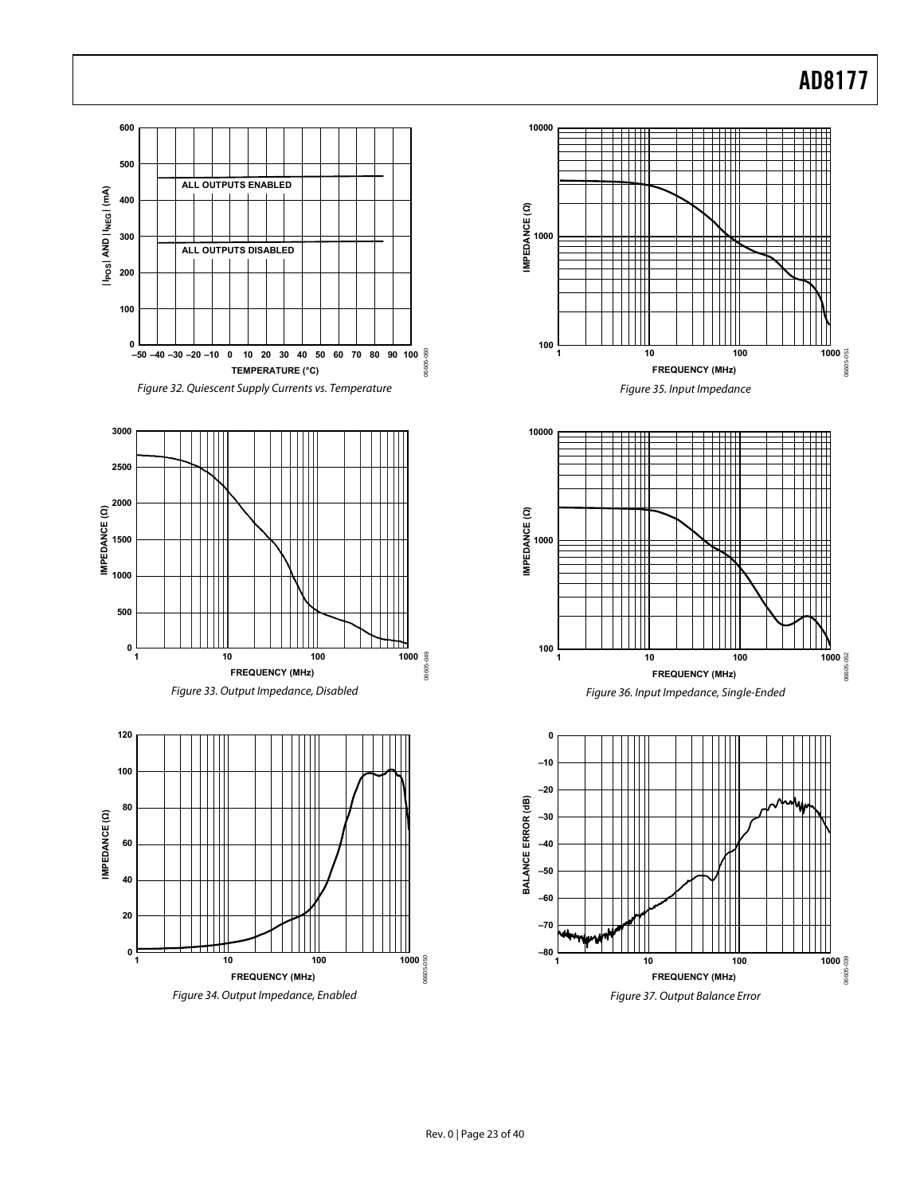ALL OUTPUTS ENABLED

ALL OUTPUTS DISABLED

$|I_{POS}|$ AND $|I_{NEG}|$ (mA)

600
500
400
300
200
100
0

–50 –40 –30 –20 –10 0 10 20 30 40 50 60 70 80 90 100

TEMPERATURE (°C)

06605-060

Figure 32. Quiescent Supply Currents vs. Temperature

IMPEDANCE (Ω)

3000
2500
2000
1500
1000
500
0

1 10 100 1000

FREQUENCY (MHz)

06605-049

Figure 33. Output Impedance, Disabled

IMPEDANCE (Ω)

120
100
80
60
40
20
0

1 10 100 1000

FREQUENCY (MHz)

06605-050

Figure 34. Output Impedance, Enabled

IMPEDANCE (Ω)

10000
1000
100

1 10 100 1000

FREQUENCY (MHz)

06605-051

Figure 35. Input Impedance

IMPEDANCE (Ω)

10000
1000
100

1 10 100 1000

FREQUENCY (MHz)

06605-052

Figure 36. Input Impedance, Single-Ended

BALANCE ERROR (dB)

0
–10
–20
–30
–40
–50
–60
–70
–80

1 10 100 1000

FREQUENCY (MHz)

06605-039

Figure 37. Output Balance Error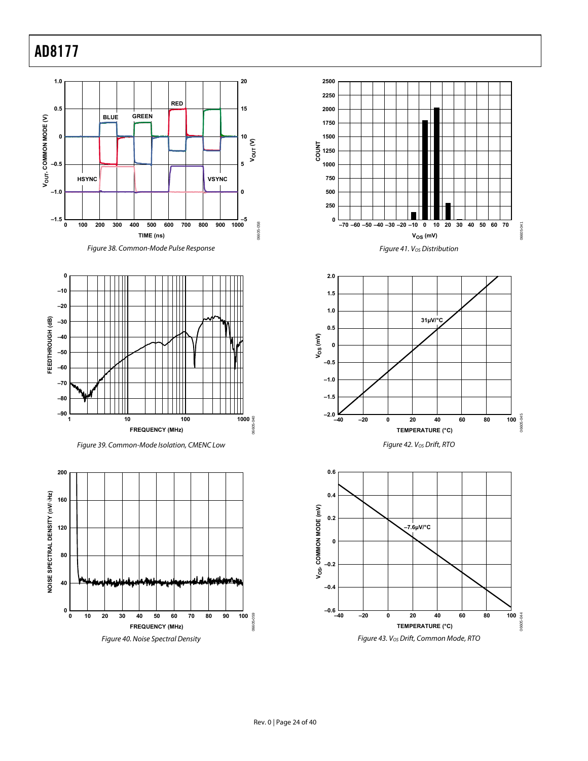1.0
0.5
0
−0.5
−1.0
−1.5
$V_{OUT}$, COMMON MODE (V)
20
15
10
5
0
−5
$V_{OUT}$ (V)
BLUE
GREEN
RED
HSYNC
VSYNC
0 100 200 300 400 500 600 700 800 900 1000
TIME (ns)
06605-058

Figure 38. Common-Mode Pulse Response

0
−10
−20
−30
−40
−50
−60
−70
−80
−90
FEEDTHROUGH (dB)
1 10 100 1000
FREQUENCY (MHz)
06605-040

Figure 39. Common-Mode Isolation, CMENC Low

200
160
120
80
40
0
NOISE SPECTRAL DENSITY (nV/√Hz)
0 10 20 30 40 50 60 70 80 90 100
FREQUENCY (MHz)
06605-059

Figure 40. Noise Spectral Density

2500
2250
2000
1750
1500
1250
1000
750
500
250
0
COUNT
−70 −60 −50 −40 −30 −20 −10 0 10 20 30 40 50 60 70
$V_{OS}$ (mV)
06605-041

Figure 41. $V_{OS}$ Distribution

2.0
1.5
1.0
0.5
0
−0.5
−1.0
−1.5
−2.0
$V_{OS}$ (mV)
31μV/°C
−40 −20 0 20 40 60 80 100
TEMPERATURE (°C)
06605-045

Figure 42. $V_{OS}$ Drift, RTO

0.6
0.4
0.2
0
−0.2
−0.4
−0.6
$V_{OS}$, COMMON MODE (mV)
−7.6μV/°C
−40 −20 0 20 40 60 80 100
TEMPERATURE (°C)
06605-044

Figure 43. $V_{OS}$ Drift, Common Mode, RTO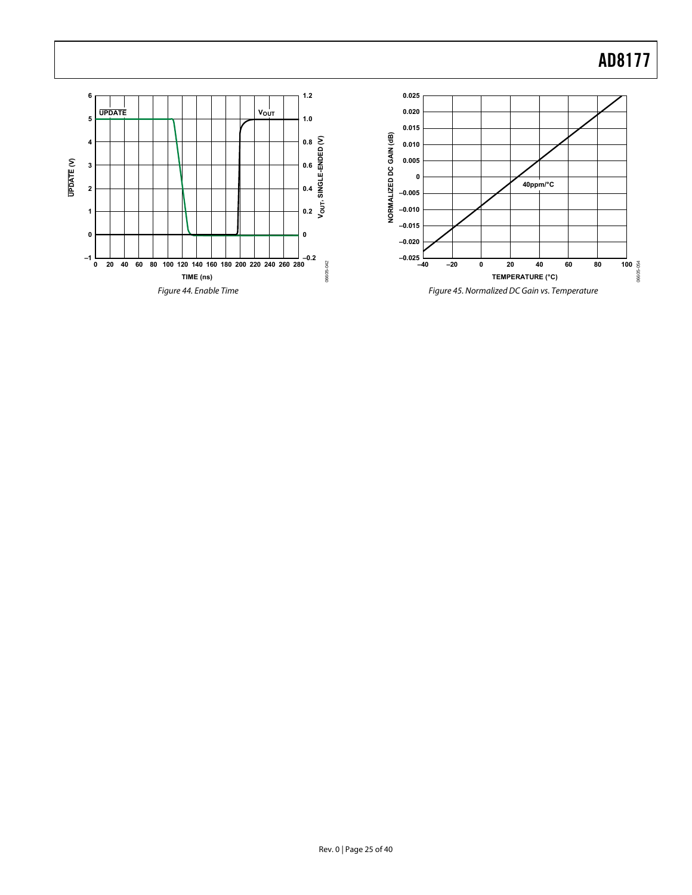6

5

4

3

2

1

0

–1

UPDATE (V)

UPDATE

$V_{OUT}$

1.2

1.0

0.8

0.6

0.4

0.2

0

–0.2

$V_{OUT}$, SINGLE-ENDED (V)

0 20 40 60 80 100 120 140 160 180 200 220 240 260 280

TIME (ns)

06605-042

*Figure 44. Enable Time*

0.025

0.020

0.015

0.010

0.005

0

–0.005

–0.010

–0.015

–0.020

–0.025

NORMALIZED DC GAIN (dB)

40ppm/°C

–40 –20 0 20 40 60 80 100

TEMPERATURE (°C)

06605-054

*Figure 45. Normalized DC Gain vs. Temperature*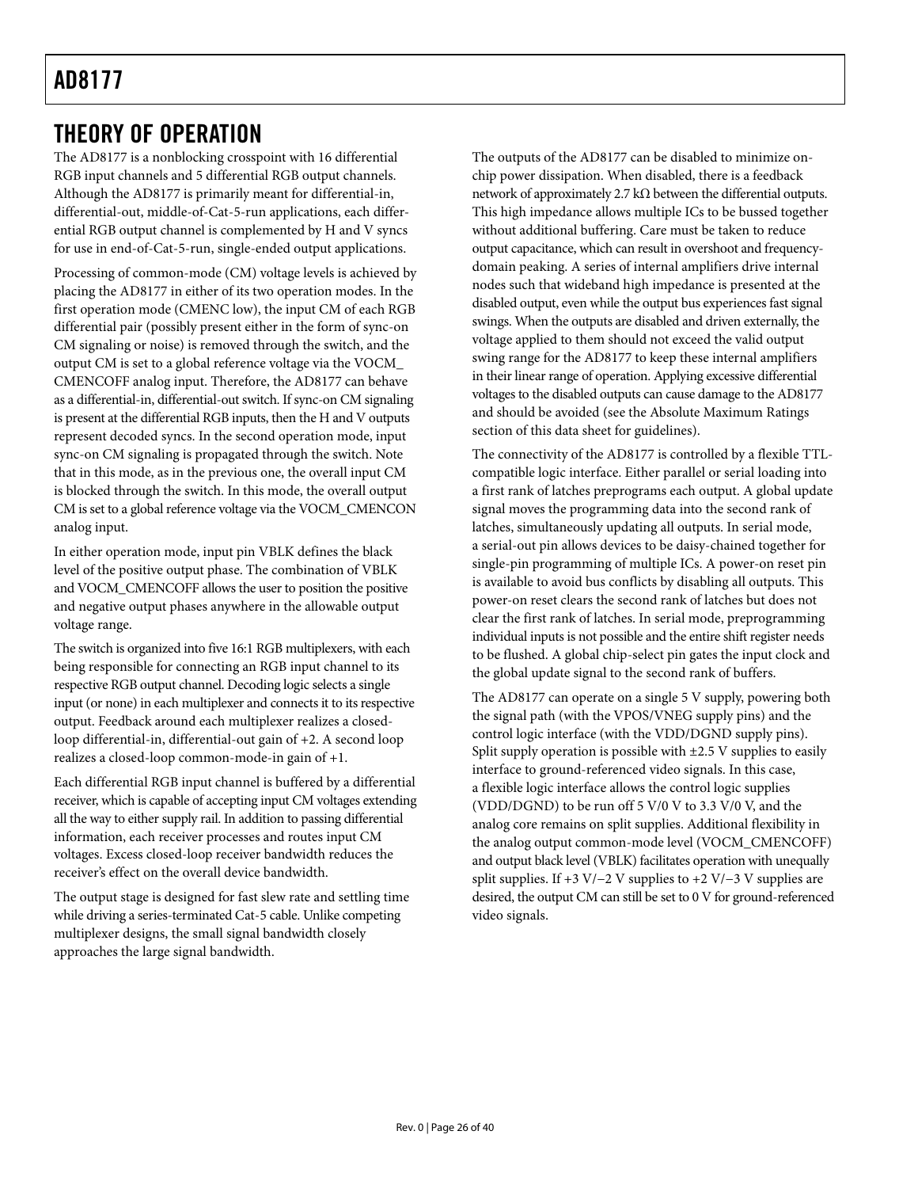# THEORY OF OPERATION

The AD8177 is a nonblocking crosspoint with 16 differential RGB input channels and 5 differential RGB output channels. Although the AD8177 is primarily meant for differential-in, differential-out, middle-of-Cat-5-run applications, each differential RGB output channel is complemented by H and V syncs for use in end-of-Cat-5-run, single-ended output applications.

Processing of common-mode (CM) voltage levels is achieved by placing the AD8177 in either of its two operation modes. In the first operation mode (CMENC low), the input CM of each RGB differential pair (possibly present either in the form of sync-on CM signaling or noise) is removed through the switch, and the output CM is set to a global reference voltage via the VOCM_CMENCOFF analog input. Therefore, the AD8177 can behave as a differential-in, differential-out switch. If sync-on CM signaling is present at the differential RGB inputs, then the H and V outputs represent decoded syncs. In the second operation mode, input sync-on CM signaling is propagated through the switch. Note that in this mode, as in the previous one, the overall input CM is blocked through the switch. In this mode, the overall output CM is set to a global reference voltage via the VOCM_CMENCON analog input.

In either operation mode, input pin VBLK defines the black level of the positive output phase. The combination of VBLK and VOCM_CMENCOFF allows the user to position the positive and negative output phases anywhere in the allowable output voltage range.

The switch is organized into five 16:1 RGB multiplexers, with each being responsible for connecting an RGB input channel to its respective RGB output channel. Decoding logic selects a single input (or none) in each multiplexer and connects it to its respective output. Feedback around each multiplexer realizes a closed-loop differential-in, differential-out gain of +2. A second loop realizes a closed-loop common-mode-in gain of +1.

Each differential RGB input channel is buffered by a differential receiver, which is capable of accepting input CM voltages extending all the way to either supply rail. In addition to passing differential information, each receiver processes and routes input CM voltages. Excess closed-loop receiver bandwidth reduces the receiver's effect on the overall device bandwidth.

The output stage is designed for fast slew rate and settling time while driving a series-terminated Cat-5 cable. Unlike competing multiplexer designs, the small signal bandwidth closely approaches the large signal bandwidth.

The outputs of the AD8177 can be disabled to minimize on-chip power dissipation. When disabled, there is a feedback network of approximately 2.7 kΩ between the differential outputs. This high impedance allows multiple ICs to be bussed together without additional buffering. Care must be taken to reduce output capacitance, which can result in overshoot and frequency-domain peaking. A series of internal amplifiers drive internal nodes such that wideband high impedance is presented at the disabled output, even while the output bus experiences fast signal swings. When the outputs are disabled and driven externally, the voltage applied to them should not exceed the valid output swing range for the AD8177 to keep these internal amplifiers in their linear range of operation. Applying excessive differential voltages to the disabled outputs can cause damage to the AD8177 and should be avoided (see the Absolute Maximum Ratings section of this data sheet for guidelines).

The connectivity of the AD8177 is controlled by a flexible TTL-compatible logic interface. Either parallel or serial loading into a first rank of latches preprograms each output. A global update signal moves the programming data into the second rank of latches, simultaneously updating all outputs. In serial mode, a serial-out pin allows devices to be daisy-chained together for single-pin programming of multiple ICs. A power-on reset pin is available to avoid bus conflicts by disabling all outputs. This power-on reset clears the second rank of latches but does not clear the first rank of latches. In serial mode, preprogramming individual inputs is not possible and the entire shift register needs to be flushed. A global chip-select pin gates the input clock and the global update signal to the second rank of buffers.

The AD8177 can operate on a single 5 V supply, powering both the signal path (with the VPOS/VNEG supply pins) and the control logic interface (with the VDD/DGND supply pins). Split supply operation is possible with ±2.5 V supplies to easily interface to ground-referenced video signals. In this case, a flexible logic interface allows the control logic supplies (VDD/DGND) to be run off 5 V/0 V to 3.3 V/0 V, and the analog core remains on split supplies. Additional flexibility in the analog output common-mode level (VOCM_CMENCOFF) and output black level (VBLK) facilitates operation with unequally split supplies. If +3 V/−2 V supplies to +2 V/−3 V supplies are desired, the output CM can still be set to 0 V for ground-referenced video signals.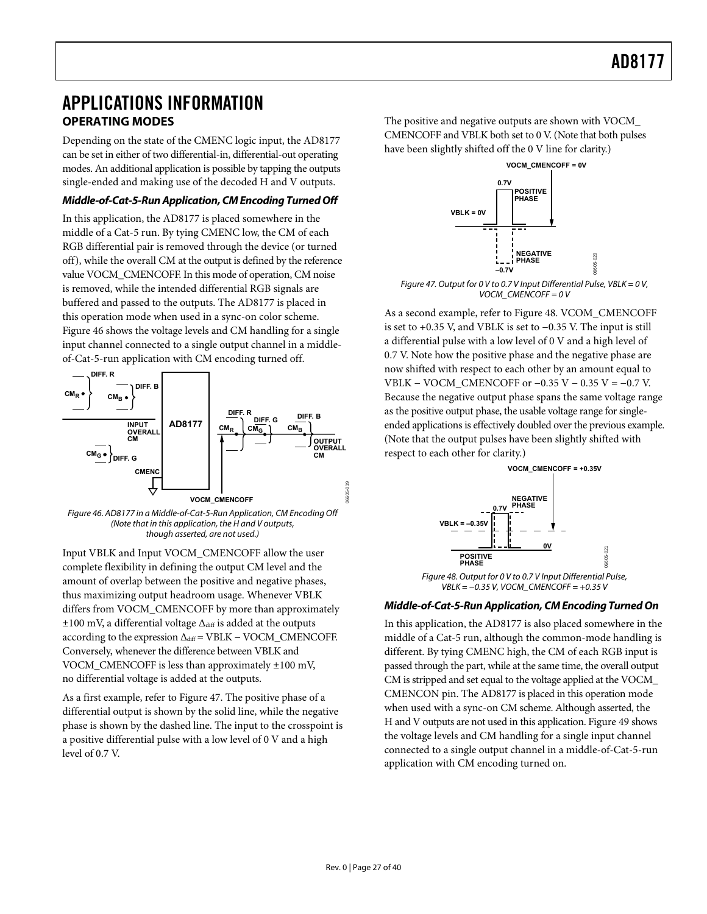# APPLICATIONS INFORMATION

## OPERATING MODES

Depending on the state of the CMENC logic input, the AD8177 can be set in either of two differential-in, differential-out operating modes. An additional application is possible by tapping the outputs single-ended and making use of the decoded H and V outputs.

### *Middle-of-Cat-5-Run Application, CM Encoding Turned Off*

In this application, the AD8177 is placed somewhere in the middle of a Cat-5 run. By tying CMENC low, the CM of each RGB differential pair is removed through the device (or turned off), while the overall CM at the output is defined by the reference value VOCM_CMENCOFF. In this mode of operation, CM noise is removed, while the intended differential RGB signals are buffered and passed to the outputs. The AD8177 is placed in this operation mode when used in a sync-on color scheme. Figure 46 shows the voltage levels and CM handling for a single input channel connected to a single output channel in a middle-of-Cat-5-run application with CM encoding turned off.

DIFF. R
$CM_R$
DIFF. B
$CM_B$
INPUT OVERALL CM
$CM_G$
DIFF. G
CMENC
AD8177
DIFF. R
DIFF. G
DIFF. B
$CM_R$
$CM_G$
$CM_B$
OUTPUT OVERALL CM
VOCM_CMENCOFF

*Figure 46. AD8177 in a Middle-of-Cat-5-Run Application, CM Encoding Off (Note that in this application, the H and V outputs, though asserted, are not used.)*

Input VBLK and Input VOCM_CMENCOFF allow the user complete flexibility in defining the output CM level and the amount of overlap between the positive and negative phases, thus maximizing output headroom usage. Whenever VBLK differs from VOCM_CMENCOFF by more than approximately ±100 mV, a differential voltage $\Delta_{diff}$ is added at the outputs according to the expression $\Delta_{diff}$ = VBLK − VOCM_CMENCOFF. Conversely, whenever the difference between VBLK and VOCM_CMENCOFF is less than approximately ±100 mV, no differential voltage is added at the outputs.

As a first example, refer to Figure 47. The positive phase of a differential output is shown by the solid line, while the negative phase is shown by the dashed line. The input to the crosspoint is a positive differential pulse with a low level of 0 V and a high level of 0.7 V.

The positive and negative outputs are shown with VOCM_CMENCOFF and VBLK both set to 0 V. (Note that both pulses have been slightly shifted off the 0 V line for clarity.)

VOCM_CMENCOFF = 0V
0.7V
POSITIVE PHASE
VBLK = 0V
NEGATIVE PHASE
–0.7V

*Figure 47. Output for 0 V to 0.7 V Input Differential Pulse, VBLK = 0 V, VOCM_CMENCOFF = 0 V*

As a second example, refer to Figure 48. VCOM_CMENCOFF is set to +0.35 V, and VBLK is set to −0.35 V. The input is still a differential pulse with a low level of 0 V and a high level of 0.7 V. Note how the positive phase and the negative phase are now shifted with respect to each other by an amount equal to VBLK − VOCM_CMENCOFF or −0.35 V − 0.35 V = −0.7 V. Because the negative output phase spans the same voltage range as the positive output phase, the usable voltage range for single-ended applications is effectively doubled over the previous example. (Note that the output pulses have been slightly shifted with respect to each other for clarity.)

VOCM_CMENCOFF = +0.35V
NEGATIVE PHASE
0.7V
VBLK = –0.35V
0V
POSITIVE PHASE

*Figure 48. Output for 0 V to 0.7 V Input Differential Pulse, VBLK = −0.35 V, VOCM_CMENCOFF = +0.35 V*

### *Middle-of-Cat-5-Run Application, CM Encoding Turned On*

In this application, the AD8177 is also placed somewhere in the middle of a Cat-5 run, although the common-mode handling is different. By tying CMENC high, the CM of each RGB input is passed through the part, while at the same time, the overall output CM is stripped and set equal to the voltage applied at the VOCM_CMENCON pin. The AD8177 is placed in this operation mode when used with a sync-on CM scheme. Although asserted, the H and V outputs are not used in this application. Figure 49 shows the voltage levels and CM handling for a single input channel connected to a single output channel in a middle-of-Cat-5-run application with CM encoding turned on.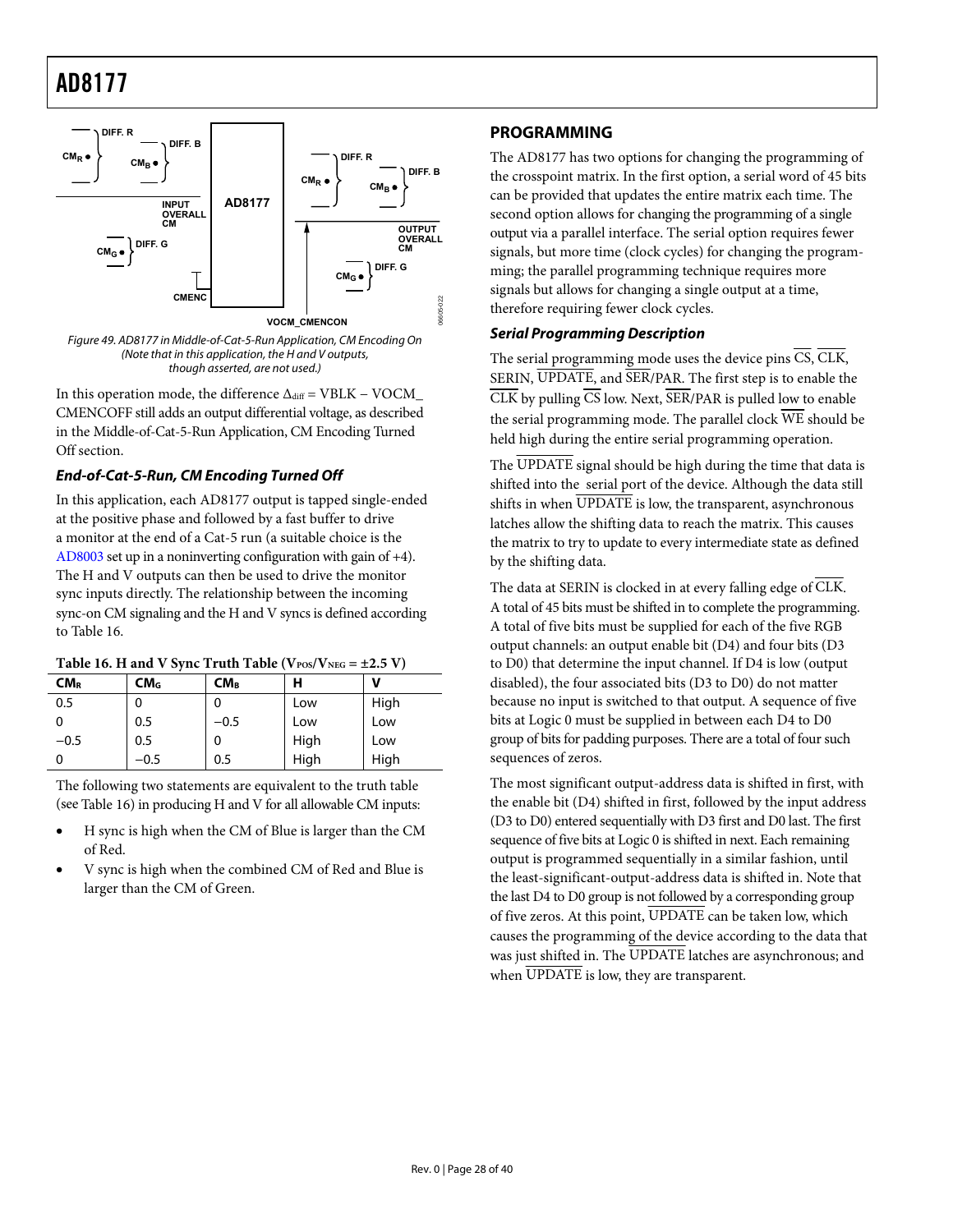DIFF. R

DIFF. B

$CM_R$

$CM_B$

INPUT OVERALL CM

AD8177

DIFF. R

DIFF. B

$CM_R$

$CM_B$

OUTPUT OVERALL CM

$CM_G$

DIFF. G

$CM_G$

DIFF. G

CMENC

VOCM_CMENCON

06605-022

*Figure 49. AD8177 in Middle-of-Cat-5-Run Application, CM Encoding On (Note that in this application, the H and V outputs, though asserted, are not used.)*

In this operation mode, the difference $\Delta_{diff}$ = VBLK − VOCM_CMENCOFF still adds an output differential voltage, as described in the Middle-of-Cat-5-Run Application, CM Encoding Turned Off section.

### End-of-Cat-5-Run, CM Encoding Turned Off

In this application, each AD8177 output is tapped single-ended at the positive phase and followed by a fast buffer to drive a monitor at the end of a Cat-5 run (a suitable choice is the AD8003 set up in a noninverting configuration with gain of +4). The H and V outputs can then be used to drive the monitor sync inputs directly. The relationship between the incoming sync-on CM signaling and the H and V syncs is defined according to Table 16.

**Table 16. H and V Sync Truth Table ($V_{POS}/V_{NEG}$ = ±2.5 V)**

| $CM_R$ | $CM_G$ | $CM_B$ | H | V |
|---|---|---|---|---|
| 0.5 | 0 | 0 | Low | High |
| 0 | 0.5 | −0.5 | Low | Low |
| −0.5 | 0.5 | 0 | High | Low |
| 0 | −0.5 | 0.5 | High | High |

The following two statements are equivalent to the truth table (see Table 16) in producing H and V for all allowable CM inputs:

- H sync is high when the CM of Blue is larger than the CM of Red.
- V sync is high when the combined CM of Red and Blue is larger than the CM of Green.

## PROGRAMMING

The AD8177 has two options for changing the programming of the crosspoint matrix. In the first option, a serial word of 45 bits can be provided that updates the entire matrix each time. The second option allows for changing the programming of a single output via a parallel interface. The serial option requires fewer signals, but more time (clock cycles) for changing the programming; the parallel programming technique requires more signals but allows for changing a single output at a time, therefore requiring fewer clock cycles.

### Serial Programming Description

The serial programming mode uses the device pins $\overline{CS}$, $\overline{CLK}$, SERIN, $\overline{UPDATE}$, and $\overline{SER}$/PAR. The first step is to enable the $\overline{CLK}$ by pulling $\overline{CS}$ low. Next, $\overline{SER}$/PAR is pulled low to enable the serial programming mode. The parallel clock $\overline{WE}$ should be held high during the entire serial programming operation.

The $\overline{UPDATE}$ signal should be high during the time that data is shifted into the serial port of the device. Although the data still shifts in when $\overline{UPDATE}$ is low, the transparent, asynchronous latches allow the shifting data to reach the matrix. This causes the matrix to try to update to every intermediate state as defined by the shifting data.

The data at SERIN is clocked in at every falling edge of $\overline{CLK}$. A total of 45 bits must be shifted in to complete the programming. A total of five bits must be supplied for each of the five RGB output channels: an output enable bit (D4) and four bits (D3 to D0) that determine the input channel. If D4 is low (output disabled), the four associated bits (D3 to D0) do not matter because no input is switched to that output. A sequence of five bits at Logic 0 must be supplied in between each D4 to D0 group of bits for padding purposes. There are a total of four such sequences of zeros.

The most significant output-address data is shifted in first, with the enable bit (D4) shifted in first, followed by the input address (D3 to D0) entered sequentially with D3 first and D0 last. The first sequence of five bits at Logic 0 is shifted in next. Each remaining output is programmed sequentially in a similar fashion, until the least-significant-output-address data is shifted in. Note that the last D4 to D0 group is not followed by a corresponding group of five zeros. At this point, $\overline{UPDATE}$ can be taken low, which causes the programming of the device according to the data that was just shifted in. The $\overline{UPDATE}$ latches are asynchronous; and when $\overline{UPDATE}$ is low, they are transparent.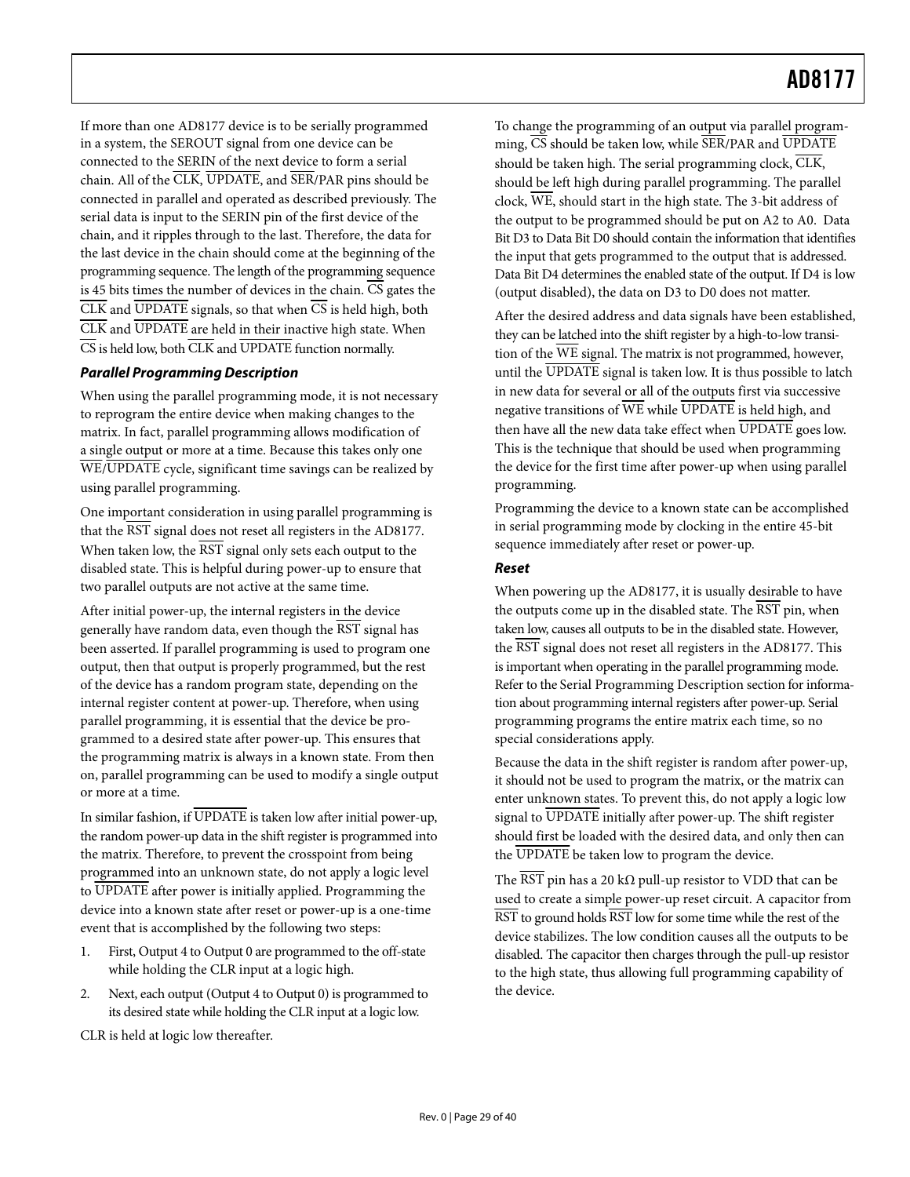If more than one AD8177 device is to be serially programmed in a system, the SEROUT signal from one device can be connected to the SERIN of the next device to form a serial chain. All of the $\overline{\text{CLK}}$, $\overline{\text{UPDATE}}$, and $\overline{\text{SER}}$/PAR pins should be connected in parallel and operated as described previously. The serial data is input to the SERIN pin of the first device of the chain, and it ripples through to the last. Therefore, the data for the last device in the chain should come at the beginning of the programming sequence. The length of the programming sequence is 45 bits times the number of devices in the chain. $\overline{\text{CS}}$ gates the $\overline{\text{CLK}}$ and $\overline{\text{UPDATE}}$ signals, so that when $\overline{\text{CS}}$ is held high, both $\overline{\text{CLK}}$ and $\overline{\text{UPDATE}}$ are held in their inactive high state. When $\overline{\text{CS}}$ is held low, both $\overline{\text{CLK}}$ and $\overline{\text{UPDATE}}$ function normally.

### *Parallel Programming Description*

When using the parallel programming mode, it is not necessary to reprogram the entire device when making changes to the matrix. In fact, parallel programming allows modification of a single output or more at a time. Because this takes only one $\overline{\text{WE}}$/$\overline{\text{UPDATE}}$ cycle, significant time savings can be realized by using parallel programming.

One important consideration in using parallel programming is that the $\overline{\text{RST}}$ signal does not reset all registers in the AD8177. When taken low, the $\overline{\text{RST}}$ signal only sets each output to the disabled state. This is helpful during power-up to ensure that two parallel outputs are not active at the same time.

After initial power-up, the internal registers in the device generally have random data, even though the $\overline{\text{RST}}$ signal has been asserted. If parallel programming is used to program one output, then that output is properly programmed, but the rest of the device has a random program state, depending on the internal register content at power-up. Therefore, when using parallel programming, it is essential that the device be programmed to a desired state after power-up. This ensures that the programming matrix is always in a known state. From then on, parallel programming can be used to modify a single output or more at a time.

In similar fashion, if $\overline{\text{UPDATE}}$ is taken low after initial power-up, the random power-up data in the shift register is programmed into the matrix. Therefore, to prevent the crosspoint from being programmed into an unknown state, do not apply a logic level to $\overline{\text{UPDATE}}$ after power is initially applied. Programming the device into a known state after reset or power-up is a one-time event that is accomplished by the following two steps:

1. First, Output 4 to Output 0 are programmed to the off-state while holding the CLR input at a logic high.
2. Next, each output (Output 4 to Output 0) is programmed to its desired state while holding the CLR input at a logic low.

CLR is held at logic low thereafter.

To change the programming of an output via parallel programming, $\overline{\text{CS}}$ should be taken low, while $\overline{\text{SER}}$/PAR and $\overline{\text{UPDATE}}$ should be taken high. The serial programming clock, $\overline{\text{CLK}}$, should be left high during parallel programming. The parallel clock, $\overline{\text{WE}}$, should start in the high state. The 3-bit address of the output to be programmed should be put on A2 to A0. Data Bit D3 to Data Bit D0 should contain the information that identifies the input that gets programmed to the output that is addressed. Data Bit D4 determines the enabled state of the output. If D4 is low (output disabled), the data on D3 to D0 does not matter.

After the desired address and data signals have been established, they can be latched into the shift register by a high-to-low transition of the $\overline{\text{WE}}$ signal. The matrix is not programmed, however, until the $\overline{\text{UPDATE}}$ signal is taken low. It is thus possible to latch in new data for several or all of the outputs first via successive negative transitions of $\overline{\text{WE}}$ while $\overline{\text{UPDATE}}$ is held high, and then have all the new data take effect when $\overline{\text{UPDATE}}$ goes low. This is the technique that should be used when programming the device for the first time after power-up when using parallel programming.

Programming the device to a known state can be accomplished in serial programming mode by clocking in the entire 45-bit sequence immediately after reset or power-up.

### *Reset*

When powering up the AD8177, it is usually desirable to have the outputs come up in the disabled state. The $\overline{\text{RST}}$ pin, when taken low, causes all outputs to be in the disabled state. However, the $\overline{\text{RST}}$ signal does not reset all registers in the AD8177. This is important when operating in the parallel programming mode. Refer to the Serial Programming Description section for information about programming internal registers after power-up. Serial programming programs the entire matrix each time, so no special considerations apply.

Because the data in the shift register is random after power-up, it should not be used to program the matrix, or the matrix can enter unknown states. To prevent this, do not apply a logic low signal to $\overline{\text{UPDATE}}$ initially after power-up. The shift register should first be loaded with the desired data, and only then can the $\overline{\text{UPDATE}}$ be taken low to program the device.

The $\overline{\text{RST}}$ pin has a 20 kΩ pull-up resistor to VDD that can be used to create a simple power-up reset circuit. A capacitor from $\overline{\text{RST}}$ to ground holds $\overline{\text{RST}}$ low for some time while the rest of the device stabilizes. The low condition causes all the outputs to be disabled. The capacitor then charges through the pull-up resistor to the high state, thus allowing full programming capability of the device.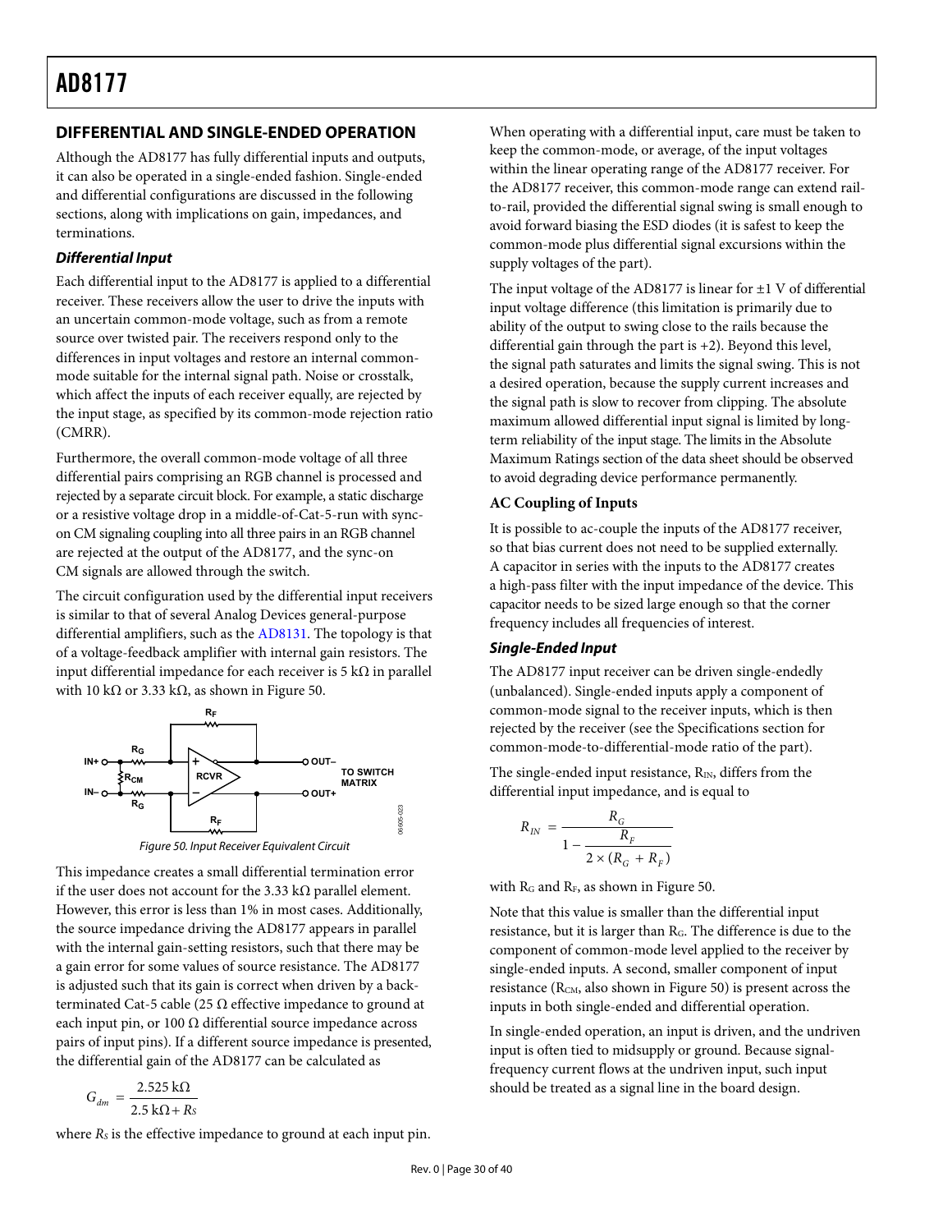## DIFFERENTIAL AND SINGLE-ENDED OPERATION

Although the AD8177 has fully differential inputs and outputs, it can also be operated in a single-ended fashion. Single-ended and differential configurations are discussed in the following sections, along with implications on gain, impedances, and terminations.

### *Differential Input*

Each differential input to the AD8177 is applied to a differential receiver. These receivers allow the user to drive the inputs with an uncertain common-mode voltage, such as from a remote source over twisted pair. The receivers respond only to the differences in input voltages and restore an internal common-mode suitable for the internal signal path. Noise or crosstalk, which affect the inputs of each receiver equally, are rejected by the input stage, as specified by its common-mode rejection ratio (CMRR).

Furthermore, the overall common-mode voltage of all three differential pairs comprising an RGB channel is processed and rejected by a separate circuit block. For example, a static discharge or a resistive voltage drop in a middle-of-Cat-5-run with sync-on CM signaling coupling into all three pairs in an RGB channel are rejected at the output of the AD8177, and the sync-on CM signals are allowed through the switch.

The circuit configuration used by the differential input receivers is similar to that of several Analog Devices general-purpose differential amplifiers, such as the AD8131. The topology is that of a voltage-feedback amplifier with internal gain resistors. The input differential impedance for each receiver is 5 kΩ in parallel with 10 kΩ or 3.33 kΩ, as shown in Figure 50.

RF
RG
IN+
RCM
IN–
RG
RCVR
RF
OUT–
OUT+
TO SWITCH MATRIX
06605-023

Figure 50. Input Receiver Equivalent Circuit

This impedance creates a small differential termination error if the user does not account for the 3.33 kΩ parallel element. However, this error is less than 1% in most cases. Additionally, the source impedance driving the AD8177 appears in parallel with the internal gain-setting resistors, such that there may be a gain error for some values of source resistance. The AD8177 is adjusted such that its gain is correct when driven by a back-terminated Cat-5 cable (25 Ω effective impedance to ground at each input pin, or 100 Ω differential source impedance across pairs of input pins). If a different source impedance is presented, the differential gain of the AD8177 can be calculated as

$$G_{dm} = \frac{2.525\ \text{k}\Omega}{2.5\ \text{k}\Omega + R_S}$$

where $R_S$ is the effective impedance to ground at each input pin.

When operating with a differential input, care must be taken to keep the common-mode, or average, of the input voltages within the linear operating range of the AD8177 receiver. For the AD8177 receiver, this common-mode range can extend rail-to-rail, provided the differential signal swing is small enough to avoid forward biasing the ESD diodes (it is safest to keep the common-mode plus differential signal excursions within the supply voltages of the part).

The input voltage of the AD8177 is linear for ±1 V of differential input voltage difference (this limitation is primarily due to ability of the output to swing close to the rails because the differential gain through the part is +2). Beyond this level, the signal path saturates and limits the signal swing. This is not a desired operation, because the supply current increases and the signal path is slow to recover from clipping. The absolute maximum allowed differential input signal is limited by long-term reliability of the input stage. The limits in the Absolute Maximum Ratings section of the data sheet should be observed to avoid degrading device performance permanently.

#### AC Coupling of Inputs

It is possible to ac-couple the inputs of the AD8177 receiver, so that bias current does not need to be supplied externally. A capacitor in series with the inputs to the AD8177 creates a high-pass filter with the input impedance of the device. This capacitor needs to be sized large enough so that the corner frequency includes all frequencies of interest.

### *Single-Ended Input*

The AD8177 input receiver can be driven single-endedly (unbalanced). Single-ended inputs apply a component of common-mode signal to the receiver inputs, which is then rejected by the receiver (see the Specifications section for common-mode-to-differential-mode ratio of the part).

The single-ended input resistance, $R_{IN}$, differs from the differential input impedance, and is equal to

$$R_{IN} = \frac{R_G}{1 - \dfrac{R_F}{2 \times (R_G + R_F)}}$$

with $R_G$ and $R_F$, as shown in Figure 50.

Note that this value is smaller than the differential input resistance, but it is larger than $R_G$. The difference is due to the component of common-mode level applied to the receiver by single-ended inputs. A second, smaller component of input resistance ($R_{CM}$, also shown in Figure 50) is present across the inputs in both single-ended and differential operation.

In single-ended operation, an input is driven, and the undriven input is often tied to midsupply or ground. Because signal-frequency current flows at the undriven input, such input should be treated as a signal line in the board design.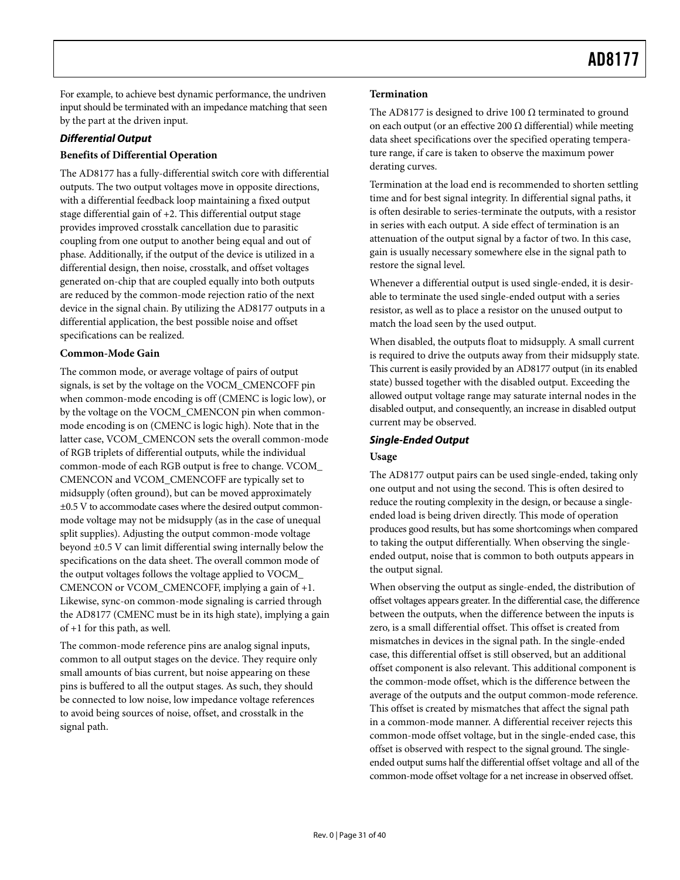For example, to achieve best dynamic performance, the undriven input should be terminated with an impedance matching that seen by the part at the driven input.

### *Differential Output*

**Benefits of Differential Operation**

The AD8177 has a fully-differential switch core with differential outputs. The two output voltages move in opposite directions, with a differential feedback loop maintaining a fixed output stage differential gain of +2. This differential output stage provides improved crosstalk cancellation due to parasitic coupling from one output to another being equal and out of phase. Additionally, if the output of the device is utilized in a differential design, then noise, crosstalk, and offset voltages generated on-chip that are coupled equally into both outputs are reduced by the common-mode rejection ratio of the next device in the signal chain. By utilizing the AD8177 outputs in a differential application, the best possible noise and offset specifications can be realized.

**Common-Mode Gain**

The common mode, or average voltage of pairs of output signals, is set by the voltage on the VOCM_CMENCOFF pin when common-mode encoding is off (CMENC is logic low), or by the voltage on the VOCM_CMENCON pin when common-mode encoding is on (CMENC is logic high). Note that in the latter case, VCOM_CMENCON sets the overall common-mode of RGB triplets of differential outputs, while the individual common-mode of each RGB output is free to change. VCOM_CMENCON and VCOM_CMENCOFF are typically set to midsupply (often ground), but can be moved approximately ±0.5 V to accommodate cases where the desired output common-mode voltage may not be midsupply (as in the case of unequal split supplies). Adjusting the output common-mode voltage beyond ±0.5 V can limit differential swing internally below the specifications on the data sheet. The overall common mode of the output voltages follows the voltage applied to VOCM_CMENCON or VCOM_CMENCOFF, implying a gain of +1. Likewise, sync-on common-mode signaling is carried through the AD8177 (CMENC must be in its high state), implying a gain of +1 for this path, as well.

The common-mode reference pins are analog signal inputs, common to all output stages on the device. They require only small amounts of bias current, but noise appearing on these pins is buffered to all the output stages. As such, they should be connected to low noise, low impedance voltage references to avoid being sources of noise, offset, and crosstalk in the signal path.

**Termination**

The AD8177 is designed to drive 100 Ω terminated to ground on each output (or an effective 200 Ω differential) while meeting data sheet specifications over the specified operating temperature range, if care is taken to observe the maximum power derating curves.

Termination at the load end is recommended to shorten settling time and for best signal integrity. In differential signal paths, it is often desirable to series-terminate the outputs, with a resistor in series with each output. A side effect of termination is an attenuation of the output signal by a factor of two. In this case, gain is usually necessary somewhere else in the signal path to restore the signal level.

Whenever a differential output is used single-ended, it is desirable to terminate the used single-ended output with a series resistor, as well as to place a resistor on the unused output to match the load seen by the used output.

When disabled, the outputs float to midsupply. A small current is required to drive the outputs away from their midsupply state. This current is easily provided by an AD8177 output (in its enabled state) bussed together with the disabled output. Exceeding the allowed output voltage range may saturate internal nodes in the disabled output, and consequently, an increase in disabled output current may be observed.

### *Single-Ended Output*

**Usage**

The AD8177 output pairs can be used single-ended, taking only one output and not using the second. This is often desired to reduce the routing complexity in the design, or because a single-ended load is being driven directly. This mode of operation produces good results, but has some shortcomings when compared to taking the output differentially. When observing the single-ended output, noise that is common to both outputs appears in the output signal.

When observing the output as single-ended, the distribution of offset voltages appears greater. In the differential case, the difference between the outputs, when the difference between the inputs is zero, is a small differential offset. This offset is created from mismatches in devices in the signal path. In the single-ended case, this differential offset is still observed, but an additional offset component is also relevant. This additional component is the common-mode offset, which is the difference between the average of the outputs and the output common-mode reference. This offset is created by mismatches that affect the signal path in a common-mode manner. A differential receiver rejects this common-mode offset voltage, but in the single-ended case, this offset is observed with respect to the signal ground. The single-ended output sums half the differential offset voltage and all of the common-mode offset voltage for a net increase in observed offset.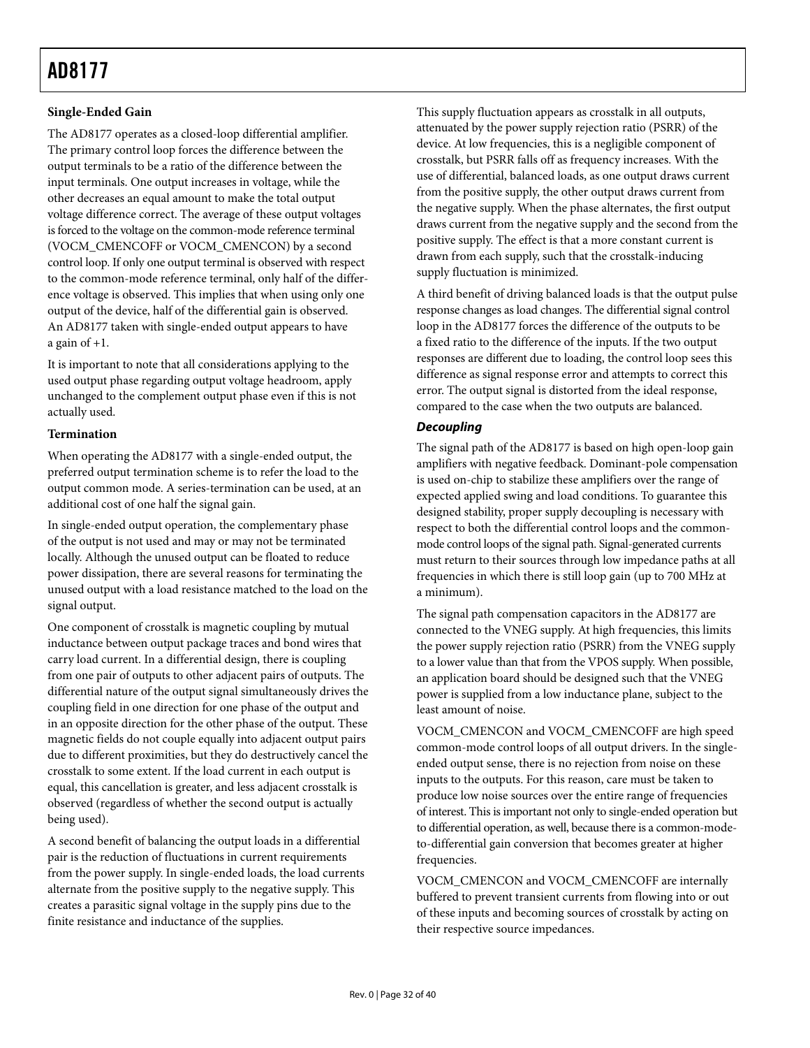### Single-Ended Gain

The AD8177 operates as a closed-loop differential amplifier. The primary control loop forces the difference between the output terminals to be a ratio of the difference between the input terminals. One output increases in voltage, while the other decreases an equal amount to make the total output voltage difference correct. The average of these output voltages is forced to the voltage on the common-mode reference terminal (VOCM_CMENCOFF or VOCM_CMENCON) by a second control loop. If only one output terminal is observed with respect to the common-mode reference terminal, only half of the difference voltage is observed. This implies that when using only one output of the device, half of the differential gain is observed. An AD8177 taken with single-ended output appears to have a gain of +1.

It is important to note that all considerations applying to the used output phase regarding output voltage headroom, apply unchanged to the complement output phase even if this is not actually used.

### Termination

When operating the AD8177 with a single-ended output, the preferred output termination scheme is to refer the load to the output common mode. A series-termination can be used, at an additional cost of one half the signal gain.

In single-ended output operation, the complementary phase of the output is not used and may or may not be terminated locally. Although the unused output can be floated to reduce power dissipation, there are several reasons for terminating the unused output with a load resistance matched to the load on the signal output.

One component of crosstalk is magnetic coupling by mutual inductance between output package traces and bond wires that carry load current. In a differential design, there is coupling from one pair of outputs to other adjacent pairs of outputs. The differential nature of the output signal simultaneously drives the coupling field in one direction for one phase of the output and in an opposite direction for the other phase of the output. These magnetic fields do not couple equally into adjacent output pairs due to different proximities, but they do destructively cancel the crosstalk to some extent. If the load current in each output is equal, this cancellation is greater, and less adjacent crosstalk is observed (regardless of whether the second output is actually being used).

A second benefit of balancing the output loads in a differential pair is the reduction of fluctuations in current requirements from the power supply. In single-ended loads, the load currents alternate from the positive supply to the negative supply. This creates a parasitic signal voltage in the supply pins due to the finite resistance and inductance of the supplies.

This supply fluctuation appears as crosstalk in all outputs, attenuated by the power supply rejection ratio (PSRR) of the device. At low frequencies, this is a negligible component of crosstalk, but PSRR falls off as frequency increases. With the use of differential, balanced loads, as one output draws current from the positive supply, the other output draws current from the negative supply. When the phase alternates, the first output draws current from the negative supply and the second from the positive supply. The effect is that a more constant current is drawn from each supply, such that the crosstalk-inducing supply fluctuation is minimized.

A third benefit of driving balanced loads is that the output pulse response changes as load changes. The differential signal control loop in the AD8177 forces the difference of the outputs to be a fixed ratio to the difference of the inputs. If the two output responses are different due to loading, the control loop sees this difference as signal response error and attempts to correct this error. The output signal is distorted from the ideal response, compared to the case when the two outputs are balanced.

### *Decoupling*

The signal path of the AD8177 is based on high open-loop gain amplifiers with negative feedback. Dominant-pole compensation is used on-chip to stabilize these amplifiers over the range of expected applied swing and load conditions. To guarantee this designed stability, proper supply decoupling is necessary with respect to both the differential control loops and the common-mode control loops of the signal path. Signal-generated currents must return to their sources through low impedance paths at all frequencies in which there is still loop gain (up to 700 MHz at a minimum).

The signal path compensation capacitors in the AD8177 are connected to the VNEG supply. At high frequencies, this limits the power supply rejection ratio (PSRR) from the VNEG supply to a lower value than that from the VPOS supply. When possible, an application board should be designed such that the VNEG power is supplied from a low inductance plane, subject to the least amount of noise.

VOCM_CMENCON and VOCM_CMENCOFF are high speed common-mode control loops of all output drivers. In the single-ended output sense, there is no rejection from noise on these inputs to the outputs. For this reason, care must be taken to produce low noise sources over the entire range of frequencies of interest. This is important not only to single-ended operation but to differential operation, as well, because there is a common-mode-to-differential gain conversion that becomes greater at higher frequencies.

VOCM_CMENCON and VOCM_CMENCOFF are internally buffered to prevent transient currents from flowing into or out of these inputs and becoming sources of crosstalk by acting on their respective source impedances.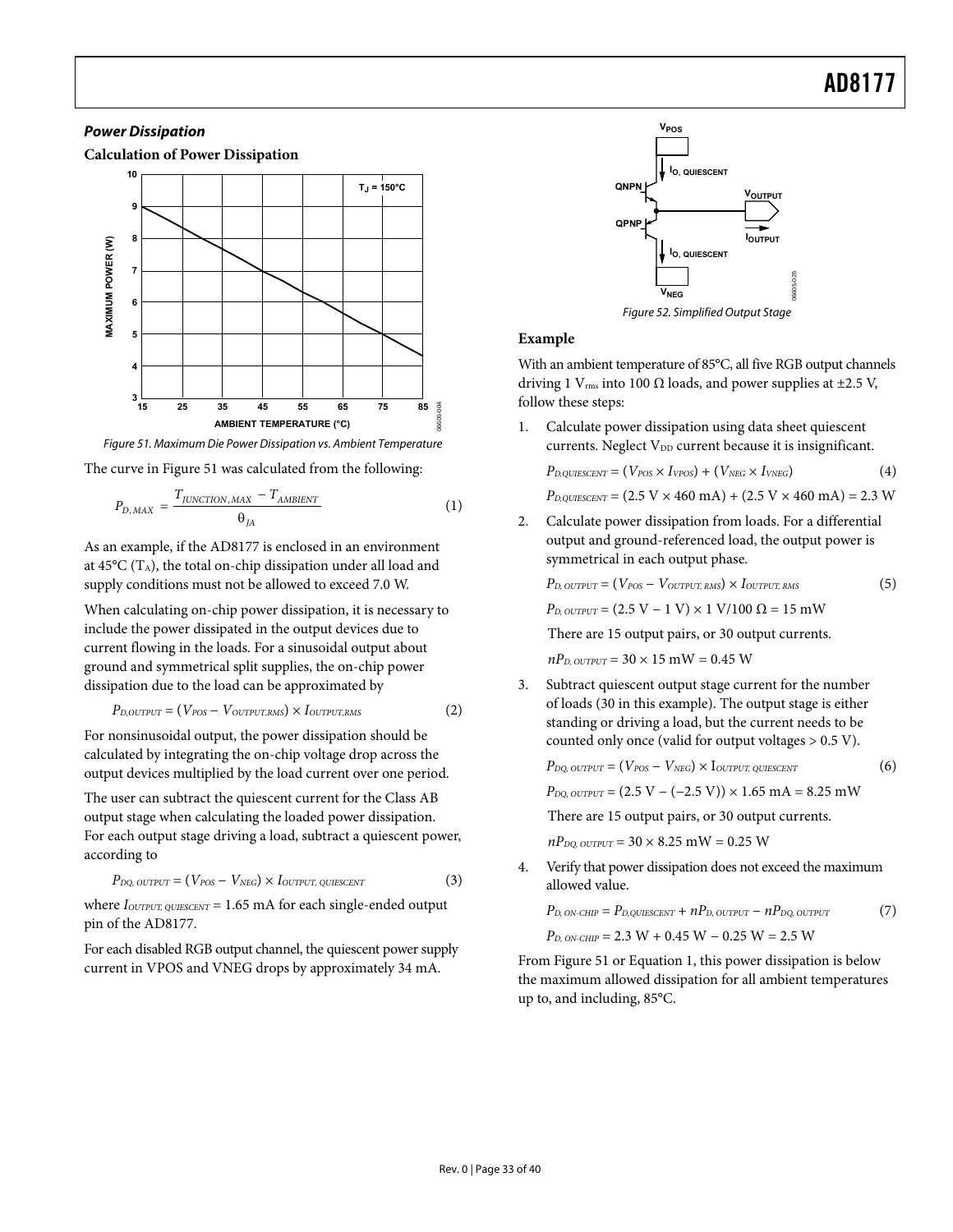### *Power Dissipation*

**Calculation of Power Dissipation**

T_J = 150°C
MAXIMUM POWER (W)
10
9
8
7
6
5
4
3
15 25 35 45 55 65 75 85
AMBIENT TEMPERATURE (°C)
06605-004

*Figure 51. Maximum Die Power Dissipation vs. Ambient Temperature*

The curve in Figure 51 was calculated from the following:

$$P_{D,MAX} = \frac{T_{JUNCTION,MAX} - T_{AMBIENT}}{\theta_{JA}} \quad (1)$$

As an example, if the AD8177 is enclosed in an environment at 45°C ($T_A$), the total on-chip dissipation under all load and supply conditions must not be allowed to exceed 7.0 W.

When calculating on-chip power dissipation, it is necessary to include the power dissipated in the output devices due to current flowing in the loads. For a sinusoidal output about ground and symmetrical split supplies, the on-chip power dissipation due to the load can be approximated by

$$P_{D,OUTPUT} = (V_{POS} - V_{OUTPUT,RMS}) \times I_{OUTPUT,RMS} \quad (2)$$

For nonsinusoidal output, the power dissipation should be calculated by integrating the on-chip voltage drop across the output devices multiplied by the load current over one period.

The user can subtract the quiescent current for the Class AB output stage when calculating the loaded power dissipation. For each output stage driving a load, subtract a quiescent power, according to

$$P_{DQ,\ OUTPUT} = (V_{POS} - V_{NEG}) \times I_{OUTPUT,\ QUIESCENT} \quad (3)$$

where $I_{OUTPUT,\ QUIESCENT}$ = 1.65 mA for each single-ended output pin of the AD8177.

For each disabled RGB output channel, the quiescent power supply current in VPOS and VNEG drops by approximately 34 mA.

V_POS
I_O, QUIESCENT
QNPN
V_OUTPUT
QPNP
I_OUTPUT
I_O, QUIESCENT
V_NEG
06605-025

*Figure 52. Simplified Output Stage*

**Example**

With an ambient temperature of 85°C, all five RGB output channels driving 1 $V_{rms}$ into 100 Ω loads, and power supplies at ±2.5 V, follow these steps:

1. Calculate power dissipation using data sheet quiescent currents. Neglect $V_{DD}$ current because it is insignificant.

   $$P_{D,QUIESCENT} = (V_{POS} \times I_{VPOS}) + (V_{NEG} \times I_{VNEG}) \quad (4)$$

   $$P_{D,QUIESCENT} = (2.5\ V \times 460\ mA) + (2.5\ V \times 460\ mA) = 2.3\ W$$

2. Calculate power dissipation from loads. For a differential output and ground-referenced load, the output power is symmetrical in each output phase.

   $$P_{D,\ OUTPUT} = (V_{POS} - V_{OUTPUT,\ RMS}) \times I_{OUTPUT,\ RMS} \quad (5)$$

   $$P_{D,\ OUTPUT} = (2.5\ V - 1\ V) \times 1\ V/100\ \Omega = 15\ mW$$

   There are 15 output pairs, or 30 output currents.

   $$nP_{D,\ OUTPUT} = 30 \times 15\ mW = 0.45\ W$$

3. Subtract quiescent output stage current for the number of loads (30 in this example). The output stage is either standing or driving a load, but the current needs to be counted only once (valid for output voltages > 0.5 V).

   $$P_{DQ,\ OUTPUT} = (V_{POS} - V_{NEG}) \times I_{OUTPUT,\ QUIESCENT} \quad (6)$$

   $$P_{DQ,\ OUTPUT} = (2.5\ V - (-2.5\ V)) \times 1.65\ mA = 8.25\ mW$$

   There are 15 output pairs, or 30 output currents.

   $$nP_{DQ,\ OUTPUT} = 30 \times 8.25\ mW = 0.25\ W$$

4. Verify that power dissipation does not exceed the maximum allowed value.

   $$P_{D,\ ON\text{-}CHIP} = P_{D,QUIESCENT} + nP_{D,\ OUTPUT} - nP_{DQ,\ OUTPUT} \quad (7)$$

   $$P_{D,\ ON\text{-}CHIP} = 2.3\ W + 0.45\ W - 0.25\ W = 2.5\ W$$

From Figure 51 or Equation 1, this power dissipation is below the maximum allowed dissipation for all ambient temperatures up to, and including, 85°C.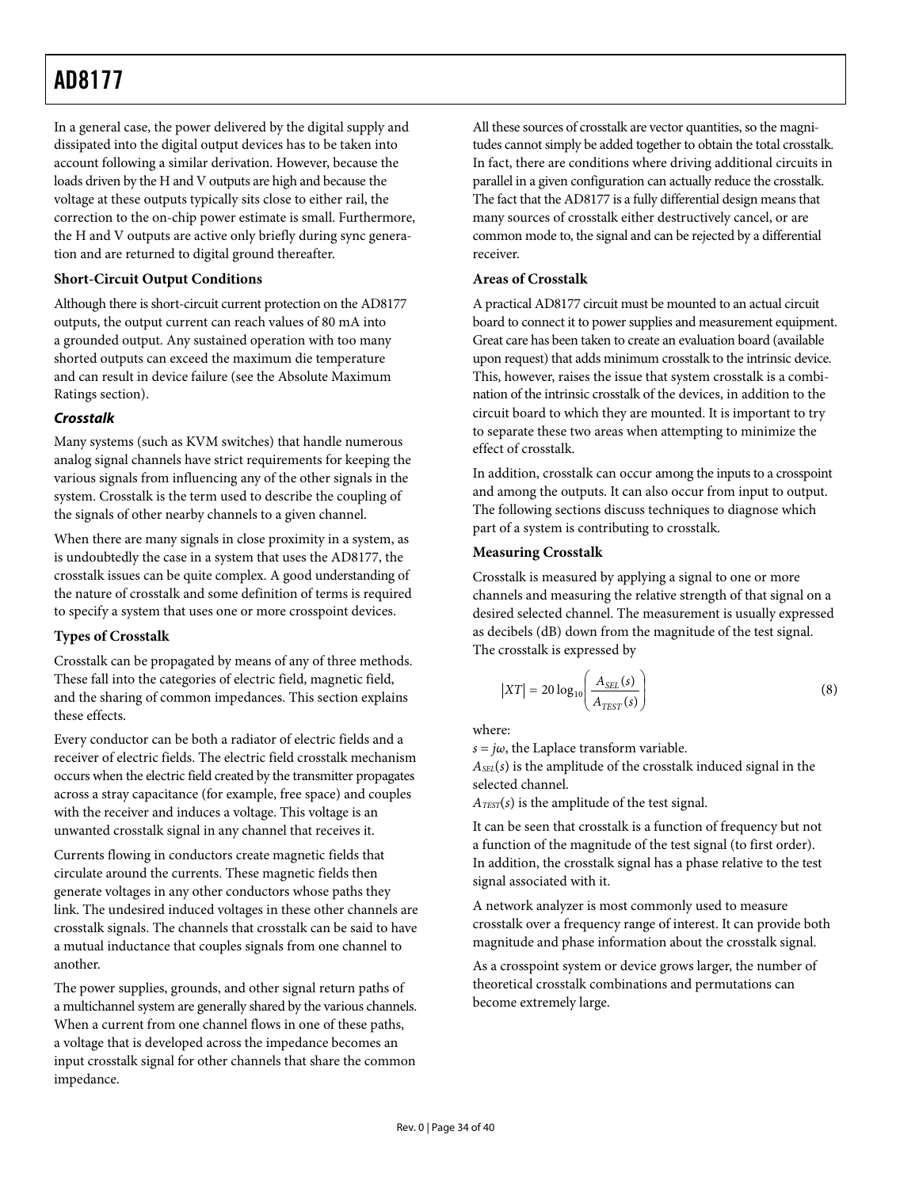In a general case, the power delivered by the digital supply and dissipated into the digital output devices has to be taken into account following a similar derivation. However, because the loads driven by the H and V outputs are high and because the voltage at these outputs typically sits close to either rail, the correction to the on-chip power estimate is small. Furthermore, the H and V outputs are active only briefly during sync generation and are returned to digital ground thereafter.

**Short-Circuit Output Conditions**

Although there is short-circuit current protection on the AD8177 outputs, the output current can reach values of 80 mA into a grounded output. Any sustained operation with too many shorted outputs can exceed the maximum die temperature and can result in device failure (see the Absolute Maximum Ratings section).

### *Crosstalk*

Many systems (such as KVM switches) that handle numerous analog signal channels have strict requirements for keeping the various signals from influencing any of the other signals in the system. Crosstalk is the term used to describe the coupling of the signals of other nearby channels to a given channel.

When there are many signals in close proximity in a system, as is undoubtedly the case in a system that uses the AD8177, the crosstalk issues can be quite complex. A good understanding of the nature of crosstalk and some definition of terms is required to specify a system that uses one or more crosspoint devices.

**Types of Crosstalk**

Crosstalk can be propagated by means of any of three methods. These fall into the categories of electric field, magnetic field, and the sharing of common impedances. This section explains these effects.

Every conductor can be both a radiator of electric fields and a receiver of electric fields. The electric field crosstalk mechanism occurs when the electric field created by the transmitter propagates across a stray capacitance (for example, free space) and couples with the receiver and induces a voltage. This voltage is an unwanted crosstalk signal in any channel that receives it.

Currents flowing in conductors create magnetic fields that circulate around the currents. These magnetic fields then generate voltages in any other conductors whose paths they link. The undesired induced voltages in these other channels are crosstalk signals. The channels that crosstalk can be said to have a mutual inductance that couples signals from one channel to another.

The power supplies, grounds, and other signal return paths of a multichannel system are generally shared by the various channels. When a current from one channel flows in one of these paths, a voltage that is developed across the impedance becomes an input crosstalk signal for other channels that share the common impedance.

All these sources of crosstalk are vector quantities, so the magnitudes cannot simply be added together to obtain the total crosstalk. In fact, there are conditions where driving additional circuits in parallel in a given configuration can actually reduce the crosstalk. The fact that the AD8177 is a fully differential design means that many sources of crosstalk either destructively cancel, or are common mode to, the signal and can be rejected by a differential receiver.

**Areas of Crosstalk**

A practical AD8177 circuit must be mounted to an actual circuit board to connect it to power supplies and measurement equipment. Great care has been taken to create an evaluation board (available upon request) that adds minimum crosstalk to the intrinsic device. This, however, raises the issue that system crosstalk is a combination of the intrinsic crosstalk of the devices, in addition to the circuit board to which they are mounted. It is important to try to separate these two areas when attempting to minimize the effect of crosstalk.

In addition, crosstalk can occur among the inputs to a crosspoint and among the outputs. It can also occur from input to output. The following sections discuss techniques to diagnose which part of a system is contributing to crosstalk.

**Measuring Crosstalk**

Crosstalk is measured by applying a signal to one or more channels and measuring the relative strength of that signal on a desired selected channel. The measurement is usually expressed as decibels (dB) down from the magnitude of the test signal. The crosstalk is expressed by

$$|XT| = 20\log_{10}\left(\frac{A_{SEL}(s)}{A_{TEST}(s)}\right) \tag{8}$$

where:
$s = j\omega$, the Laplace transform variable.
$A_{SEL}(s)$ is the amplitude of the crosstalk induced signal in the selected channel.
$A_{TEST}(s)$ is the amplitude of the test signal.

It can be seen that crosstalk is a function of frequency but not a function of the magnitude of the test signal (to first order). In addition, the crosstalk signal has a phase relative to the test signal associated with it.

A network analyzer is most commonly used to measure crosstalk over a frequency range of interest. It can provide both magnitude and phase information about the crosstalk signal.

As a crosspoint system or device grows larger, the number of theoretical crosstalk combinations and permutations can become extremely large.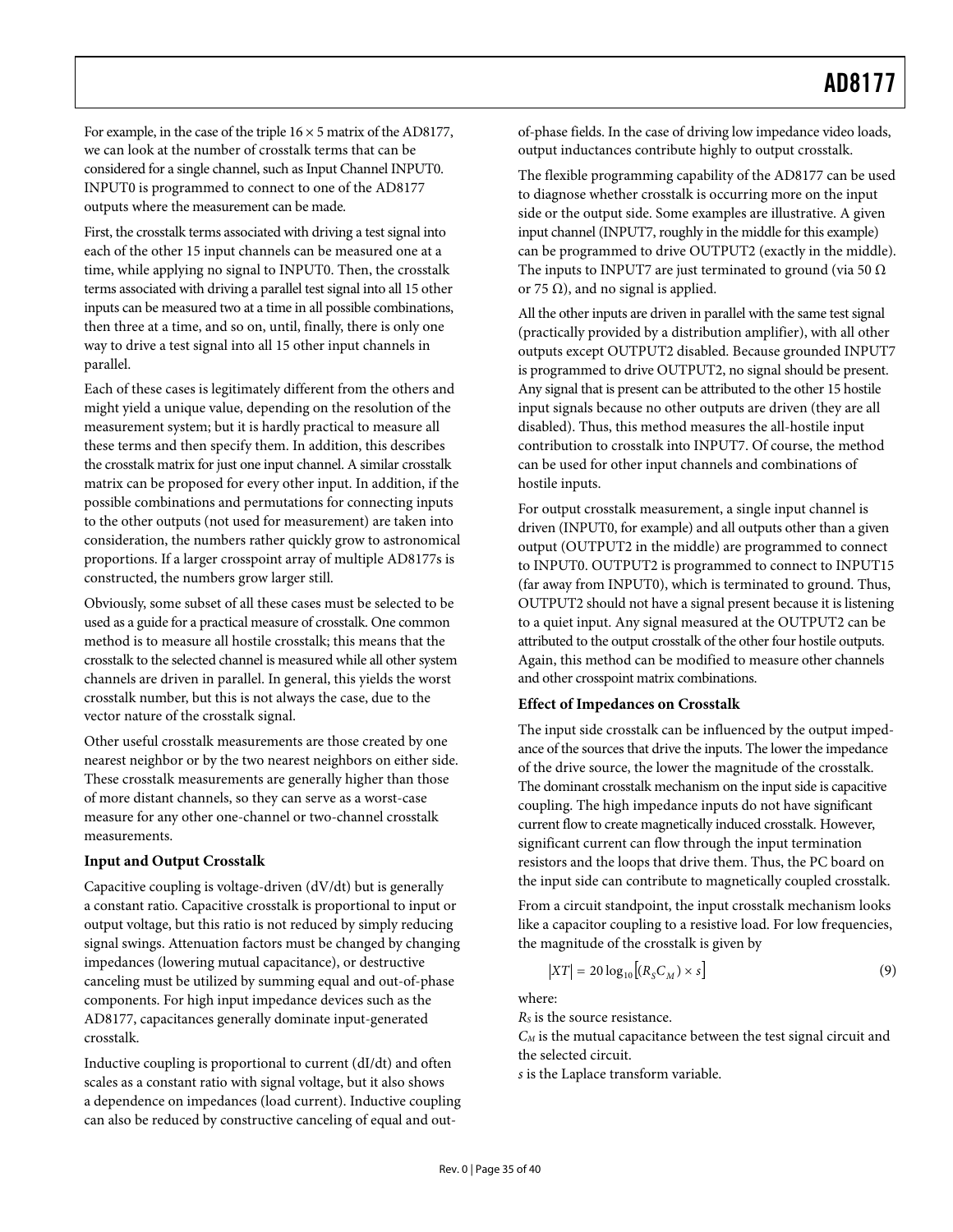For example, in the case of the triple 16 × 5 matrix of the AD8177, we can look at the number of crosstalk terms that can be considered for a single channel, such as Input Channel INPUT0. INPUT0 is programmed to connect to one of the AD8177 outputs where the measurement can be made.

First, the crosstalk terms associated with driving a test signal into each of the other 15 input channels can be measured one at a time, while applying no signal to INPUT0. Then, the crosstalk terms associated with driving a parallel test signal into all 15 other inputs can be measured two at a time in all possible combinations, then three at a time, and so on, until, finally, there is only one way to drive a test signal into all 15 other input channels in parallel.

Each of these cases is legitimately different from the others and might yield a unique value, depending on the resolution of the measurement system; but it is hardly practical to measure all these terms and then specify them. In addition, this describes the crosstalk matrix for just one input channel. A similar crosstalk matrix can be proposed for every other input. In addition, if the possible combinations and permutations for connecting inputs to the other outputs (not used for measurement) are taken into consideration, the numbers rather quickly grow to astronomical proportions. If a larger crosspoint array of multiple AD8177s is constructed, the numbers grow larger still.

Obviously, some subset of all these cases must be selected to be used as a guide for a practical measure of crosstalk. One common method is to measure all hostile crosstalk; this means that the crosstalk to the selected channel is measured while all other system channels are driven in parallel. In general, this yields the worst crosstalk number, but this is not always the case, due to the vector nature of the crosstalk signal.

Other useful crosstalk measurements are those created by one nearest neighbor or by the two nearest neighbors on either side. These crosstalk measurements are generally higher than those of more distant channels, so they can serve as a worst-case measure for any other one-channel or two-channel crosstalk measurements.

### Input and Output Crosstalk

Capacitive coupling is voltage-driven (dV/dt) but is generally a constant ratio. Capacitive crosstalk is proportional to input or output voltage, but this ratio is not reduced by simply reducing signal swings. Attenuation factors must be changed by changing impedances (lowering mutual capacitance), or destructive canceling must be utilized by summing equal and out-of-phase components. For high input impedance devices such as the AD8177, capacitances generally dominate input-generated crosstalk.

Inductive coupling is proportional to current (dI/dt) and often scales as a constant ratio with signal voltage, but it also shows a dependence on impedances (load current). Inductive coupling can also be reduced by constructive canceling of equal and out-of-phase fields. In the case of driving low impedance video loads, output inductances contribute highly to output crosstalk.

The flexible programming capability of the AD8177 can be used to diagnose whether crosstalk is occurring more on the input side or the output side. Some examples are illustrative. A given input channel (INPUT7, roughly in the middle for this example) can be programmed to drive OUTPUT2 (exactly in the middle). The inputs to INPUT7 are just terminated to ground (via 50 Ω or 75 Ω), and no signal is applied.

All the other inputs are driven in parallel with the same test signal (practically provided by a distribution amplifier), with all other outputs except OUTPUT2 disabled. Because grounded INPUT7 is programmed to drive OUTPUT2, no signal should be present. Any signal that is present can be attributed to the other 15 hostile input signals because no other outputs are driven (they are all disabled). Thus, this method measures the all-hostile input contribution to crosstalk into INPUT7. Of course, the method can be used for other input channels and combinations of hostile inputs.

For output crosstalk measurement, a single input channel is driven (INPUT0, for example) and all outputs other than a given output (OUTPUT2 in the middle) are programmed to connect to INPUT0. OUTPUT2 is programmed to connect to INPUT15 (far away from INPUT0), which is terminated to ground. Thus, OUTPUT2 should not have a signal present because it is listening to a quiet input. Any signal measured at the OUTPUT2 can be attributed to the output crosstalk of the other four hostile outputs. Again, this method can be modified to measure other channels and other crosspoint matrix combinations.

### Effect of Impedances on Crosstalk

The input side crosstalk can be influenced by the output impedance of the sources that drive the inputs. The lower the impedance of the drive source, the lower the magnitude of the crosstalk. The dominant crosstalk mechanism on the input side is capacitive coupling. The high impedance inputs do not have significant current flow to create magnetically induced crosstalk. However, significant current can flow through the input termination resistors and the loops that drive them. Thus, the PC board on the input side can contribute to magnetically coupled crosstalk.

From a circuit standpoint, the input crosstalk mechanism looks like a capacitor coupling to a resistive load. For low frequencies, the magnitude of the crosstalk is given by

$$|XT| = 20\log_{10}\left[(R_S C_M) \times s\right] \quad (9)$$

where:

$R_S$ is the source resistance.

$C_M$ is the mutual capacitance between the test signal circuit and the selected circuit.

$s$ is the Laplace transform variable.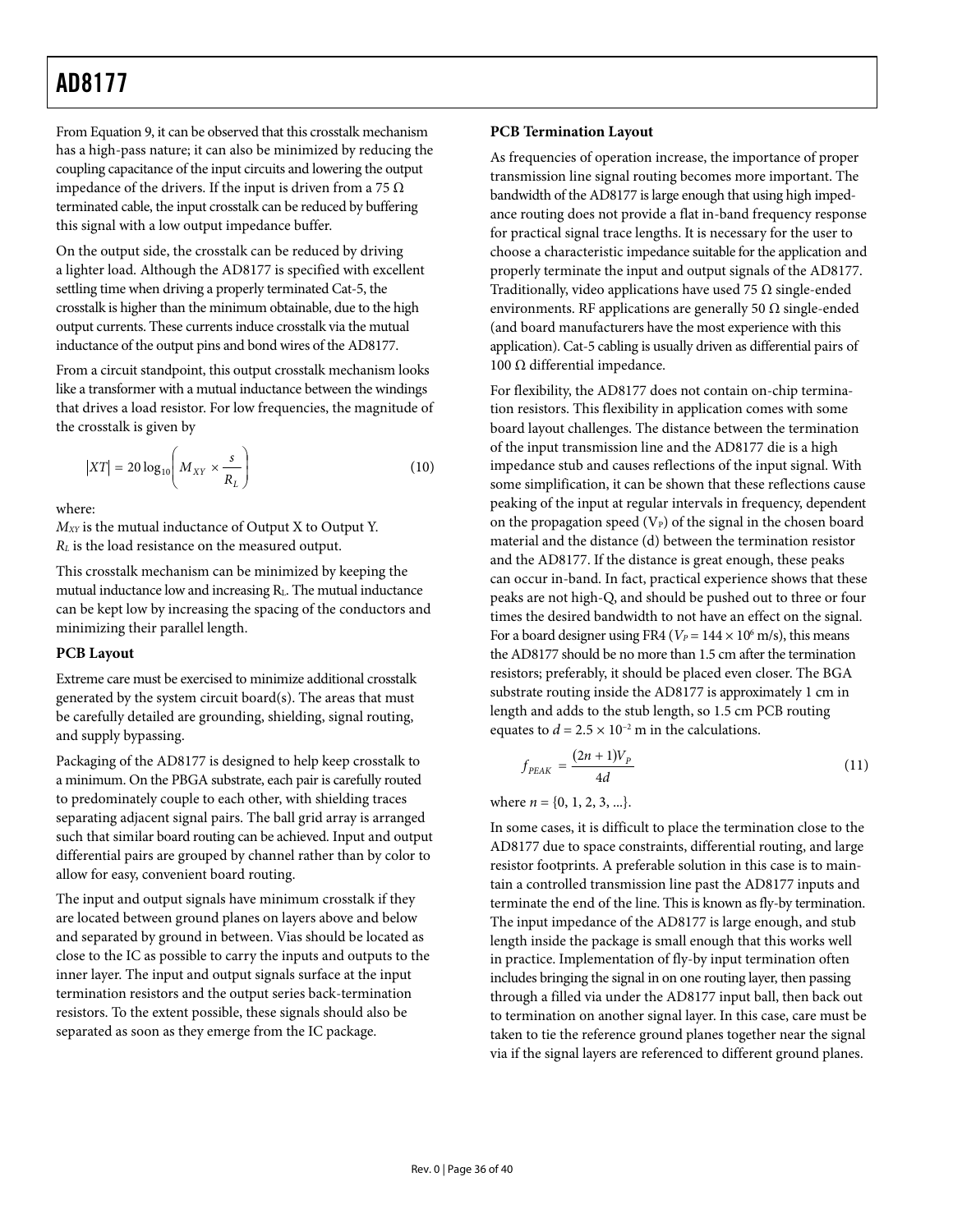From Equation 9, it can be observed that this crosstalk mechanism has a high-pass nature; it can also be minimized by reducing the coupling capacitance of the input circuits and lowering the output impedance of the drivers. If the input is driven from a 75 Ω terminated cable, the input crosstalk can be reduced by buffering this signal with a low output impedance buffer.

On the output side, the crosstalk can be reduced by driving a lighter load. Although the AD8177 is specified with excellent settling time when driving a properly terminated Cat-5, the crosstalk is higher than the minimum obtainable, due to the high output currents. These currents induce crosstalk via the mutual inductance of the output pins and bond wires of the AD8177.

From a circuit standpoint, this output crosstalk mechanism looks like a transformer with a mutual inductance between the windings that drives a load resistor. For low frequencies, the magnitude of the crosstalk is given by

$$|XT| = 20\log_{10}\left(M_{XY} \times \frac{s}{R_L}\right) \tag{10}$$

where:
$M_{XY}$ is the mutual inductance of Output X to Output Y.
$R_L$ is the load resistance on the measured output.

This crosstalk mechanism can be minimized by keeping the mutual inductance low and increasing $R_L$. The mutual inductance can be kept low by increasing the spacing of the conductors and minimizing their parallel length.

### PCB Layout

Extreme care must be exercised to minimize additional crosstalk generated by the system circuit board(s). The areas that must be carefully detailed are grounding, shielding, signal routing, and supply bypassing.

Packaging of the AD8177 is designed to help keep crosstalk to a minimum. On the PBGA substrate, each pair is carefully routed to predominately couple to each other, with shielding traces separating adjacent signal pairs. The ball grid array is arranged such that similar board routing can be achieved. Input and output differential pairs are grouped by channel rather than by color to allow for easy, convenient board routing.

The input and output signals have minimum crosstalk if they are located between ground planes on layers above and below and separated by ground in between. Vias should be located as close to the IC as possible to carry the inputs and outputs to the inner layer. The input and output signals surface at the input termination resistors and the output series back-termination resistors. To the extent possible, these signals should also be separated as soon as they emerge from the IC package.

### PCB Termination Layout

As frequencies of operation increase, the importance of proper transmission line signal routing becomes more important. The bandwidth of the AD8177 is large enough that using high impedance routing does not provide a flat in-band frequency response for practical signal trace lengths. It is necessary for the user to choose a characteristic impedance suitable for the application and properly terminate the input and output signals of the AD8177. Traditionally, video applications have used 75 Ω single-ended environments. RF applications are generally 50 Ω single-ended (and board manufacturers have the most experience with this application). Cat-5 cabling is usually driven as differential pairs of 100 Ω differential impedance.

For flexibility, the AD8177 does not contain on-chip termination resistors. This flexibility in application comes with some board layout challenges. The distance between the termination of the input transmission line and the AD8177 die is a high impedance stub and causes reflections of the input signal. With some simplification, it can be shown that these reflections cause peaking of the input at regular intervals in frequency, dependent on the propagation speed ($V_P$) of the signal in the chosen board material and the distance (d) between the termination resistor and the AD8177. If the distance is great enough, these peaks can occur in-band. In fact, practical experience shows that these peaks are not high-Q, and should be pushed out to three or four times the desired bandwidth to not have an effect on the signal. For a board designer using FR4 ($V_P = 144 \times 10^6$ m/s), this means the AD8177 should be no more than 1.5 cm after the termination resistors; preferably, it should be placed even closer. The BGA substrate routing inside the AD8177 is approximately 1 cm in length and adds to the stub length, so 1.5 cm PCB routing equates to $d = 2.5 \times 10^{-2}$ m in the calculations.

$$f_{PEAK} = \frac{(2n+1)V_P}{4d} \tag{11}$$

where $n = \{0, 1, 2, 3, ...\}$.

In some cases, it is difficult to place the termination close to the AD8177 due to space constraints, differential routing, and large resistor footprints. A preferable solution in this case is to maintain a controlled transmission line past the AD8177 inputs and terminate the end of the line. This is known as fly-by termination. The input impedance of the AD8177 is large enough, and stub length inside the package is small enough that this works well in practice. Implementation of fly-by input termination often includes bringing the signal in on one routing layer, then passing through a filled via under the AD8177 input ball, then back out to termination on another signal layer. In this case, care must be taken to tie the reference ground planes together near the signal via if the signal layers are referenced to different ground planes.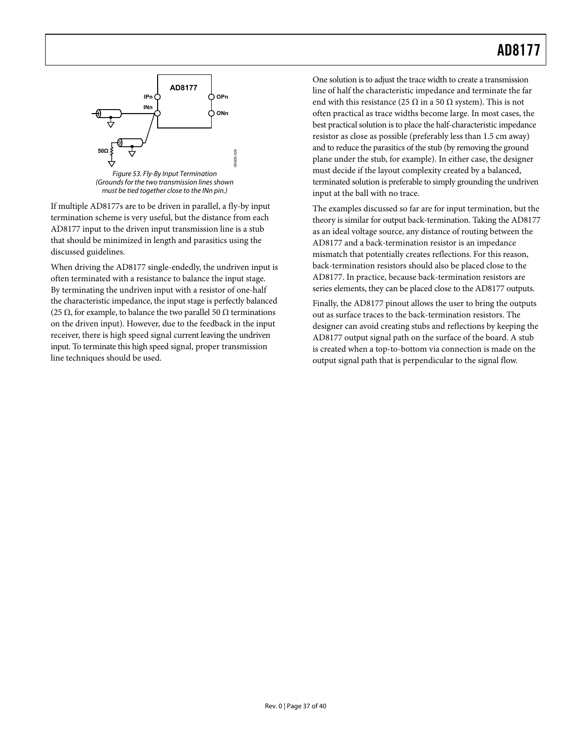AD8177
IPn
INn
OPn
ONn
50Ω
06605-026

Figure 53. Fly-By Input Termination (Grounds for the two transmission lines shown must be tied together close to the INn pin.)

If multiple AD8177s are to be driven in parallel, a fly-by input termination scheme is very useful, but the distance from each AD8177 input to the driven input transmission line is a stub that should be minimized in length and parasitics using the discussed guidelines.

When driving the AD8177 single-endedly, the undriven input is often terminated with a resistance to balance the input stage. By terminating the undriven input with a resistor of one-half the characteristic impedance, the input stage is perfectly balanced (25 Ω, for example, to balance the two parallel 50 Ω terminations on the driven input). However, due to the feedback in the input receiver, there is high speed signal current leaving the undriven input. To terminate this high speed signal, proper transmission line techniques should be used.

One solution is to adjust the trace width to create a transmission line of half the characteristic impedance and terminate the far end with this resistance (25 Ω in a 50 Ω system). This is not often practical as trace widths become large. In most cases, the best practical solution is to place the half-characteristic impedance resistor as close as possible (preferably less than 1.5 cm away) and to reduce the parasitics of the stub (by removing the ground plane under the stub, for example). In either case, the designer must decide if the layout complexity created by a balanced, terminated solution is preferable to simply grounding the undriven input at the ball with no trace.

The examples discussed so far are for input termination, but the theory is similar for output back-termination. Taking the AD8177 as an ideal voltage source, any distance of routing between the AD8177 and a back-termination resistor is an impedance mismatch that potentially creates reflections. For this reason, back-termination resistors should also be placed close to the AD8177. In practice, because back-termination resistors are series elements, they can be placed close to the AD8177 outputs.

Finally, the AD8177 pinout allows the user to bring the outputs out as surface traces to the back-termination resistors. The designer can avoid creating stubs and reflections by keeping the AD8177 output signal path on the surface of the board. A stub is created when a top-to-bottom via connection is made on the output signal path that is perpendicular to the signal flow.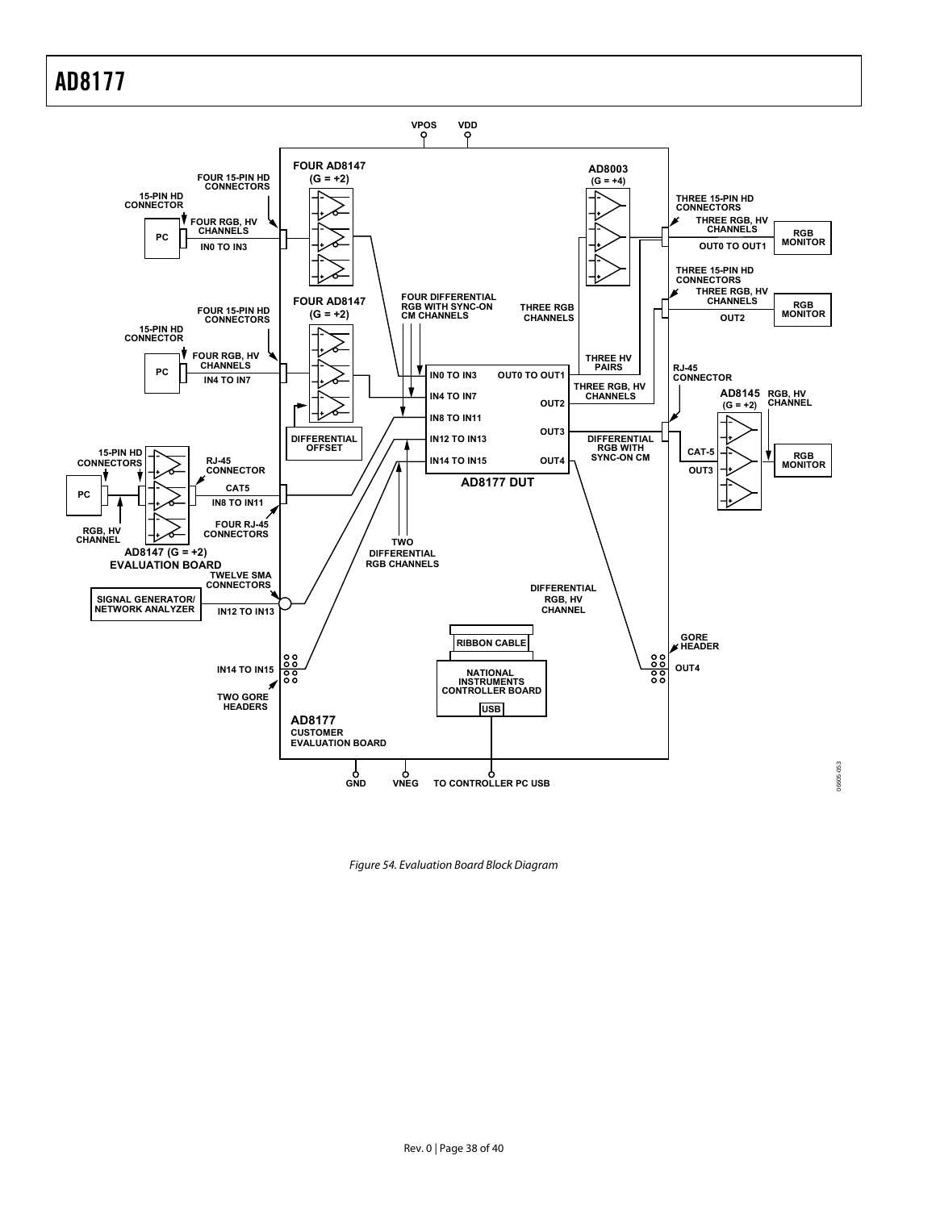Figure 54. Evaluation Board Block Diagram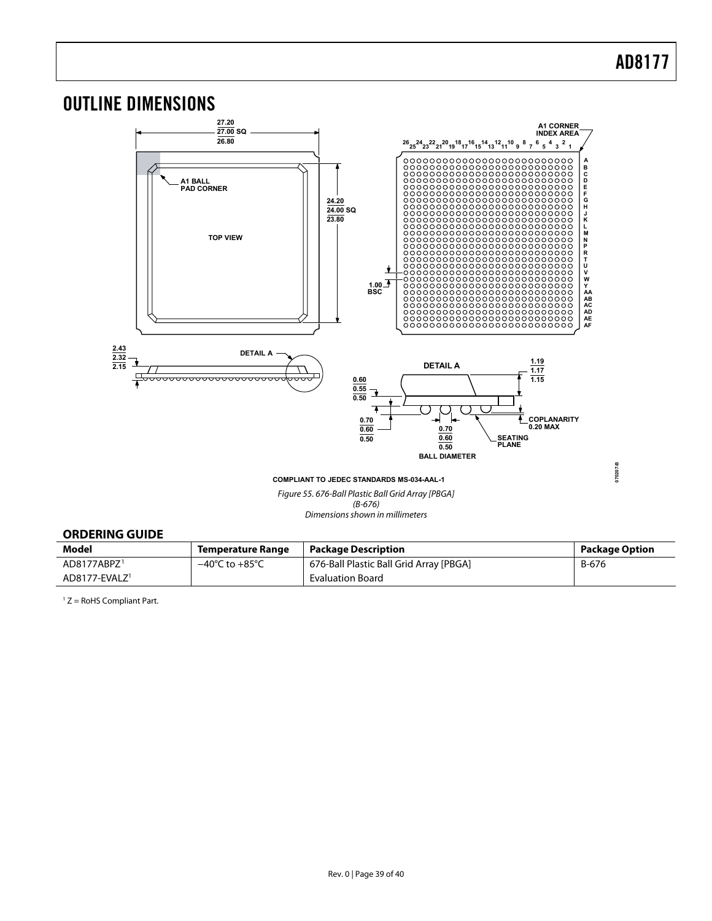# OUTLINE DIMENSIONS

27.20
27.00 SQ
26.80

A1 CORNER
INDEX AREA

26 25 24 23 22 21 20 19 18 17 16 15 14 13 12 11 10 9 8 7 6 5 4 3 2 1

A
B
C
D
E
F
G
H
J
K
L
M
N
P
R
T
U
V
W
Y
AA
AB
AC
AD
AE
AF

A1 BALL
PAD CORNER

24.20
24.00 SQ
23.80

TOP VIEW

1.00
BSC

2.43
2.32
2.15

DETAIL A

DETAIL A

1.19
1.17
1.15

0.60
0.55
0.50

0.70
0.60
0.50

0.70
0.60
0.50
BALL DIAMETER

COPLANARITY
0.20 MAX

SEATING
PLANE

COMPLIANT TO JEDEC STANDARDS MS-034-AAL-1

070207-B

*Figure 55. 676-Ball Plastic Ball Grid Array [PBGA]*
*(B-676)*
*Dimensions shown in millimeters*

## ORDERING GUIDE

| Model | Temperature Range | Package Description | Package Option |
|---|---|---|---|
| AD8177ABPZ[1] | −40°C to +85°C | 676-Ball Plastic Ball Grid Array [PBGA] | B-676 |
| AD8177-EVALZ[1] | | Evaluation Board | |

[1] Z = RoHS Compliant Part.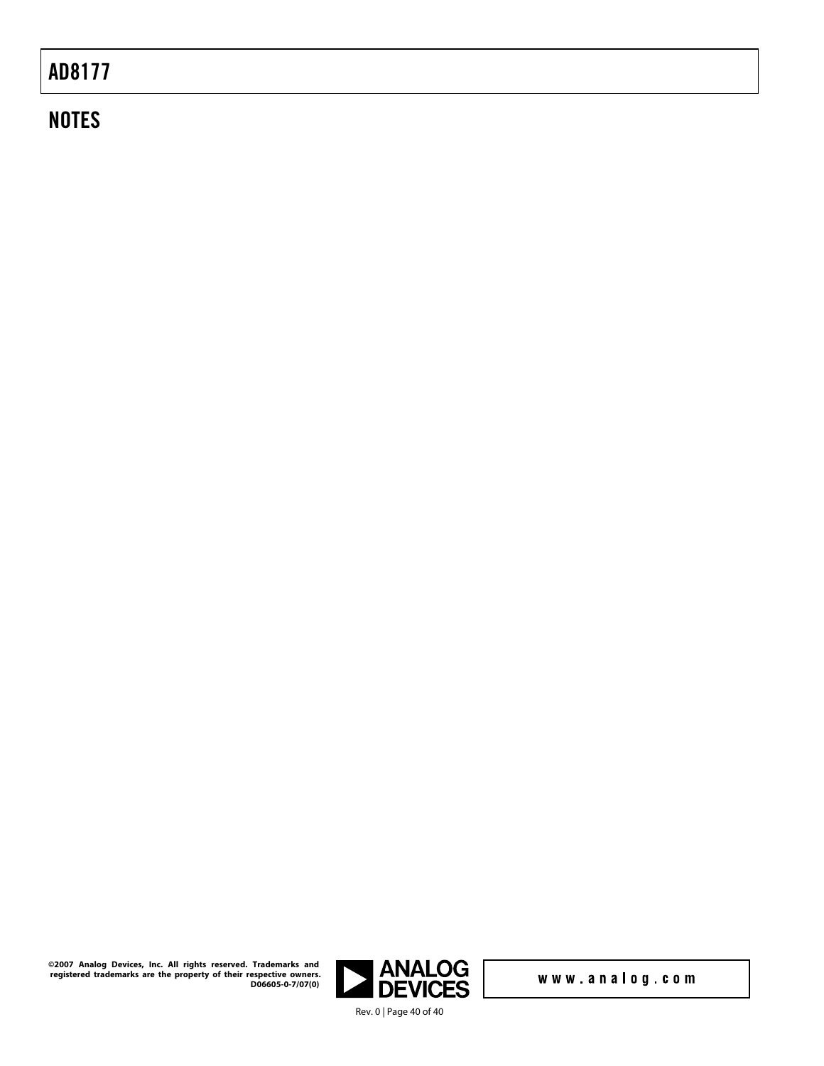## NOTES

©2007 Analog Devices, Inc. All rights reserved. Trademarks and registered trademarks are the property of their respective owners.
D06605-0-7/07(0)